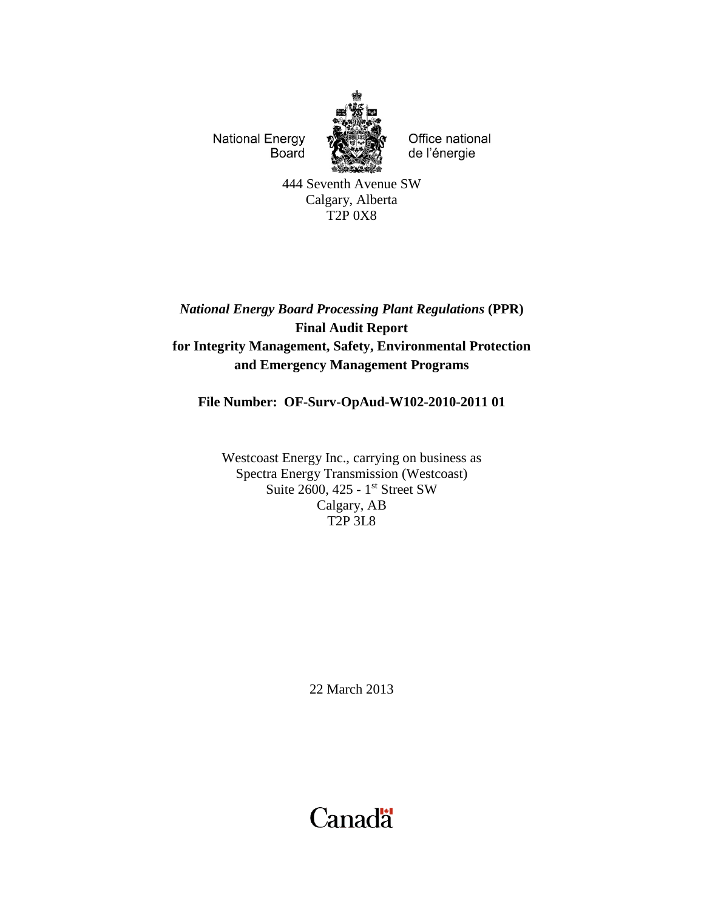National Energy Board

Office national de l'énergie

444 Seventh Avenue SW
Calgary, Alberta
T2P 0X8

# *National Energy Board Processing Plant Regulations* (PPR) Final Audit Report for Integrity Management, Safety, Environmental Protection and Emergency Management Programs

**File Number: OF-Surv-OpAud-W102-2010-2011 01**

Westcoast Energy Inc., carrying on business as
Spectra Energy Transmission (Westcoast)
Suite 2600, 425 - 1st Street SW
Calgary, AB
T2P 3L8

22 March 2013

Canada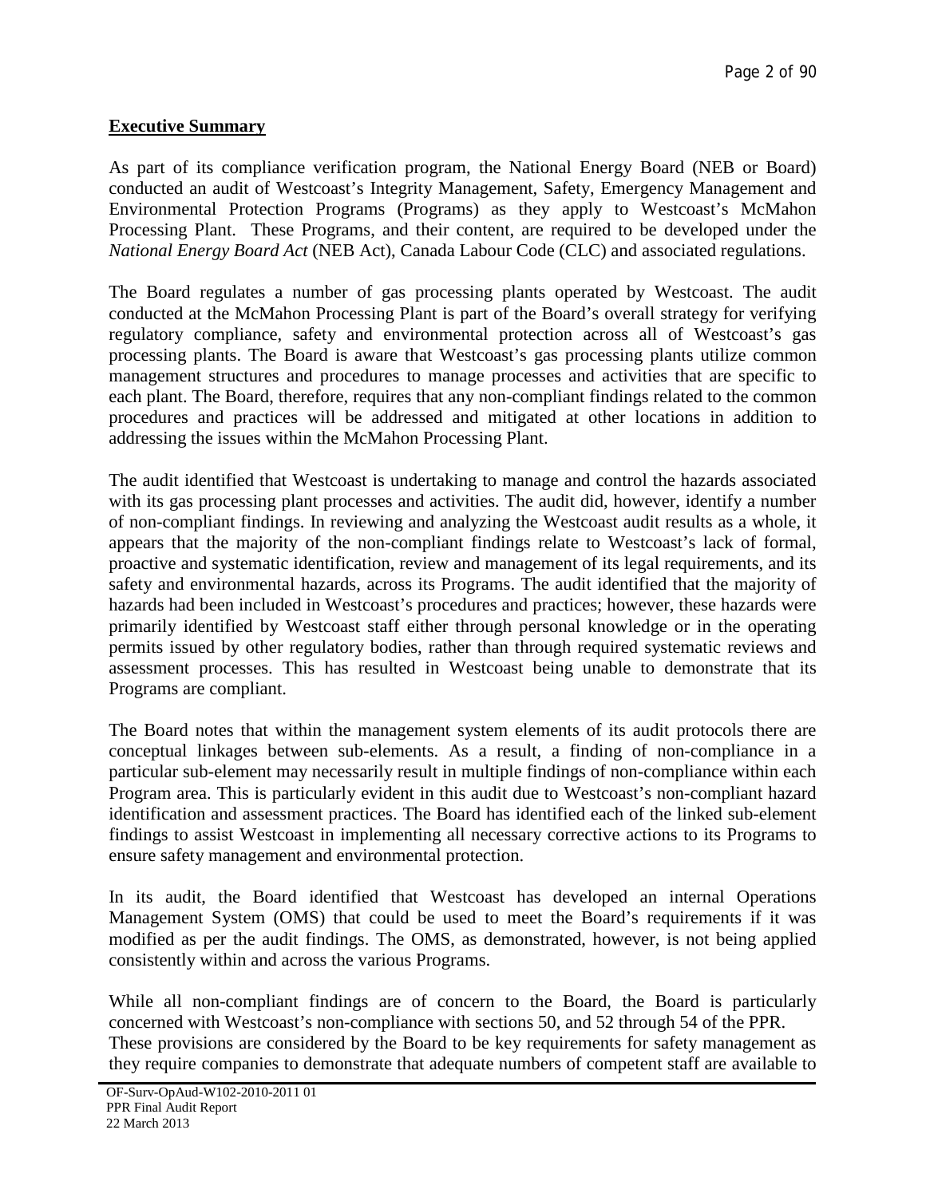**Executive Summary**

As part of its compliance verification program, the National Energy Board (NEB or Board) conducted an audit of Westcoast's Integrity Management, Safety, Emergency Management and Environmental Protection Programs (Programs) as they apply to Westcoast's McMahon Processing Plant. These Programs, and their content, are required to be developed under the *National Energy Board Act* (NEB Act), Canada Labour Code (CLC) and associated regulations.

The Board regulates a number of gas processing plants operated by Westcoast. The audit conducted at the McMahon Processing Plant is part of the Board's overall strategy for verifying regulatory compliance, safety and environmental protection across all of Westcoast's gas processing plants. The Board is aware that Westcoast's gas processing plants utilize common management structures and procedures to manage processes and activities that are specific to each plant. The Board, therefore, requires that any non-compliant findings related to the common procedures and practices will be addressed and mitigated at other locations in addition to addressing the issues within the McMahon Processing Plant.

The audit identified that Westcoast is undertaking to manage and control the hazards associated with its gas processing plant processes and activities. The audit did, however, identify a number of non-compliant findings. In reviewing and analyzing the Westcoast audit results as a whole, it appears that the majority of the non-compliant findings relate to Westcoast's lack of formal, proactive and systematic identification, review and management of its legal requirements, and its safety and environmental hazards, across its Programs. The audit identified that the majority of hazards had been included in Westcoast's procedures and practices; however, these hazards were primarily identified by Westcoast staff either through personal knowledge or in the operating permits issued by other regulatory bodies, rather than through required systematic reviews and assessment processes. This has resulted in Westcoast being unable to demonstrate that its Programs are compliant.

The Board notes that within the management system elements of its audit protocols there are conceptual linkages between sub-elements. As a result, a finding of non-compliance in a particular sub-element may necessarily result in multiple findings of non-compliance within each Program area. This is particularly evident in this audit due to Westcoast's non-compliant hazard identification and assessment practices. The Board has identified each of the linked sub-element findings to assist Westcoast in implementing all necessary corrective actions to its Programs to ensure safety management and environmental protection.

In its audit, the Board identified that Westcoast has developed an internal Operations Management System (OMS) that could be used to meet the Board's requirements if it was modified as per the audit findings. The OMS, as demonstrated, however, is not being applied consistently within and across the various Programs.

While all non-compliant findings are of concern to the Board, the Board is particularly concerned with Westcoast's non-compliance with sections 50, and 52 through 54 of the PPR. These provisions are considered by the Board to be key requirements for safety management as they require companies to demonstrate that adequate numbers of competent staff are available to

OF-Surv-OpAud-W102-2010-2011 01
PPR Final Audit Report
22 March 2013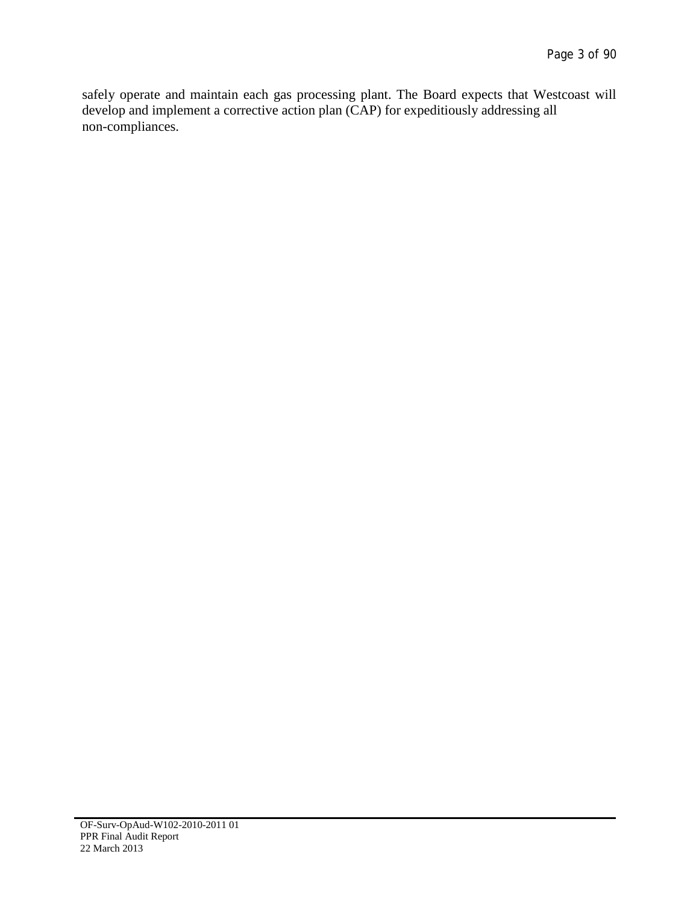safely operate and maintain each gas processing plant. The Board expects that Westcoast will develop and implement a corrective action plan (CAP) for expeditiously addressing all non-compliances.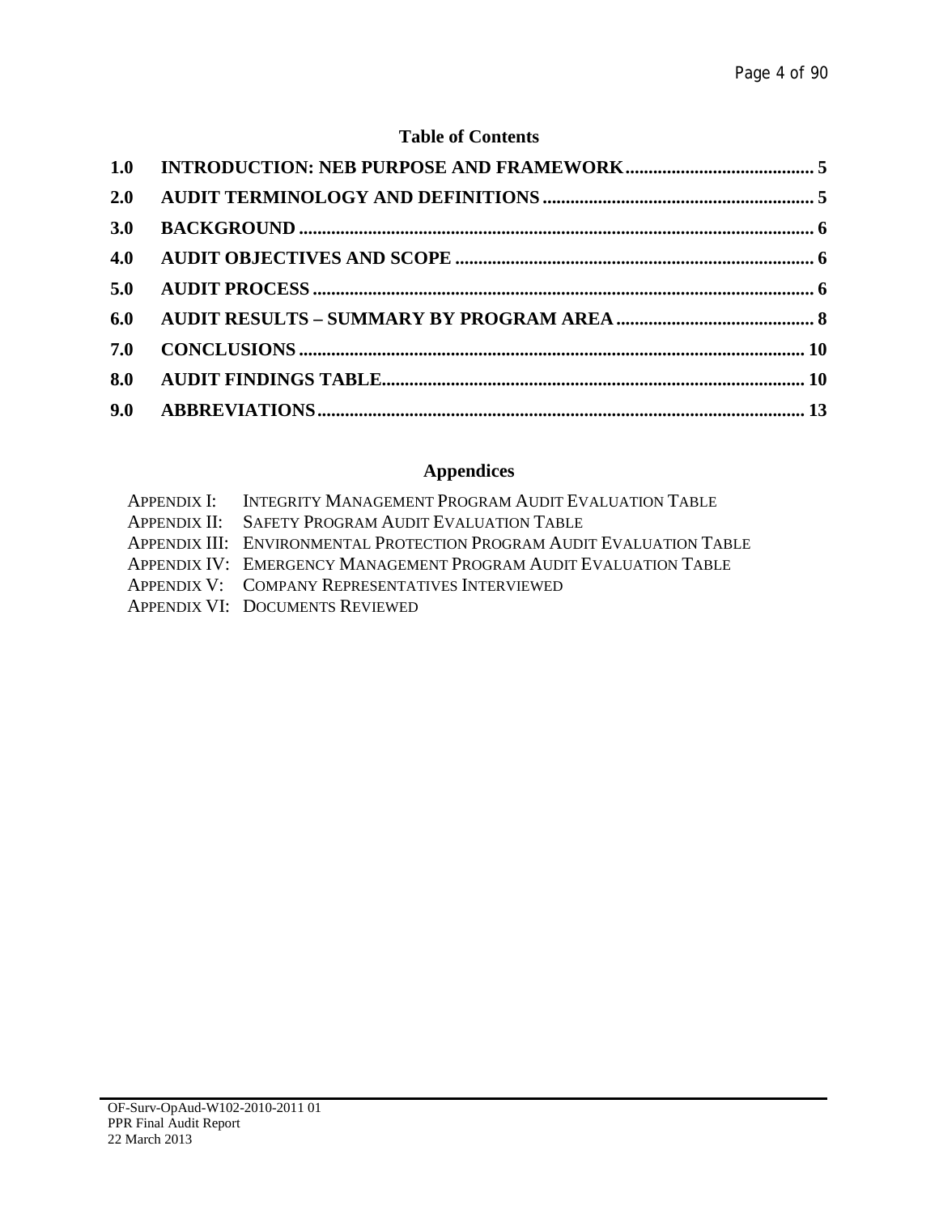## Table of Contents

| | | |
|---|---|---|
| **1.0** | **INTRODUCTION: NEB PURPOSE AND FRAMEWORK** | **5** |
| **2.0** | **AUDIT TERMINOLOGY AND DEFINITIONS** | **5** |
| **3.0** | **BACKGROUND** | **6** |
| **4.0** | **AUDIT OBJECTIVES AND SCOPE** | **6** |
| **5.0** | **AUDIT PROCESS** | **6** |
| **6.0** | **AUDIT RESULTS – SUMMARY BY PROGRAM AREA** | **8** |
| **7.0** | **CONCLUSIONS** | **10** |
| **8.0** | **AUDIT FINDINGS TABLE** | **10** |
| **9.0** | **ABBREVIATIONS** | **13** |

## Appendices

APPENDIX I: INTEGRITY MANAGEMENT PROGRAM AUDIT EVALUATION TABLE
APPENDIX II: SAFETY PROGRAM AUDIT EVALUATION TABLE
APPENDIX III: ENVIRONMENTAL PROTECTION PROGRAM AUDIT EVALUATION TABLE
APPENDIX IV: EMERGENCY MANAGEMENT PROGRAM AUDIT EVALUATION TABLE
APPENDIX V: COMPANY REPRESENTATIVES INTERVIEWED
APPENDIX VI: DOCUMENTS REVIEWED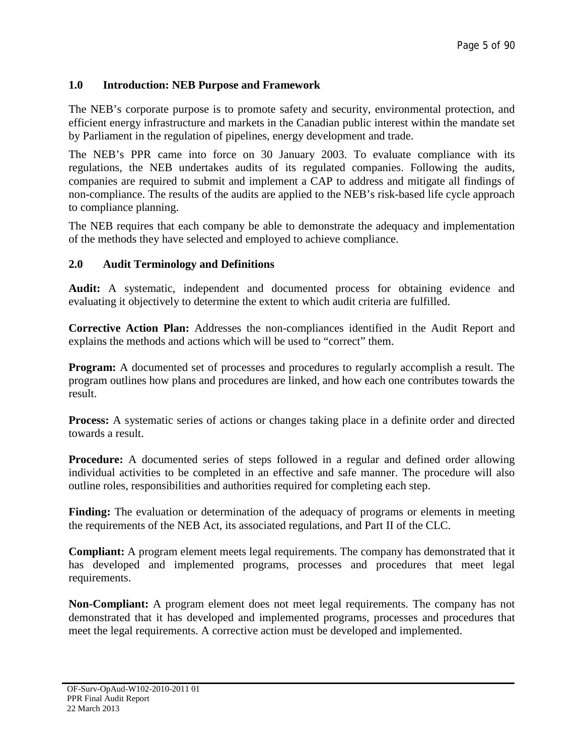## 1.0 Introduction: NEB Purpose and Framework

The NEB's corporate purpose is to promote safety and security, environmental protection, and efficient energy infrastructure and markets in the Canadian public interest within the mandate set by Parliament in the regulation of pipelines, energy development and trade.

The NEB's PPR came into force on 30 January 2003. To evaluate compliance with its regulations, the NEB undertakes audits of its regulated companies. Following the audits, companies are required to submit and implement a CAP to address and mitigate all findings of non-compliance. The results of the audits are applied to the NEB's risk-based life cycle approach to compliance planning.

The NEB requires that each company be able to demonstrate the adequacy and implementation of the methods they have selected and employed to achieve compliance.

## 2.0 Audit Terminology and Definitions

**Audit:** A systematic, independent and documented process for obtaining evidence and evaluating it objectively to determine the extent to which audit criteria are fulfilled.

**Corrective Action Plan:** Addresses the non-compliances identified in the Audit Report and explains the methods and actions which will be used to "correct" them.

**Program:** A documented set of processes and procedures to regularly accomplish a result. The program outlines how plans and procedures are linked, and how each one contributes towards the result.

**Process:** A systematic series of actions or changes taking place in a definite order and directed towards a result.

**Procedure:** A documented series of steps followed in a regular and defined order allowing individual activities to be completed in an effective and safe manner. The procedure will also outline roles, responsibilities and authorities required for completing each step.

**Finding:** The evaluation or determination of the adequacy of programs or elements in meeting the requirements of the NEB Act, its associated regulations, and Part II of the CLC.

**Compliant:** A program element meets legal requirements. The company has demonstrated that it has developed and implemented programs, processes and procedures that meet legal requirements.

**Non-Compliant:** A program element does not meet legal requirements. The company has not demonstrated that it has developed and implemented programs, processes and procedures that meet the legal requirements. A corrective action must be developed and implemented.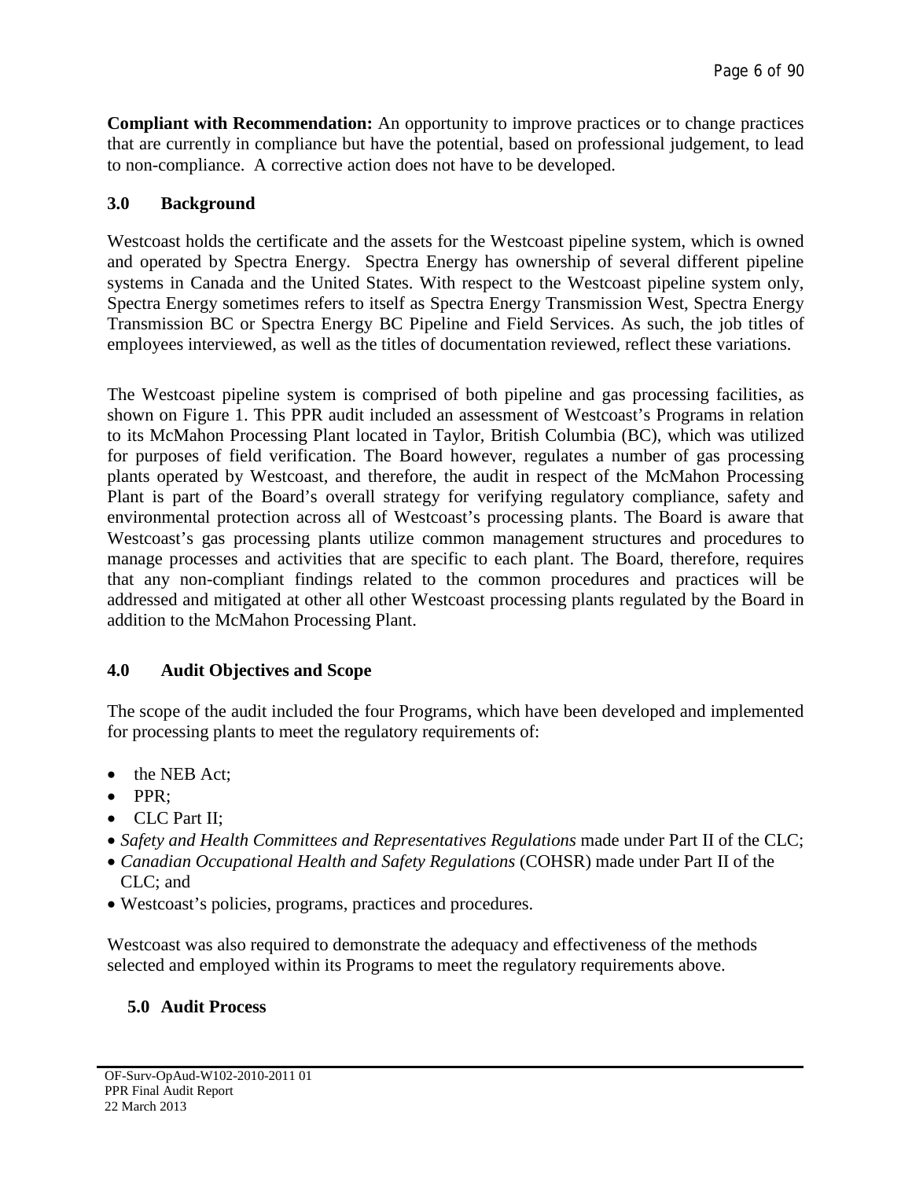**Compliant with Recommendation:** An opportunity to improve practices or to change practices that are currently in compliance but have the potential, based on professional judgement, to lead to non-compliance. A corrective action does not have to be developed.

## 3.0 Background

Westcoast holds the certificate and the assets for the Westcoast pipeline system, which is owned and operated by Spectra Energy. Spectra Energy has ownership of several different pipeline systems in Canada and the United States. With respect to the Westcoast pipeline system only, Spectra Energy sometimes refers to itself as Spectra Energy Transmission West, Spectra Energy Transmission BC or Spectra Energy BC Pipeline and Field Services. As such, the job titles of employees interviewed, as well as the titles of documentation reviewed, reflect these variations.

The Westcoast pipeline system is comprised of both pipeline and gas processing facilities, as shown on Figure 1. This PPR audit included an assessment of Westcoast's Programs in relation to its McMahon Processing Plant located in Taylor, British Columbia (BC), which was utilized for purposes of field verification. The Board however, regulates a number of gas processing plants operated by Westcoast, and therefore, the audit in respect of the McMahon Processing Plant is part of the Board's overall strategy for verifying regulatory compliance, safety and environmental protection across all of Westcoast's processing plants. The Board is aware that Westcoast's gas processing plants utilize common management structures and procedures to manage processes and activities that are specific to each plant. The Board, therefore, requires that any non-compliant findings related to the common procedures and practices will be addressed and mitigated at other all other Westcoast processing plants regulated by the Board in addition to the McMahon Processing Plant.

## 4.0 Audit Objectives and Scope

The scope of the audit included the four Programs, which have been developed and implemented for processing plants to meet the regulatory requirements of:

- the NEB Act;
- PPR;
- CLC Part II;
- *Safety and Health Committees and Representatives Regulations* made under Part II of the CLC;
- *Canadian Occupational Health and Safety Regulations* (COHSR) made under Part II of the CLC; and
- Westcoast's policies, programs, practices and procedures.

Westcoast was also required to demonstrate the adequacy and effectiveness of the methods selected and employed within its Programs to meet the regulatory requirements above.

## 5.0 Audit Process

OF-Surv-OpAud-W102-2010-2011 01
PPR Final Audit Report
22 March 2013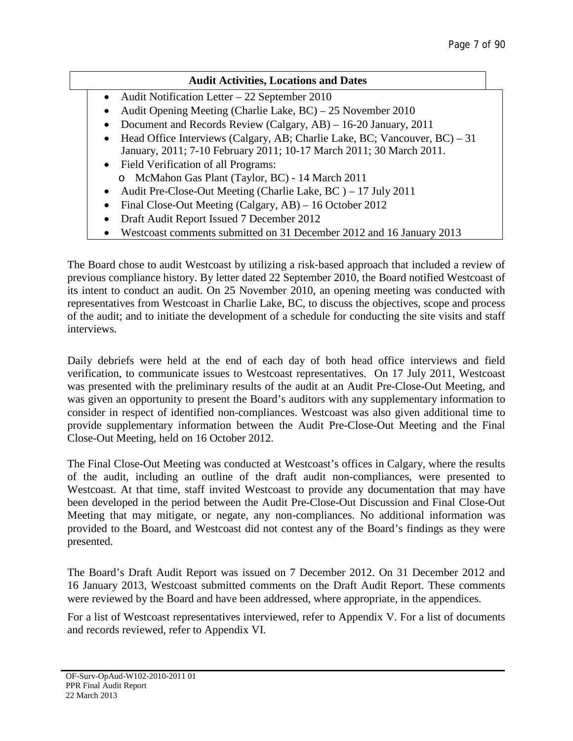| Audit Activities, Locations and Dates |
| --- |
| • Audit Notification Letter – 22 September 2010<br>• Audit Opening Meeting (Charlie Lake, BC) – 25 November 2010<br>• Document and Records Review (Calgary, AB) – 16-20 January, 2011<br>• Head Office Interviews (Calgary, AB; Charlie Lake, BC; Vancouver, BC) – 31 January, 2011; 7-10 February 2011; 10-17 March 2011; 30 March 2011.<br>• Field Verification of all Programs:<br>&nbsp;&nbsp;&nbsp;&nbsp;o McMahon Gas Plant (Taylor, BC) - 14 March 2011<br>• Audit Pre-Close-Out Meeting (Charlie Lake, BC ) – 17 July 2011<br>• Final Close-Out Meeting (Calgary, AB) – 16 October 2012<br>• Draft Audit Report Issued 7 December 2012<br>• Westcoast comments submitted on 31 December 2012 and 16 January 2013 |

The Board chose to audit Westcoast by utilizing a risk-based approach that included a review of previous compliance history. By letter dated 22 September 2010, the Board notified Westcoast of its intent to conduct an audit. On 25 November 2010, an opening meeting was conducted with representatives from Westcoast in Charlie Lake, BC, to discuss the objectives, scope and process of the audit; and to initiate the development of a schedule for conducting the site visits and staff interviews.

Daily debriefs were held at the end of each day of both head office interviews and field verification, to communicate issues to Westcoast representatives. On 17 July 2011, Westcoast was presented with the preliminary results of the audit at an Audit Pre-Close-Out Meeting, and was given an opportunity to present the Board's auditors with any supplementary information to consider in respect of identified non-compliances. Westcoast was also given additional time to provide supplementary information between the Audit Pre-Close-Out Meeting and the Final Close-Out Meeting, held on 16 October 2012.

The Final Close-Out Meeting was conducted at Westcoast's offices in Calgary, where the results of the audit, including an outline of the draft audit non-compliances, were presented to Westcoast. At that time, staff invited Westcoast to provide any documentation that may have been developed in the period between the Audit Pre-Close-Out Discussion and Final Close-Out Meeting that may mitigate, or negate, any non-compliances. No additional information was provided to the Board, and Westcoast did not contest any of the Board's findings as they were presented.

The Board's Draft Audit Report was issued on 7 December 2012. On 31 December 2012 and 16 January 2013, Westcoast submitted comments on the Draft Audit Report. These comments were reviewed by the Board and have been addressed, where appropriate, in the appendices.

For a list of Westcoast representatives interviewed, refer to Appendix V. For a list of documents and records reviewed, refer to Appendix VI.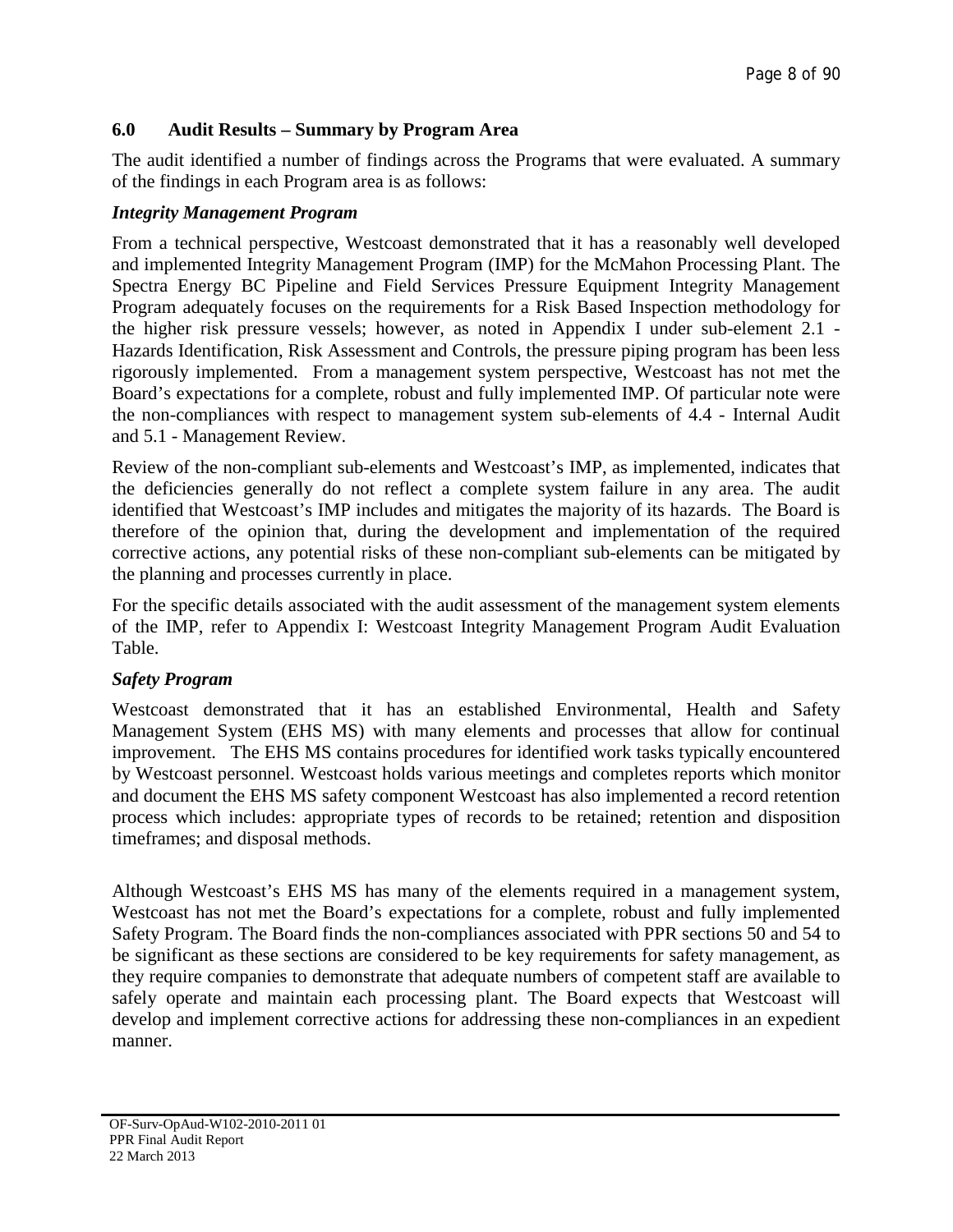## 6.0 Audit Results – Summary by Program Area

The audit identified a number of findings across the Programs that were evaluated. A summary of the findings in each Program area is as follows:

### *Integrity Management Program*

From a technical perspective, Westcoast demonstrated that it has a reasonably well developed and implemented Integrity Management Program (IMP) for the McMahon Processing Plant. The Spectra Energy BC Pipeline and Field Services Pressure Equipment Integrity Management Program adequately focuses on the requirements for a Risk Based Inspection methodology for the higher risk pressure vessels; however, as noted in Appendix I under sub-element 2.1 - Hazards Identification, Risk Assessment and Controls, the pressure piping program has been less rigorously implemented. From a management system perspective, Westcoast has not met the Board's expectations for a complete, robust and fully implemented IMP. Of particular note were the non-compliances with respect to management system sub-elements of 4.4 - Internal Audit and 5.1 - Management Review.

Review of the non-compliant sub-elements and Westcoast's IMP, as implemented, indicates that the deficiencies generally do not reflect a complete system failure in any area. The audit identified that Westcoast's IMP includes and mitigates the majority of its hazards. The Board is therefore of the opinion that, during the development and implementation of the required corrective actions, any potential risks of these non-compliant sub-elements can be mitigated by the planning and processes currently in place.

For the specific details associated with the audit assessment of the management system elements of the IMP, refer to Appendix I: Westcoast Integrity Management Program Audit Evaluation Table.

### *Safety Program*

Westcoast demonstrated that it has an established Environmental, Health and Safety Management System (EHS MS) with many elements and processes that allow for continual improvement. The EHS MS contains procedures for identified work tasks typically encountered by Westcoast personnel. Westcoast holds various meetings and completes reports which monitor and document the EHS MS safety component Westcoast has also implemented a record retention process which includes: appropriate types of records to be retained; retention and disposition timeframes; and disposal methods.

Although Westcoast's EHS MS has many of the elements required in a management system, Westcoast has not met the Board's expectations for a complete, robust and fully implemented Safety Program. The Board finds the non-compliances associated with PPR sections 50 and 54 to be significant as these sections are considered to be key requirements for safety management, as they require companies to demonstrate that adequate numbers of competent staff are available to safely operate and maintain each processing plant. The Board expects that Westcoast will develop and implement corrective actions for addressing these non-compliances in an expedient manner.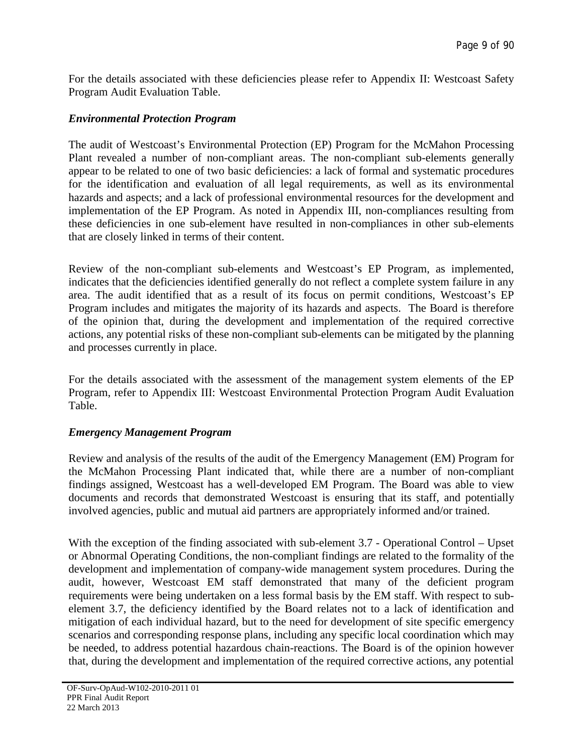For the details associated with these deficiencies please refer to Appendix II: Westcoast Safety Program Audit Evaluation Table.

### *Environmental Protection Program*

The audit of Westcoast's Environmental Protection (EP) Program for the McMahon Processing Plant revealed a number of non-compliant areas. The non-compliant sub-elements generally appear to be related to one of two basic deficiencies: a lack of formal and systematic procedures for the identification and evaluation of all legal requirements, as well as its environmental hazards and aspects; and a lack of professional environmental resources for the development and implementation of the EP Program. As noted in Appendix III, non-compliances resulting from these deficiencies in one sub-element have resulted in non-compliances in other sub-elements that are closely linked in terms of their content.

Review of the non-compliant sub-elements and Westcoast's EP Program, as implemented, indicates that the deficiencies identified generally do not reflect a complete system failure in any area. The audit identified that as a result of its focus on permit conditions, Westcoast's EP Program includes and mitigates the majority of its hazards and aspects. The Board is therefore of the opinion that, during the development and implementation of the required corrective actions, any potential risks of these non-compliant sub-elements can be mitigated by the planning and processes currently in place.

For the details associated with the assessment of the management system elements of the EP Program, refer to Appendix III: Westcoast Environmental Protection Program Audit Evaluation Table.

### *Emergency Management Program*

Review and analysis of the results of the audit of the Emergency Management (EM) Program for the McMahon Processing Plant indicated that, while there are a number of non-compliant findings assigned, Westcoast has a well-developed EM Program. The Board was able to view documents and records that demonstrated Westcoast is ensuring that its staff, and potentially involved agencies, public and mutual aid partners are appropriately informed and/or trained.

With the exception of the finding associated with sub-element 3.7 - Operational Control – Upset or Abnormal Operating Conditions, the non-compliant findings are related to the formality of the development and implementation of company-wide management system procedures. During the audit, however, Westcoast EM staff demonstrated that many of the deficient program requirements were being undertaken on a less formal basis by the EM staff. With respect to sub-element 3.7, the deficiency identified by the Board relates not to a lack of identification and mitigation of each individual hazard, but to the need for development of site specific emergency scenarios and corresponding response plans, including any specific local coordination which may be needed, to address potential hazardous chain-reactions. The Board is of the opinion however that, during the development and implementation of the required corrective actions, any potential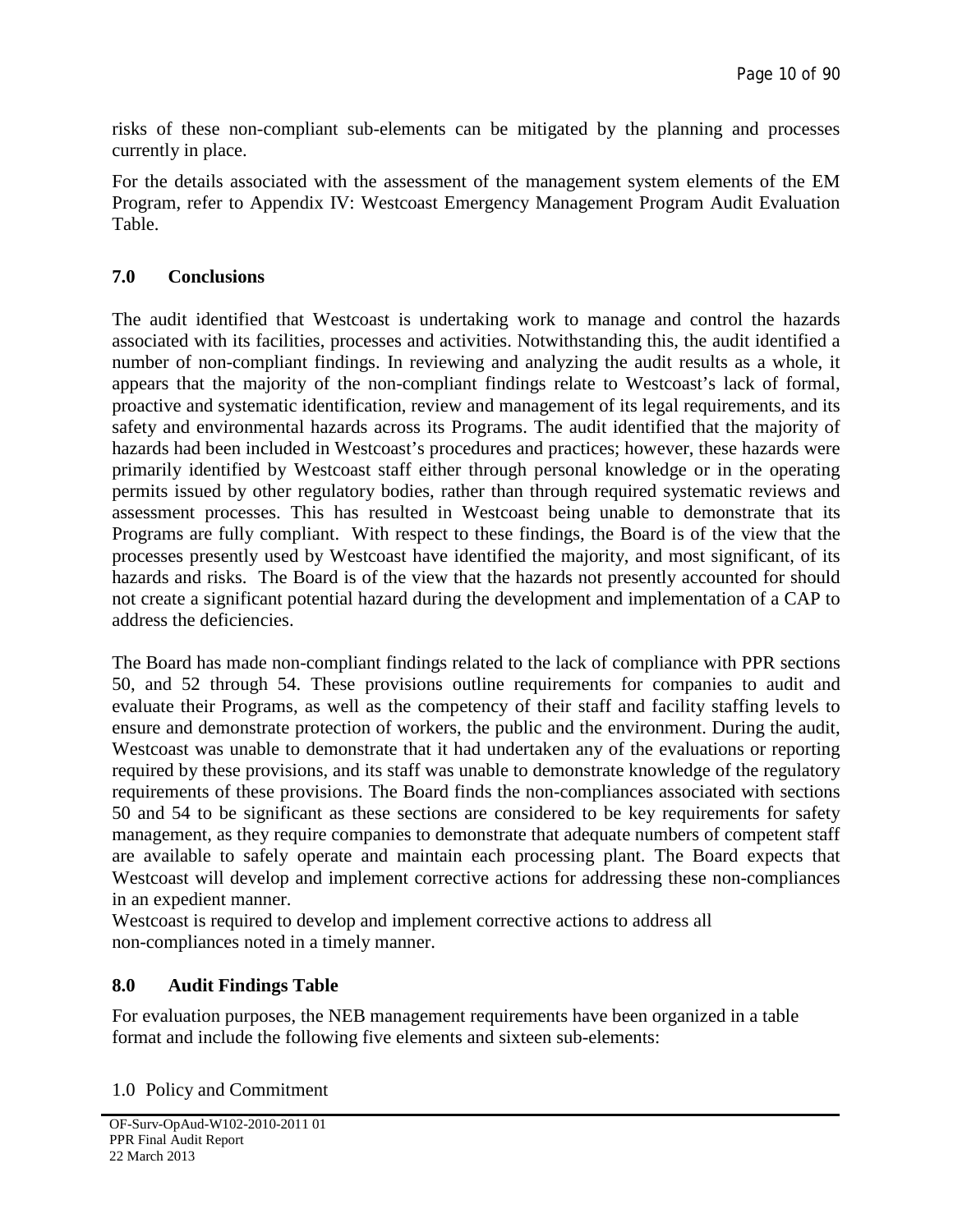risks of these non-compliant sub-elements can be mitigated by the planning and processes currently in place.

For the details associated with the assessment of the management system elements of the EM Program, refer to Appendix IV: Westcoast Emergency Management Program Audit Evaluation Table.

## 7.0 Conclusions

The audit identified that Westcoast is undertaking work to manage and control the hazards associated with its facilities, processes and activities. Notwithstanding this, the audit identified a number of non-compliant findings. In reviewing and analyzing the audit results as a whole, it appears that the majority of the non-compliant findings relate to Westcoast's lack of formal, proactive and systematic identification, review and management of its legal requirements, and its safety and environmental hazards across its Programs. The audit identified that the majority of hazards had been included in Westcoast's procedures and practices; however, these hazards were primarily identified by Westcoast staff either through personal knowledge or in the operating permits issued by other regulatory bodies, rather than through required systematic reviews and assessment processes. This has resulted in Westcoast being unable to demonstrate that its Programs are fully compliant. With respect to these findings, the Board is of the view that the processes presently used by Westcoast have identified the majority, and most significant, of its hazards and risks. The Board is of the view that the hazards not presently accounted for should not create a significant potential hazard during the development and implementation of a CAP to address the deficiencies.

The Board has made non-compliant findings related to the lack of compliance with PPR sections 50, and 52 through 54. These provisions outline requirements for companies to audit and evaluate their Programs, as well as the competency of their staff and facility staffing levels to ensure and demonstrate protection of workers, the public and the environment. During the audit, Westcoast was unable to demonstrate that it had undertaken any of the evaluations or reporting required by these provisions, and its staff was unable to demonstrate knowledge of the regulatory requirements of these provisions. The Board finds the non-compliances associated with sections 50 and 54 to be significant as these sections are considered to be key requirements for safety management, as they require companies to demonstrate that adequate numbers of competent staff are available to safely operate and maintain each processing plant. The Board expects that Westcoast will develop and implement corrective actions for addressing these non-compliances in an expedient manner.

Westcoast is required to develop and implement corrective actions to address all non-compliances noted in a timely manner.

## 8.0 Audit Findings Table

For evaluation purposes, the NEB management requirements have been organized in a table format and include the following five elements and sixteen sub-elements:

1.0 Policy and Commitment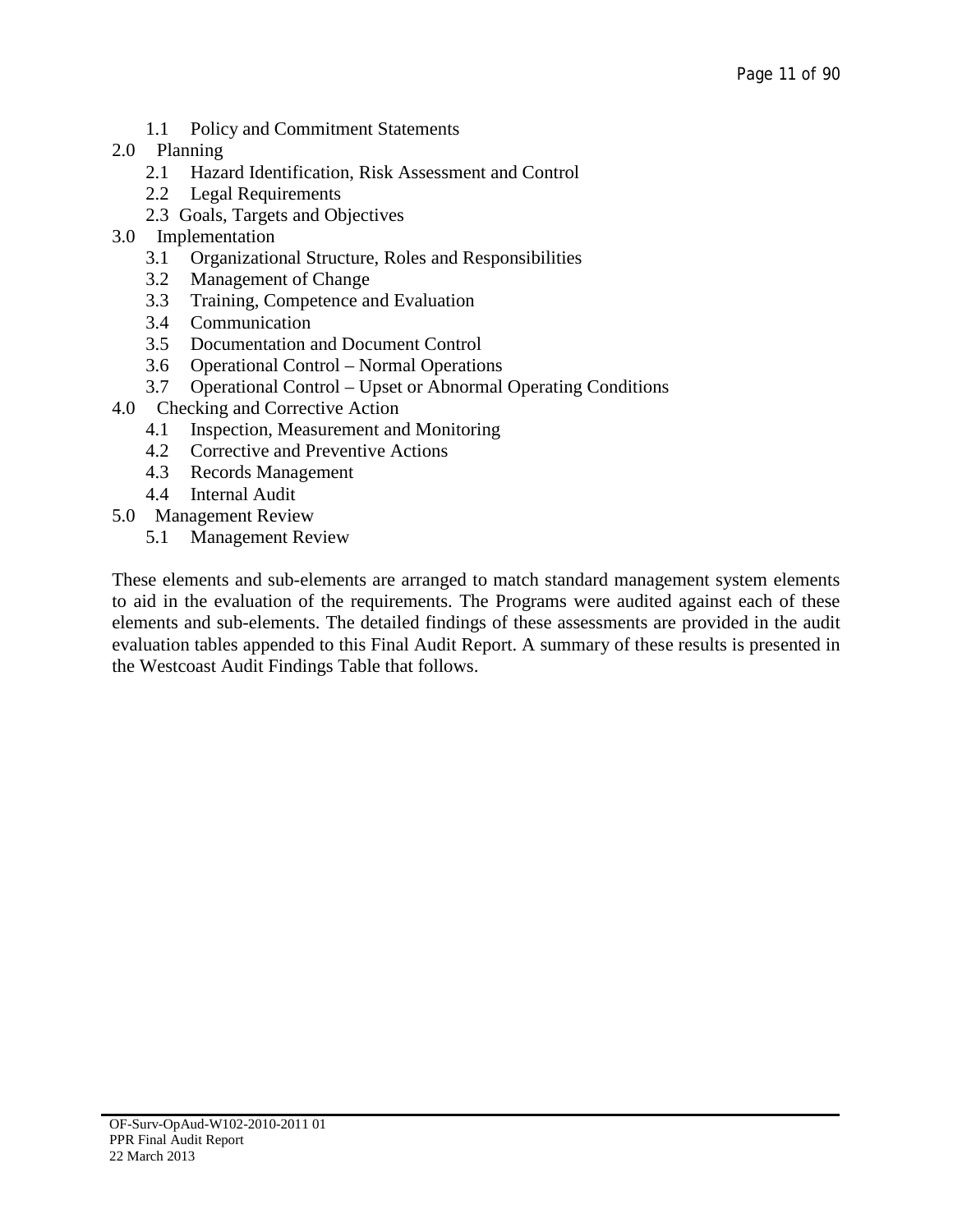- 1.1 Policy and Commitment Statements
- 2.0 Planning
  - 2.1 Hazard Identification, Risk Assessment and Control
  - 2.2 Legal Requirements
  - 2.3 Goals, Targets and Objectives
- 3.0 Implementation
  - 3.1 Organizational Structure, Roles and Responsibilities
  - 3.2 Management of Change
  - 3.3 Training, Competence and Evaluation
  - 3.4 Communication
  - 3.5 Documentation and Document Control
  - 3.6 Operational Control – Normal Operations
  - 3.7 Operational Control – Upset or Abnormal Operating Conditions
- 4.0 Checking and Corrective Action
  - 4.1 Inspection, Measurement and Monitoring
  - 4.2 Corrective and Preventive Actions
  - 4.3 Records Management
  - 4.4 Internal Audit
- 5.0 Management Review
  - 5.1 Management Review

These elements and sub-elements are arranged to match standard management system elements to aid in the evaluation of the requirements. The Programs were audited against each of these elements and sub-elements. The detailed findings of these assessments are provided in the audit evaluation tables appended to this Final Audit Report. A summary of these results is presented in the Westcoast Audit Findings Table that follows.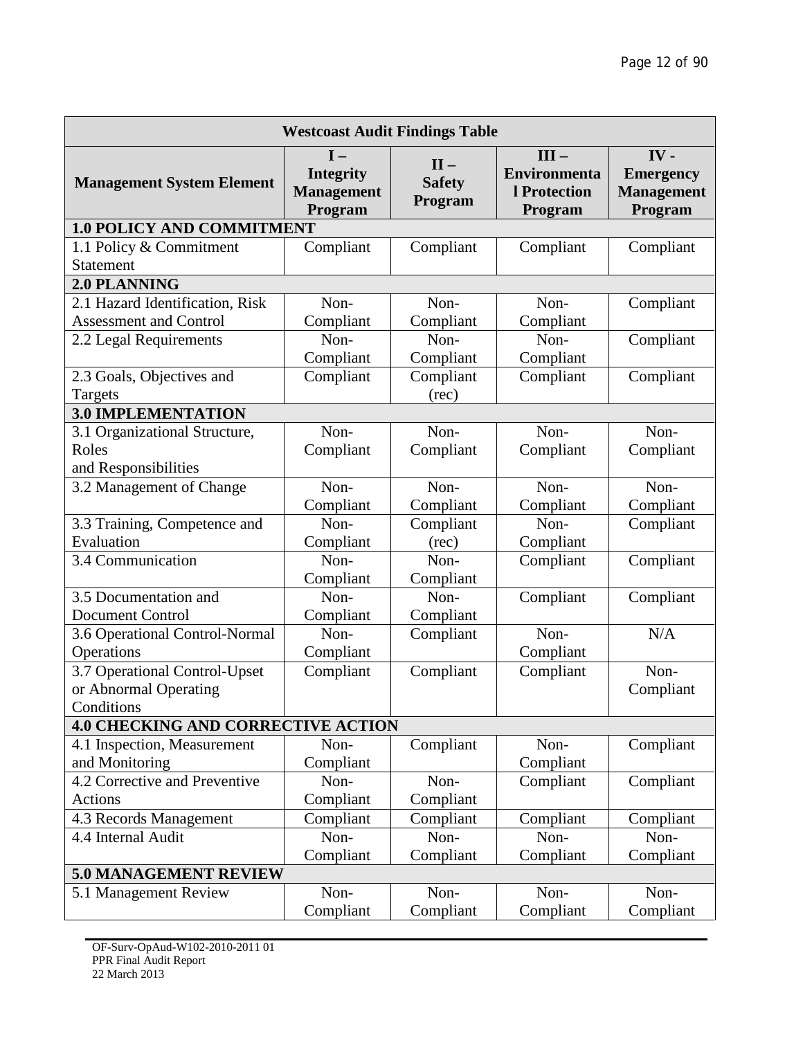| Westcoast Audit Findings Table | | | | |
|---|---|---|---|---|
| **Management System Element** | **I – Integrity Management Program** | **II – Safety Program** | **III – Environmental Protection Program** | **IV - Emergency Management Program** |
| **1.0 POLICY AND COMMITMENT** | | | | |
| 1.1 Policy & Commitment Statement | Compliant | Compliant | Compliant | Compliant |
| **2.0 PLANNING** | | | | |
| 2.1 Hazard Identification, Risk Assessment and Control | Non-Compliant | Non-Compliant | Non-Compliant | Compliant |
| 2.2 Legal Requirements | Non-Compliant | Non-Compliant | Non-Compliant | Compliant |
| 2.3 Goals, Objectives and Targets | Compliant | Compliant (rec) | Compliant | Compliant |
| **3.0 IMPLEMENTATION** | | | | |
| 3.1 Organizational Structure, Roles and Responsibilities | Non-Compliant | Non-Compliant | Non-Compliant | Non-Compliant |
| 3.2 Management of Change | Non-Compliant | Non-Compliant | Non-Compliant | Non-Compliant |
| 3.3 Training, Competence and Evaluation | Non-Compliant | Compliant (rec) | Non-Compliant | Compliant |
| 3.4 Communication | Non-Compliant | Non-Compliant | Compliant | Compliant |
| 3.5 Documentation and Document Control | Non-Compliant | Non-Compliant | Compliant | Compliant |
| 3.6 Operational Control-Normal Operations | Non-Compliant | Compliant | Non-Compliant | N/A |
| 3.7 Operational Control-Upset or Abnormal Operating Conditions | Compliant | Compliant | Compliant | Non-Compliant |
| **4.0 CHECKING AND CORRECTIVE ACTION** | | | | |
| 4.1 Inspection, Measurement and Monitoring | Non-Compliant | Compliant | Non-Compliant | Compliant |
| 4.2 Corrective and Preventive Actions | Non-Compliant | Non-Compliant | Compliant | Compliant |
| 4.3 Records Management | Compliant | Compliant | Compliant | Compliant |
| 4.4 Internal Audit | Non-Compliant | Non-Compliant | Non-Compliant | Non-Compliant |
| **5.0 MANAGEMENT REVIEW** | | | | |
| 5.1 Management Review | Non-Compliant | Non-Compliant | Non-Compliant | Non-Compliant |

OF-Surv-OpAud-W102-2010-2011 01
PPR Final Audit Report
22 March 2013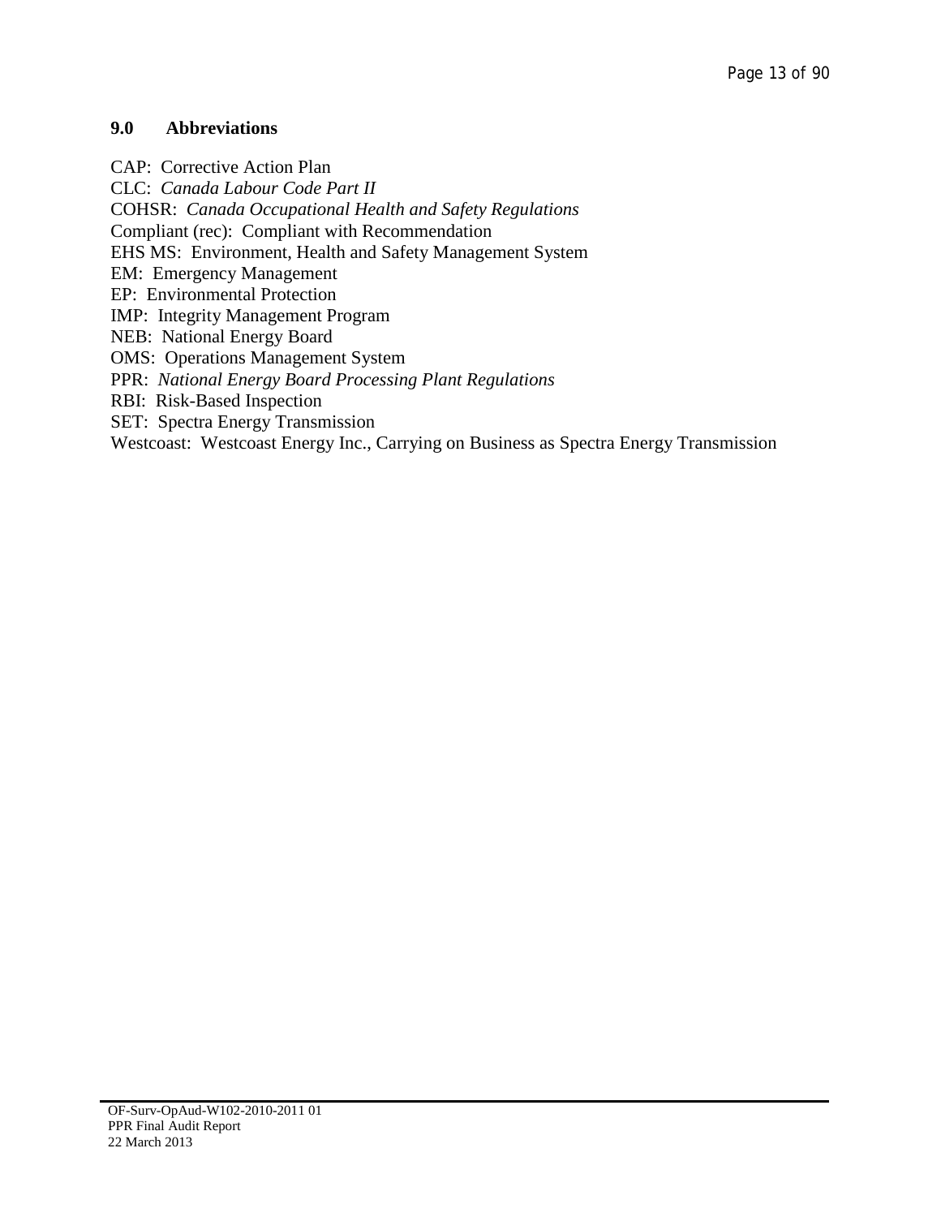## 9.0 Abbreviations

CAP: Corrective Action Plan
CLC: *Canada Labour Code Part II*
COHSR: *Canada Occupational Health and Safety Regulations*
Compliant (rec): Compliant with Recommendation
EHS MS: Environment, Health and Safety Management System
EM: Emergency Management
EP: Environmental Protection
IMP: Integrity Management Program
NEB: National Energy Board
OMS: Operations Management System
PPR: *National Energy Board Processing Plant Regulations*
RBI: Risk-Based Inspection
SET: Spectra Energy Transmission
Westcoast: Westcoast Energy Inc., Carrying on Business as Spectra Energy Transmission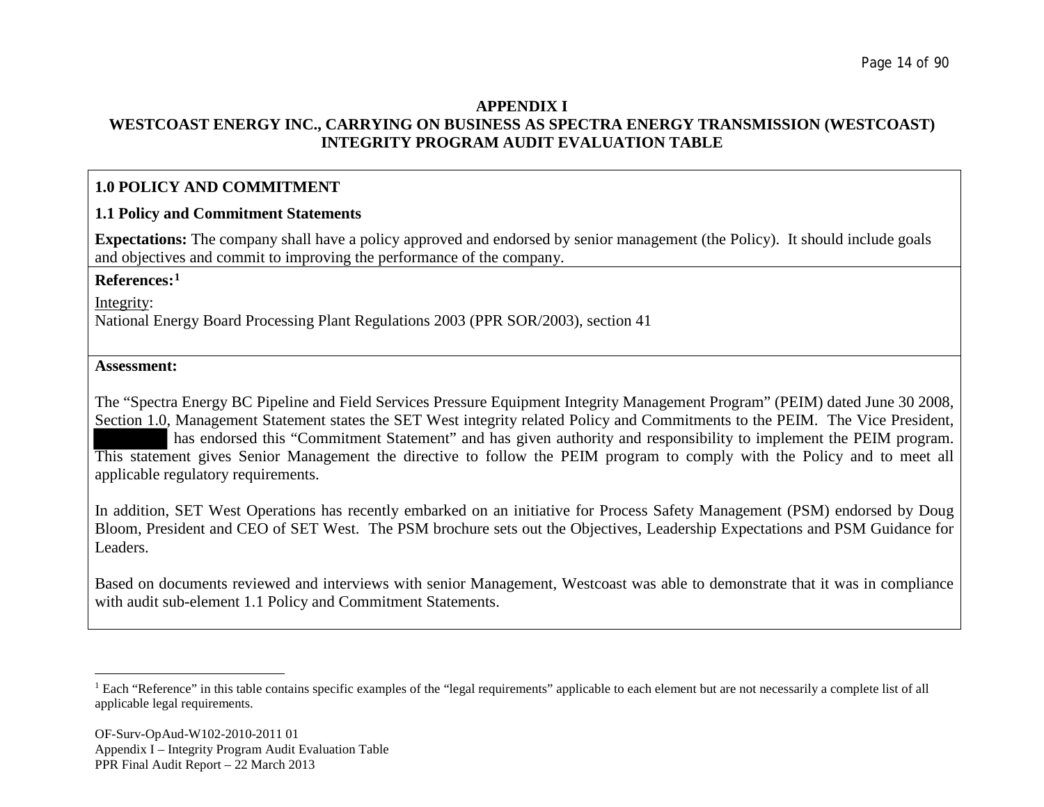**APPENDIX I**

**WESTCOAST ENERGY INC., CARRYING ON BUSINESS AS SPECTRA ENERGY TRANSMISSION (WESTCOAST)**
**INTEGRITY PROGRAM AUDIT EVALUATION TABLE**

## 1.0 POLICY AND COMMITMENT

### 1.1 Policy and Commitment Statements

**Expectations:** The company shall have a policy approved and endorsed by senior management (the Policy). It should include goals and objectives and commit to improving the performance of the company.

**References:**[1]

Integrity:
National Energy Board Processing Plant Regulations 2003 (PPR SOR/2003), section 41

**Assessment:**

The "Spectra Energy BC Pipeline and Field Services Pressure Equipment Integrity Management Program" (PEIM) dated June 30 2008, Section 1.0, Management Statement states the SET West integrity related Policy and Commitments to the PEIM. The Vice President, ██████ has endorsed this "Commitment Statement" and has given authority and responsibility to implement the PEIM program. This statement gives Senior Management the directive to follow the PEIM program to comply with the Policy and to meet all applicable regulatory requirements.

In addition, SET West Operations has recently embarked on an initiative for Process Safety Management (PSM) endorsed by Doug Bloom, President and CEO of SET West. The PSM brochure sets out the Objectives, Leadership Expectations and PSM Guidance for Leaders.

Based on documents reviewed and interviews with senior Management, Westcoast was able to demonstrate that it was in compliance with audit sub-element 1.1 Policy and Commitment Statements.

---

[1] Each "Reference" in this table contains specific examples of the "legal requirements" applicable to each element but are not necessarily a complete list of all applicable legal requirements.

OF-Surv-OpAud-W102-2010-2011 01
Appendix I – Integrity Program Audit Evaluation Table
PPR Final Audit Report – 22 March 2013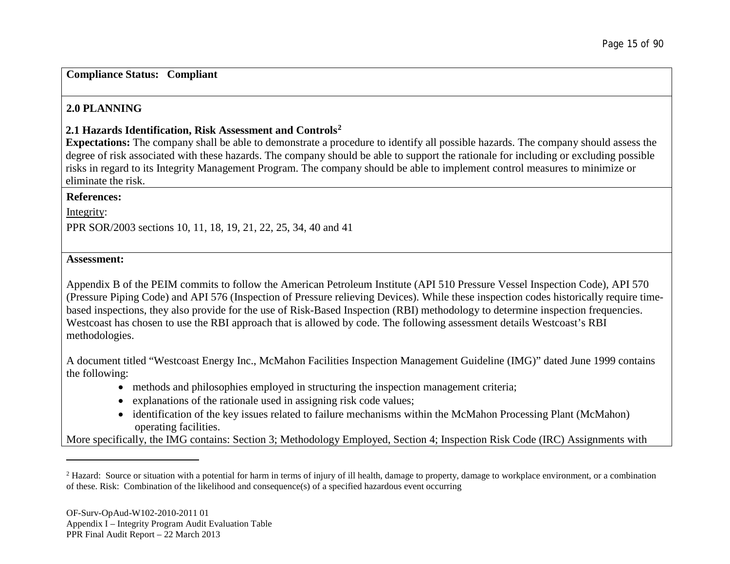**Compliance Status: Compliant**

## 2.0 PLANNING

### 2.1 Hazards Identification, Risk Assessment and Controls[2]

**Expectations:** The company shall be able to demonstrate a procedure to identify all possible hazards. The company should assess the degree of risk associated with these hazards. The company should be able to support the rationale for including or excluding possible risks in regard to its Integrity Management Program. The company should be able to implement control measures to minimize or eliminate the risk.

**References:**

Integrity:

PPR SOR/2003 sections 10, 11, 18, 19, 21, 22, 25, 34, 40 and 41

**Assessment:**

Appendix B of the PEIM commits to follow the American Petroleum Institute (API 510 Pressure Vessel Inspection Code), API 570 (Pressure Piping Code) and API 576 (Inspection of Pressure relieving Devices). While these inspection codes historically require time-based inspections, they also provide for the use of Risk-Based Inspection (RBI) methodology to determine inspection frequencies. Westcoast has chosen to use the RBI approach that is allowed by code. The following assessment details Westcoast's RBI methodologies.

A document titled "Westcoast Energy Inc., McMahon Facilities Inspection Management Guideline (IMG)" dated June 1999 contains the following:

- methods and philosophies employed in structuring the inspection management criteria;
- explanations of the rationale used in assigning risk code values;
- identification of the key issues related to failure mechanisms within the McMahon Processing Plant (McMahon) operating facilities.

More specifically, the IMG contains: Section 3; Methodology Employed, Section 4; Inspection Risk Code (IRC) Assignments with

---

[2] Hazard: Source or situation with a potential for harm in terms of injury of ill health, damage to property, damage to workplace environment, or a combination of these. Risk: Combination of the likelihood and consequence(s) of a specified hazardous event occurring

OF-Surv-OpAud-W102-2010-2011 01
Appendix I – Integrity Program Audit Evaluation Table
PPR Final Audit Report – 22 March 2013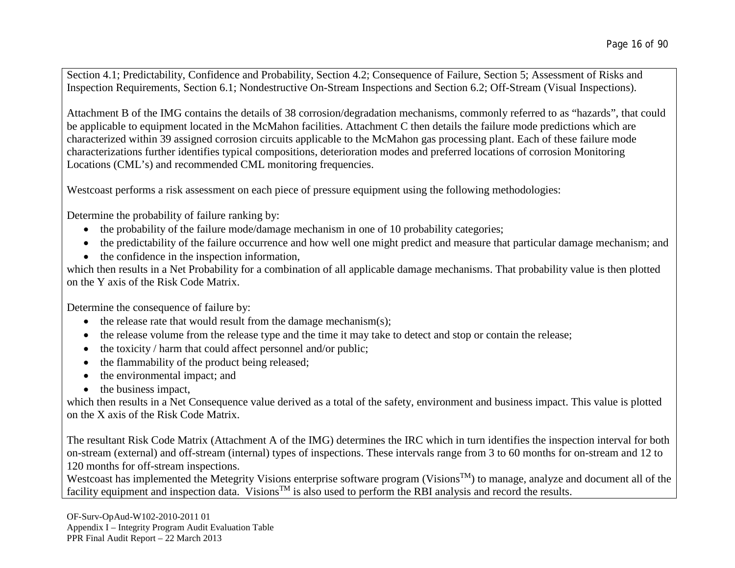Section 4.1; Predictability, Confidence and Probability, Section 4.2; Consequence of Failure, Section 5; Assessment of Risks and Inspection Requirements, Section 6.1; Nondestructive On-Stream Inspections and Section 6.2; Off-Stream (Visual Inspections).

Attachment B of the IMG contains the details of 38 corrosion/degradation mechanisms, commonly referred to as "hazards", that could be applicable to equipment located in the McMahon facilities. Attachment C then details the failure mode predictions which are characterized within 39 assigned corrosion circuits applicable to the McMahon gas processing plant. Each of these failure mode characterizations further identifies typical compositions, deterioration modes and preferred locations of corrosion Monitoring Locations (CML's) and recommended CML monitoring frequencies.

Westcoast performs a risk assessment on each piece of pressure equipment using the following methodologies:

Determine the probability of failure ranking by:

- the probability of the failure mode/damage mechanism in one of 10 probability categories;
- the predictability of the failure occurrence and how well one might predict and measure that particular damage mechanism; and
- the confidence in the inspection information,

which then results in a Net Probability for a combination of all applicable damage mechanisms. That probability value is then plotted on the Y axis of the Risk Code Matrix.

Determine the consequence of failure by:

- the release rate that would result from the damage mechanism(s);
- the release volume from the release type and the time it may take to detect and stop or contain the release;
- the toxicity / harm that could affect personnel and/or public;
- the flammability of the product being released;
- the environmental impact; and
- the business impact,

which then results in a Net Consequence value derived as a total of the safety, environment and business impact. This value is plotted on the X axis of the Risk Code Matrix.

The resultant Risk Code Matrix (Attachment A of the IMG) determines the IRC which in turn identifies the inspection interval for both on-stream (external) and off-stream (internal) types of inspections. These intervals range from 3 to 60 months for on-stream and 12 to 120 months for off-stream inspections.

Westcoast has implemented the Metegrity Visions enterprise software program (Visions™) to manage, analyze and document all of the facility equipment and inspection data. Visions™ is also used to perform the RBI analysis and record the results.

OF-Surv-OpAud-W102-2010-2011 01
Appendix I – Integrity Program Audit Evaluation Table
PPR Final Audit Report – 22 March 2013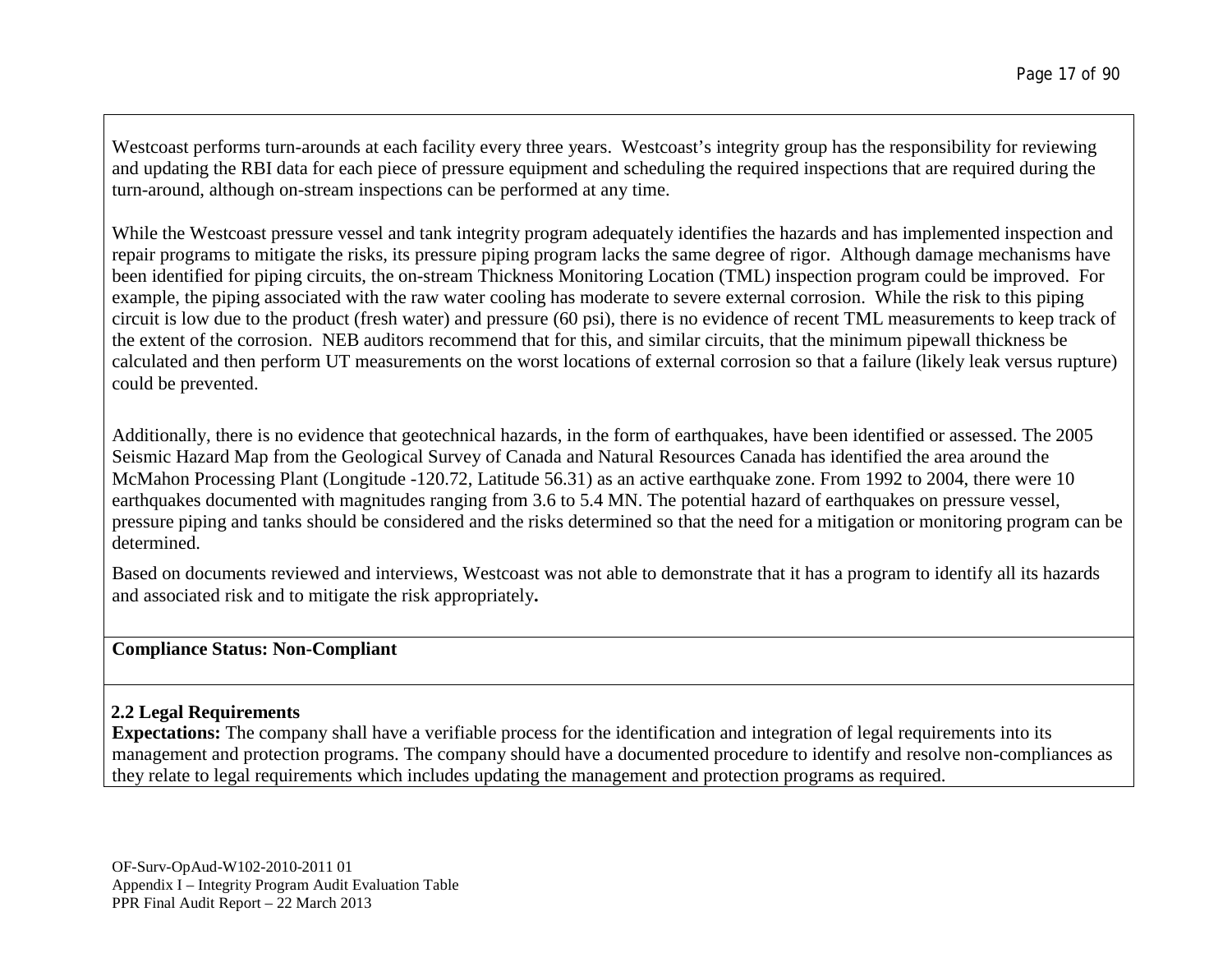Westcoast performs turn-arounds at each facility every three years. Westcoast's integrity group has the responsibility for reviewing and updating the RBI data for each piece of pressure equipment and scheduling the required inspections that are required during the turn-around, although on-stream inspections can be performed at any time.

While the Westcoast pressure vessel and tank integrity program adequately identifies the hazards and has implemented inspection and repair programs to mitigate the risks, its pressure piping program lacks the same degree of rigor. Although damage mechanisms have been identified for piping circuits, the on-stream Thickness Monitoring Location (TML) inspection program could be improved. For example, the piping associated with the raw water cooling has moderate to severe external corrosion. While the risk to this piping circuit is low due to the product (fresh water) and pressure (60 psi), there is no evidence of recent TML measurements to keep track of the extent of the corrosion. NEB auditors recommend that for this, and similar circuits, that the minimum pipewall thickness be calculated and then perform UT measurements on the worst locations of external corrosion so that a failure (likely leak versus rupture) could be prevented.

Additionally, there is no evidence that geotechnical hazards, in the form of earthquakes, have been identified or assessed. The 2005 Seismic Hazard Map from the Geological Survey of Canada and Natural Resources Canada has identified the area around the McMahon Processing Plant (Longitude -120.72, Latitude 56.31) as an active earthquake zone. From 1992 to 2004, there were 10 earthquakes documented with magnitudes ranging from 3.6 to 5.4 MN. The potential hazard of earthquakes on pressure vessel, pressure piping and tanks should be considered and the risks determined so that the need for a mitigation or monitoring program can be determined.

Based on documents reviewed and interviews, Westcoast was not able to demonstrate that it has a program to identify all its hazards and associated risk and to mitigate the risk appropriately**.**

**Compliance Status: Non-Compliant**

**2.2 Legal Requirements**

**Expectations:** The company shall have a verifiable process for the identification and integration of legal requirements into its management and protection programs. The company should have a documented procedure to identify and resolve non-compliances as they relate to legal requirements which includes updating the management and protection programs as required.

OF-Surv-OpAud-W102-2010-2011 01
Appendix I – Integrity Program Audit Evaluation Table
PPR Final Audit Report – 22 March 2013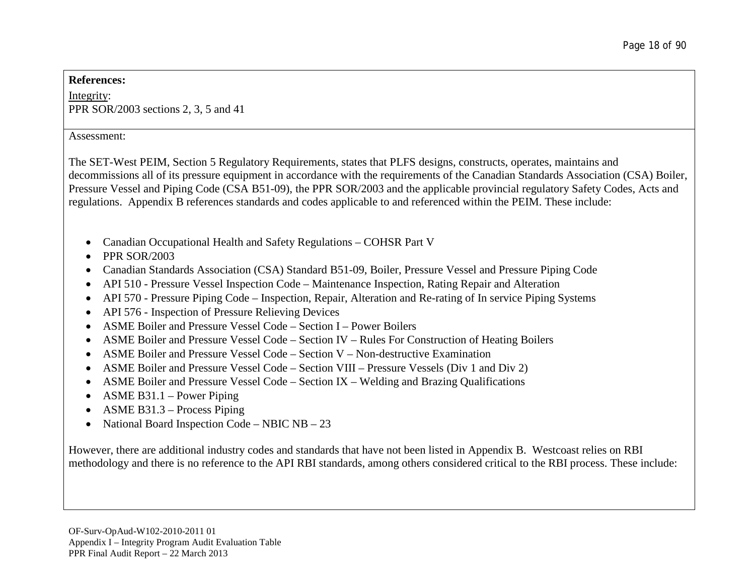**References:**

Integrity:
PPR SOR/2003 sections 2, 3, 5 and 41

Assessment:

The SET-West PEIM, Section 5 Regulatory Requirements, states that PLFS designs, constructs, operates, maintains and decommissions all of its pressure equipment in accordance with the requirements of the Canadian Standards Association (CSA) Boiler, Pressure Vessel and Piping Code (CSA B51-09), the PPR SOR/2003 and the applicable provincial regulatory Safety Codes, Acts and regulations. Appendix B references standards and codes applicable to and referenced within the PEIM. These include:

- Canadian Occupational Health and Safety Regulations – COHSR Part V
- PPR SOR/2003
- Canadian Standards Association (CSA) Standard B51-09, Boiler, Pressure Vessel and Pressure Piping Code
- API 510 - Pressure Vessel Inspection Code – Maintenance Inspection, Rating Repair and Alteration
- API 570 - Pressure Piping Code – Inspection, Repair, Alteration and Re-rating of In service Piping Systems
- API 576 - Inspection of Pressure Relieving Devices
- ASME Boiler and Pressure Vessel Code – Section I – Power Boilers
- ASME Boiler and Pressure Vessel Code – Section IV – Rules For Construction of Heating Boilers
- ASME Boiler and Pressure Vessel Code – Section V – Non-destructive Examination
- ASME Boiler and Pressure Vessel Code – Section VIII – Pressure Vessels (Div 1 and Div 2)
- ASME Boiler and Pressure Vessel Code – Section IX – Welding and Brazing Qualifications
- ASME B31.1 – Power Piping
- ASME B31.3 – Process Piping
- National Board Inspection Code – NBIC NB – 23

However, there are additional industry codes and standards that have not been listed in Appendix B. Westcoast relies on RBI methodology and there is no reference to the API RBI standards, among others considered critical to the RBI process. These include:

OF-Surv-OpAud-W102-2010-2011 01
Appendix I – Integrity Program Audit Evaluation Table
PPR Final Audit Report – 22 March 2013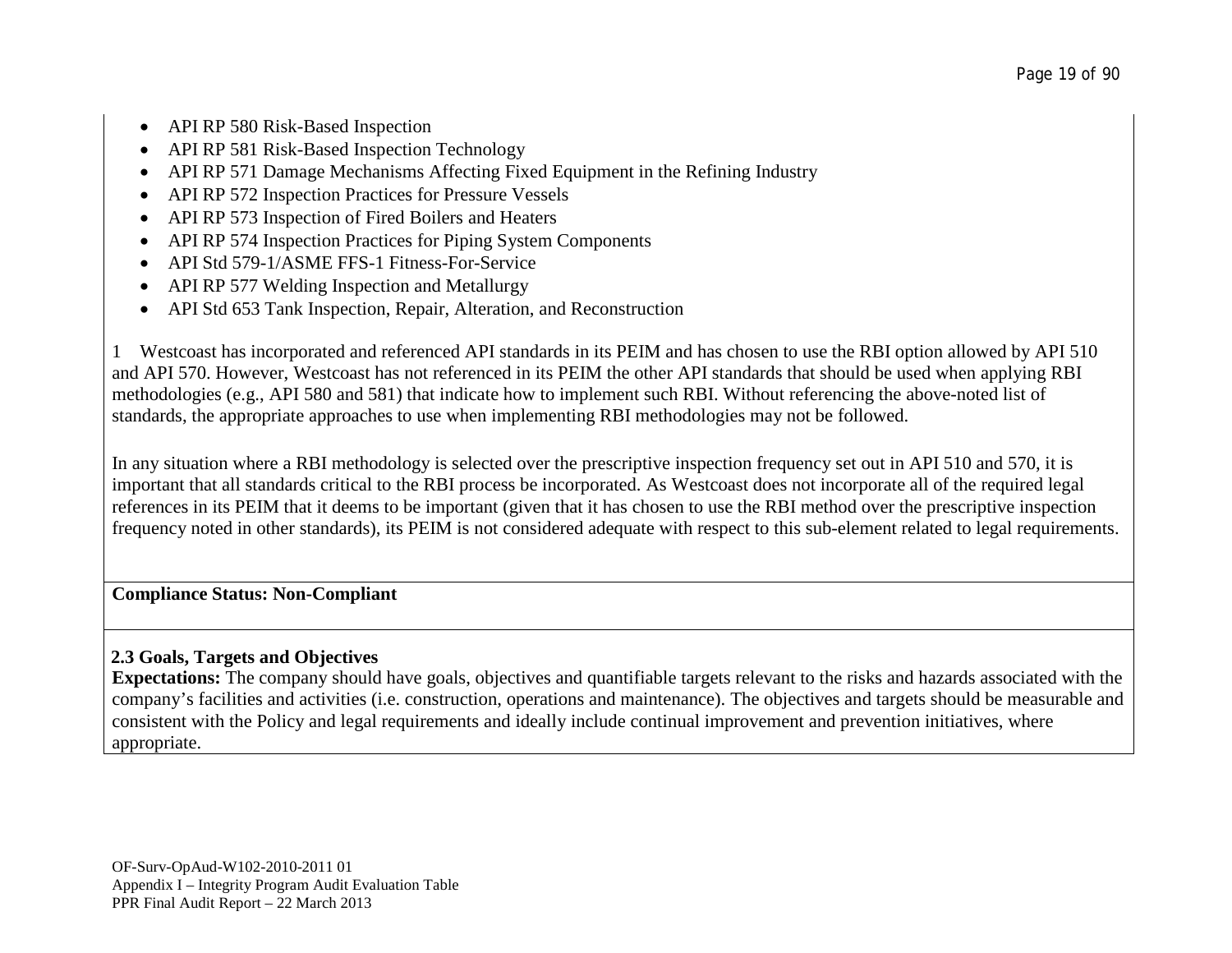- API RP 580 Risk-Based Inspection
- API RP 581 Risk-Based Inspection Technology
- API RP 571 Damage Mechanisms Affecting Fixed Equipment in the Refining Industry
- API RP 572 Inspection Practices for Pressure Vessels
- API RP 573 Inspection of Fired Boilers and Heaters
- API RP 574 Inspection Practices for Piping System Components
- API Std 579-1/ASME FFS-1 Fitness-For-Service
- API RP 577 Welding Inspection and Metallurgy
- API Std 653 Tank Inspection, Repair, Alteration, and Reconstruction

1 Westcoast has incorporated and referenced API standards in its PEIM and has chosen to use the RBI option allowed by API 510 and API 570. However, Westcoast has not referenced in its PEIM the other API standards that should be used when applying RBI methodologies (e.g., API 580 and 581) that indicate how to implement such RBI. Without referencing the above-noted list of standards, the appropriate approaches to use when implementing RBI methodologies may not be followed.

In any situation where a RBI methodology is selected over the prescriptive inspection frequency set out in API 510 and 570, it is important that all standards critical to the RBI process be incorporated. As Westcoast does not incorporate all of the required legal references in its PEIM that it deems to be important (given that it has chosen to use the RBI method over the prescriptive inspection frequency noted in other standards), its PEIM is not considered adequate with respect to this sub-element related to legal requirements.

**Compliance Status: Non-Compliant**

**2.3 Goals, Targets and Objectives**

**Expectations:** The company should have goals, objectives and quantifiable targets relevant to the risks and hazards associated with the company's facilities and activities (i.e. construction, operations and maintenance). The objectives and targets should be measurable and consistent with the Policy and legal requirements and ideally include continual improvement and prevention initiatives, where appropriate.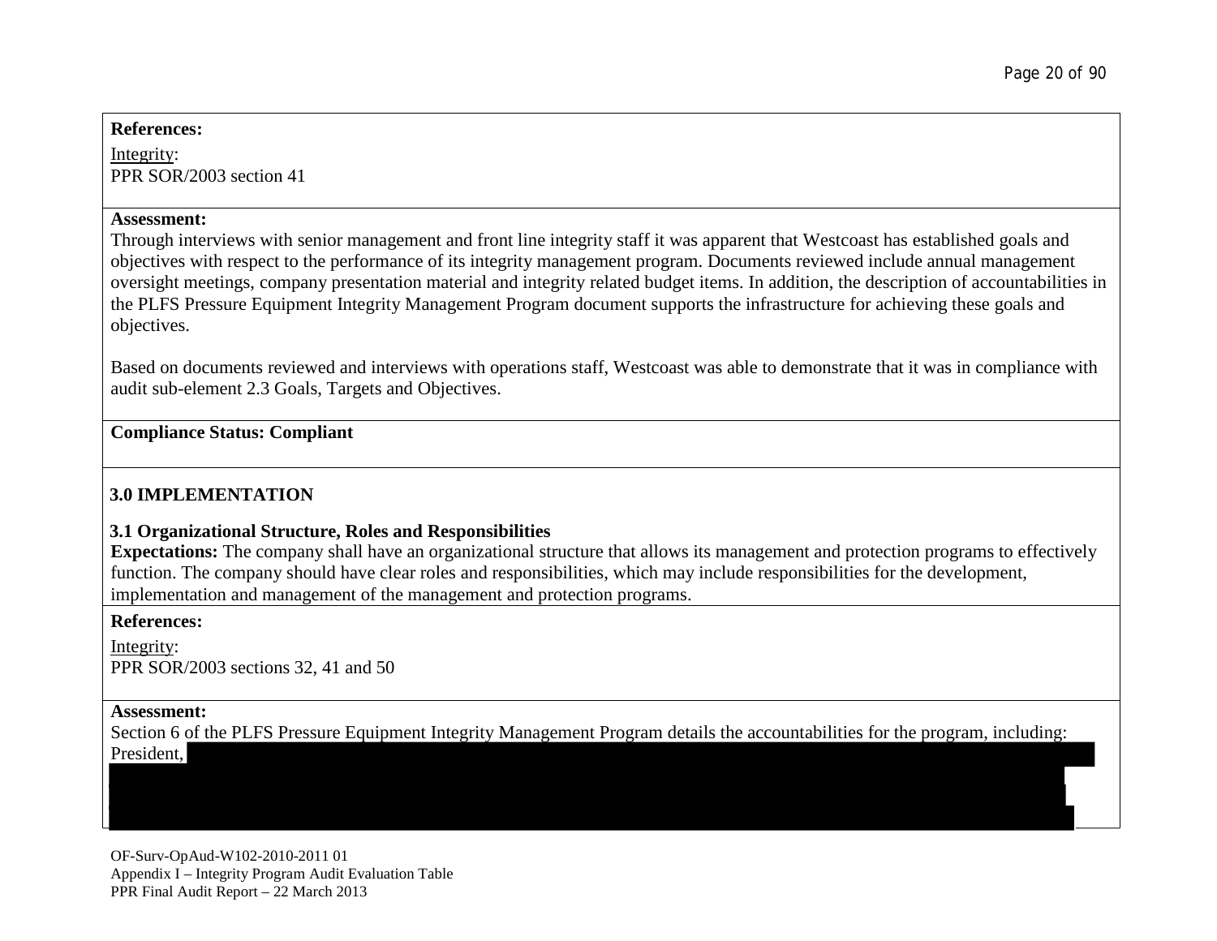**References:**

Integrity:
PPR SOR/2003 section 41

**Assessment:**
Through interviews with senior management and front line integrity staff it was apparent that Westcoast has established goals and objectives with respect to the performance of its integrity management program. Documents reviewed include annual management oversight meetings, company presentation material and integrity related budget items. In addition, the description of accountabilities in the PLFS Pressure Equipment Integrity Management Program document supports the infrastructure for achieving these goals and objectives.

Based on documents reviewed and interviews with operations staff, Westcoast was able to demonstrate that it was in compliance with audit sub-element 2.3 Goals, Targets and Objectives.

**Compliance Status: Compliant**

## 3.0 IMPLEMENTATION

### 3.1 Organizational Structure, Roles and Responsibilities

**Expectations:** The company shall have an organizational structure that allows its management and protection programs to effectively function. The company should have clear roles and responsibilities, which may include responsibilities for the development, implementation and management of the management and protection programs.

**References:**

Integrity:
PPR SOR/2003 sections 32, 41 and 50

**Assessment:**
Section 6 of the PLFS Pressure Equipment Integrity Management Program details the accountabilities for the program, including: President,

OF-Surv-OpAud-W102-2010-2011 01
Appendix I – Integrity Program Audit Evaluation Table
PPR Final Audit Report – 22 March 2013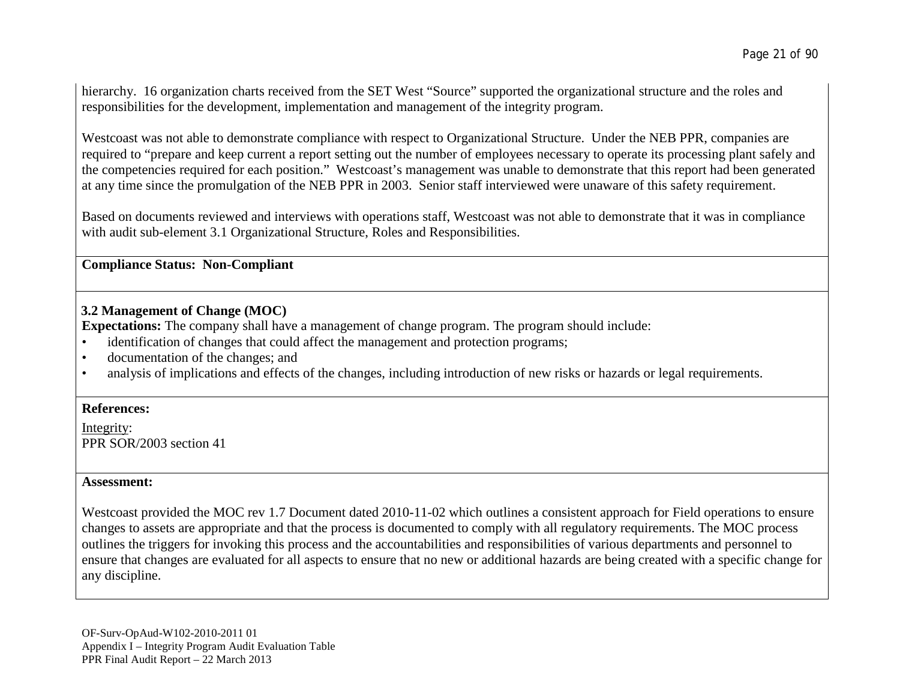hierarchy. 16 organization charts received from the SET West "Source" supported the organizational structure and the roles and responsibilities for the development, implementation and management of the integrity program.

Westcoast was not able to demonstrate compliance with respect to Organizational Structure. Under the NEB PPR, companies are required to "prepare and keep current a report setting out the number of employees necessary to operate its processing plant safely and the competencies required for each position." Westcoast's management was unable to demonstrate that this report had been generated at any time since the promulgation of the NEB PPR in 2003. Senior staff interviewed were unaware of this safety requirement.

Based on documents reviewed and interviews with operations staff, Westcoast was not able to demonstrate that it was in compliance with audit sub-element 3.1 Organizational Structure, Roles and Responsibilities.

**Compliance Status: Non-Compliant**

**3.2 Management of Change (MOC)**

**Expectations:** The company shall have a management of change program. The program should include:

- identification of changes that could affect the management and protection programs;
- documentation of the changes; and
- analysis of implications and effects of the changes, including introduction of new risks or hazards or legal requirements.

**References:**

Integrity:
PPR SOR/2003 section 41

**Assessment:**

Westcoast provided the MOC rev 1.7 Document dated 2010-11-02 which outlines a consistent approach for Field operations to ensure changes to assets are appropriate and that the process is documented to comply with all regulatory requirements. The MOC process outlines the triggers for invoking this process and the accountabilities and responsibilities of various departments and personnel to ensure that changes are evaluated for all aspects to ensure that no new or additional hazards are being created with a specific change for any discipline.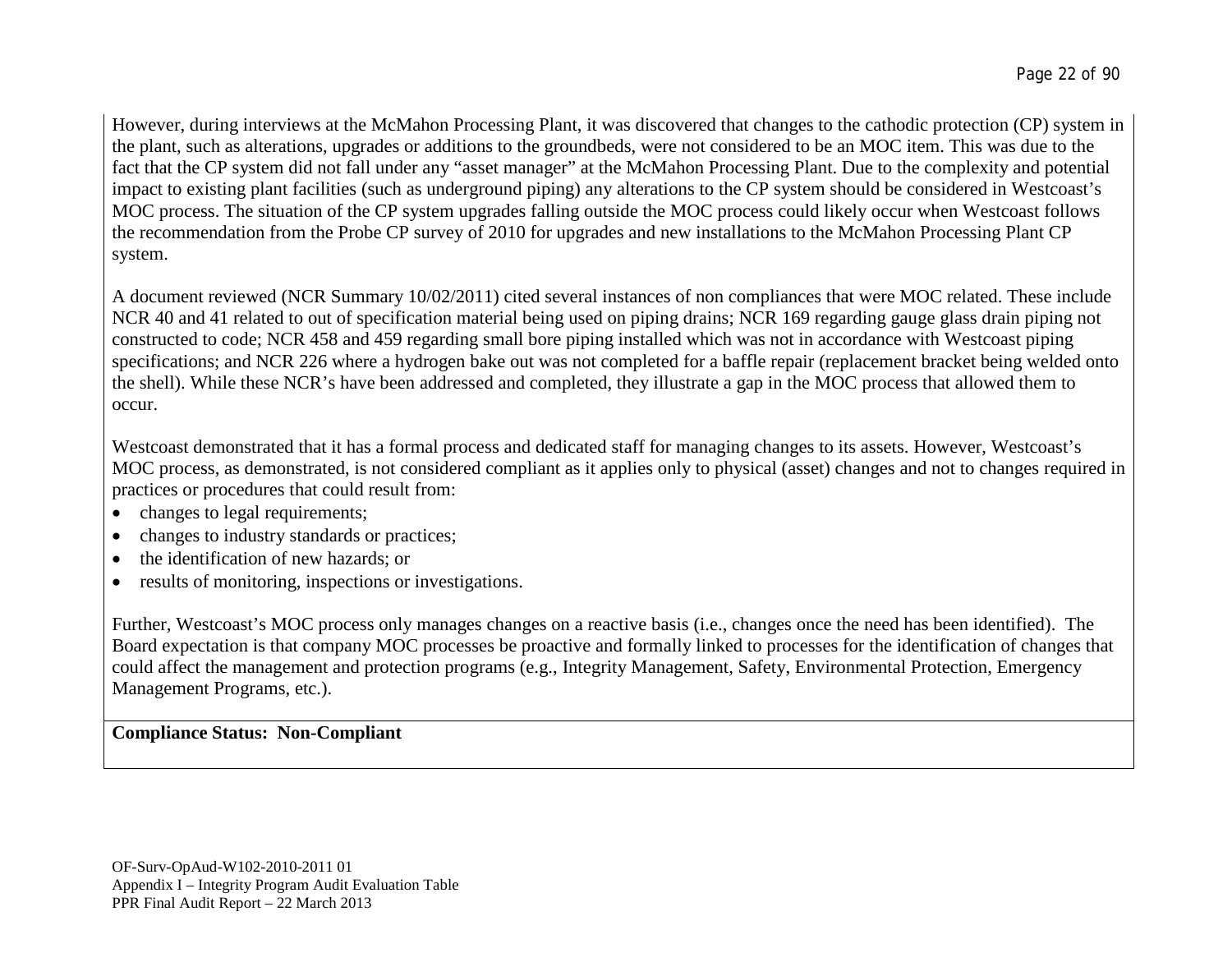However, during interviews at the McMahon Processing Plant, it was discovered that changes to the cathodic protection (CP) system in the plant, such as alterations, upgrades or additions to the groundbeds, were not considered to be an MOC item. This was due to the fact that the CP system did not fall under any "asset manager" at the McMahon Processing Plant. Due to the complexity and potential impact to existing plant facilities (such as underground piping) any alterations to the CP system should be considered in Westcoast's MOC process. The situation of the CP system upgrades falling outside the MOC process could likely occur when Westcoast follows the recommendation from the Probe CP survey of 2010 for upgrades and new installations to the McMahon Processing Plant CP system.

A document reviewed (NCR Summary 10/02/2011) cited several instances of non compliances that were MOC related. These include NCR 40 and 41 related to out of specification material being used on piping drains; NCR 169 regarding gauge glass drain piping not constructed to code; NCR 458 and 459 regarding small bore piping installed which was not in accordance with Westcoast piping specifications; and NCR 226 where a hydrogen bake out was not completed for a baffle repair (replacement bracket being welded onto the shell). While these NCR's have been addressed and completed, they illustrate a gap in the MOC process that allowed them to occur.

Westcoast demonstrated that it has a formal process and dedicated staff for managing changes to its assets. However, Westcoast's MOC process, as demonstrated, is not considered compliant as it applies only to physical (asset) changes and not to changes required in practices or procedures that could result from:

- changes to legal requirements;
- changes to industry standards or practices;
- the identification of new hazards; or
- results of monitoring, inspections or investigations.

Further, Westcoast's MOC process only manages changes on a reactive basis (i.e., changes once the need has been identified). The Board expectation is that company MOC processes be proactive and formally linked to processes for the identification of changes that could affect the management and protection programs (e.g., Integrity Management, Safety, Environmental Protection, Emergency Management Programs, etc.).

**Compliance Status: Non-Compliant**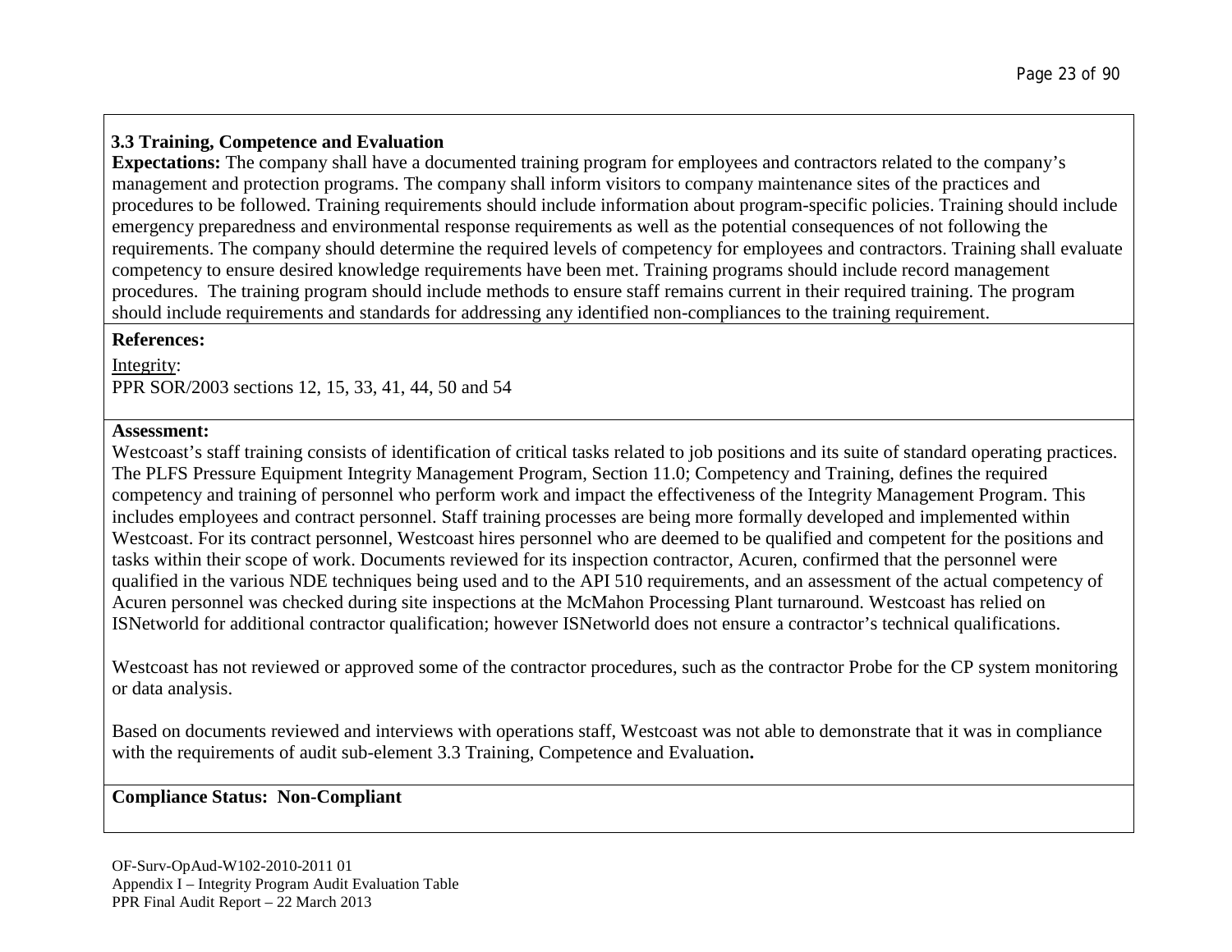### 3.3 Training, Competence and Evaluation

**Expectations:** The company shall have a documented training program for employees and contractors related to the company's management and protection programs. The company shall inform visitors to company maintenance sites of the practices and procedures to be followed. Training requirements should include information about program-specific policies. Training should include emergency preparedness and environmental response requirements as well as the potential consequences of not following the requirements. The company should determine the required levels of competency for employees and contractors. Training shall evaluate competency to ensure desired knowledge requirements have been met. Training programs should include record management procedures. The training program should include methods to ensure staff remains current in their required training. The program should include requirements and standards for addressing any identified non-compliances to the training requirement.

**References:**

Integrity:
PPR SOR/2003 sections 12, 15, 33, 41, 44, 50 and 54

**Assessment:**

Westcoast's staff training consists of identification of critical tasks related to job positions and its suite of standard operating practices. The PLFS Pressure Equipment Integrity Management Program, Section 11.0; Competency and Training, defines the required competency and training of personnel who perform work and impact the effectiveness of the Integrity Management Program. This includes employees and contract personnel. Staff training processes are being more formally developed and implemented within Westcoast. For its contract personnel, Westcoast hires personnel who are deemed to be qualified and competent for the positions and tasks within their scope of work. Documents reviewed for its inspection contractor, Acuren, confirmed that the personnel were qualified in the various NDE techniques being used and to the API 510 requirements, and an assessment of the actual competency of Acuren personnel was checked during site inspections at the McMahon Processing Plant turnaround. Westcoast has relied on ISNetworld for additional contractor qualification; however ISNetworld does not ensure a contractor's technical qualifications.

Westcoast has not reviewed or approved some of the contractor procedures, such as the contractor Probe for the CP system monitoring or data analysis.

Based on documents reviewed and interviews with operations staff, Westcoast was not able to demonstrate that it was in compliance with the requirements of audit sub-element 3.3 Training, Competence and Evaluation**.**

**Compliance Status: Non-Compliant**

OF-Surv-OpAud-W102-2010-2011 01
Appendix I – Integrity Program Audit Evaluation Table
PPR Final Audit Report – 22 March 2013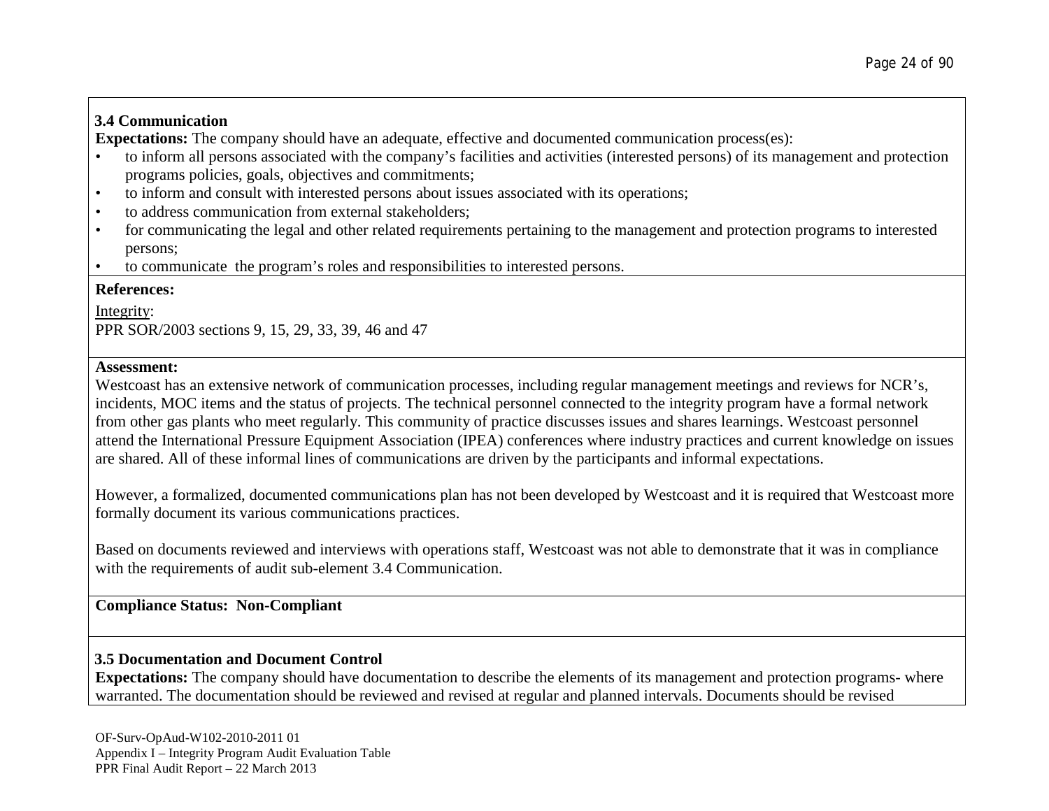### 3.4 Communication

**Expectations:** The company should have an adequate, effective and documented communication process(es):

- to inform all persons associated with the company's facilities and activities (interested persons) of its management and protection programs policies, goals, objectives and commitments;
- to inform and consult with interested persons about issues associated with its operations;
- to address communication from external stakeholders;
- for communicating the legal and other related requirements pertaining to the management and protection programs to interested persons;
- to communicate the program's roles and responsibilities to interested persons.

**References:**

Integrity:
PPR SOR/2003 sections 9, 15, 29, 33, 39, 46 and 47

**Assessment:**

Westcoast has an extensive network of communication processes, including regular management meetings and reviews for NCR's, incidents, MOC items and the status of projects. The technical personnel connected to the integrity program have a formal network from other gas plants who meet regularly. This community of practice discusses issues and shares learnings. Westcoast personnel attend the International Pressure Equipment Association (IPEA) conferences where industry practices and current knowledge on issues are shared. All of these informal lines of communications are driven by the participants and informal expectations.

However, a formalized, documented communications plan has not been developed by Westcoast and it is required that Westcoast more formally document its various communications practices.

Based on documents reviewed and interviews with operations staff, Westcoast was not able to demonstrate that it was in compliance with the requirements of audit sub-element 3.4 Communication.

**Compliance Status: Non-Compliant**

### 3.5 Documentation and Document Control

**Expectations:** The company should have documentation to describe the elements of its management and protection programs- where warranted. The documentation should be reviewed and revised at regular and planned intervals. Documents should be revised

OF-Surv-OpAud-W102-2010-2011 01
Appendix I – Integrity Program Audit Evaluation Table
PPR Final Audit Report – 22 March 2013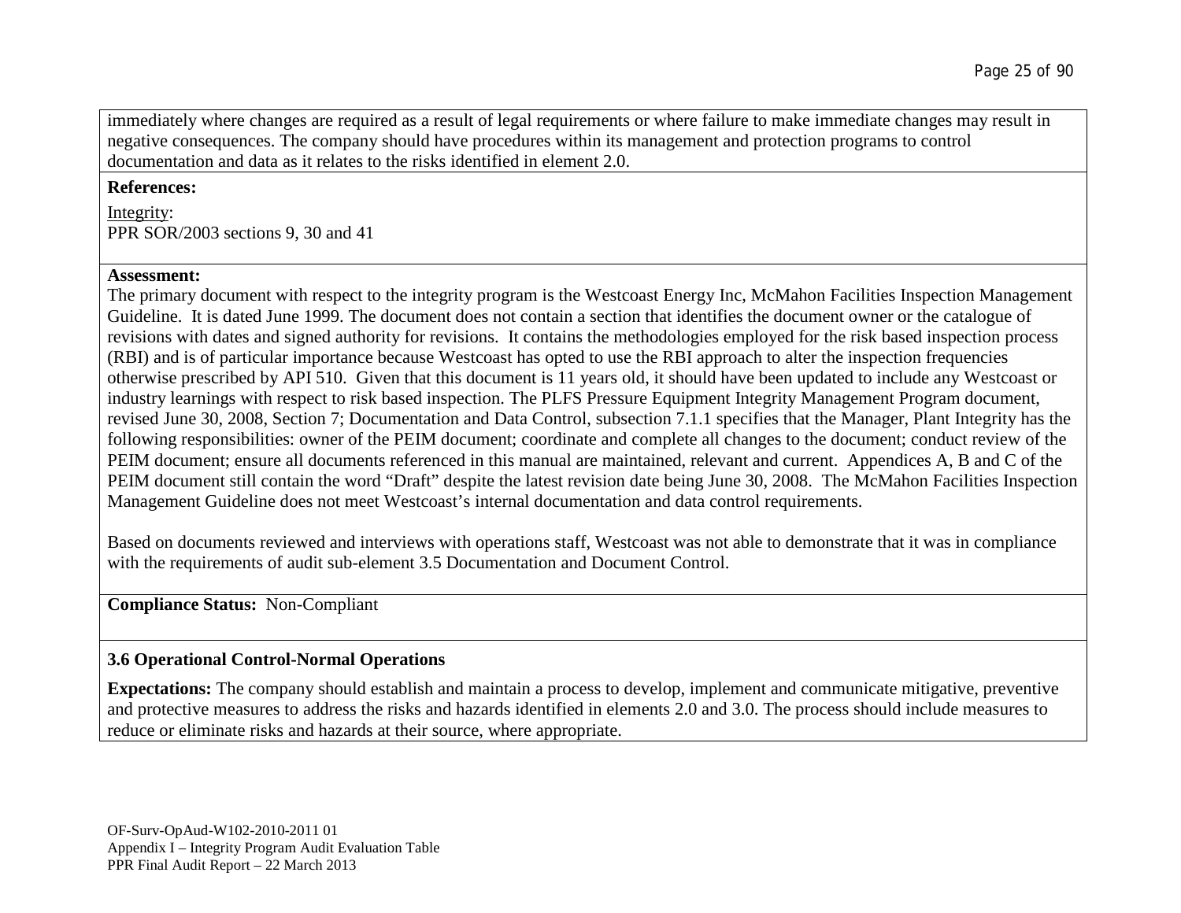immediately where changes are required as a result of legal requirements or where failure to make immediate changes may result in negative consequences. The company should have procedures within its management and protection programs to control documentation and data as it relates to the risks identified in element 2.0.

**References:**

Integrity:
PPR SOR/2003 sections 9, 30 and 41

**Assessment:**
The primary document with respect to the integrity program is the Westcoast Energy Inc, McMahon Facilities Inspection Management Guideline. It is dated June 1999. The document does not contain a section that identifies the document owner or the catalogue of revisions with dates and signed authority for revisions. It contains the methodologies employed for the risk based inspection process (RBI) and is of particular importance because Westcoast has opted to use the RBI approach to alter the inspection frequencies otherwise prescribed by API 510. Given that this document is 11 years old, it should have been updated to include any Westcoast or industry learnings with respect to risk based inspection. The PLFS Pressure Equipment Integrity Management Program document, revised June 30, 2008, Section 7; Documentation and Data Control, subsection 7.1.1 specifies that the Manager, Plant Integrity has the following responsibilities: owner of the PEIM document; coordinate and complete all changes to the document; conduct review of the PEIM document; ensure all documents referenced in this manual are maintained, relevant and current. Appendices A, B and C of the PEIM document still contain the word "Draft" despite the latest revision date being June 30, 2008. The McMahon Facilities Inspection Management Guideline does not meet Westcoast's internal documentation and data control requirements.

Based on documents reviewed and interviews with operations staff, Westcoast was not able to demonstrate that it was in compliance with the requirements of audit sub-element 3.5 Documentation and Document Control.

**Compliance Status:** Non-Compliant

**3.6 Operational Control-Normal Operations**

**Expectations:** The company should establish and maintain a process to develop, implement and communicate mitigative, preventive and protective measures to address the risks and hazards identified in elements 2.0 and 3.0. The process should include measures to reduce or eliminate risks and hazards at their source, where appropriate.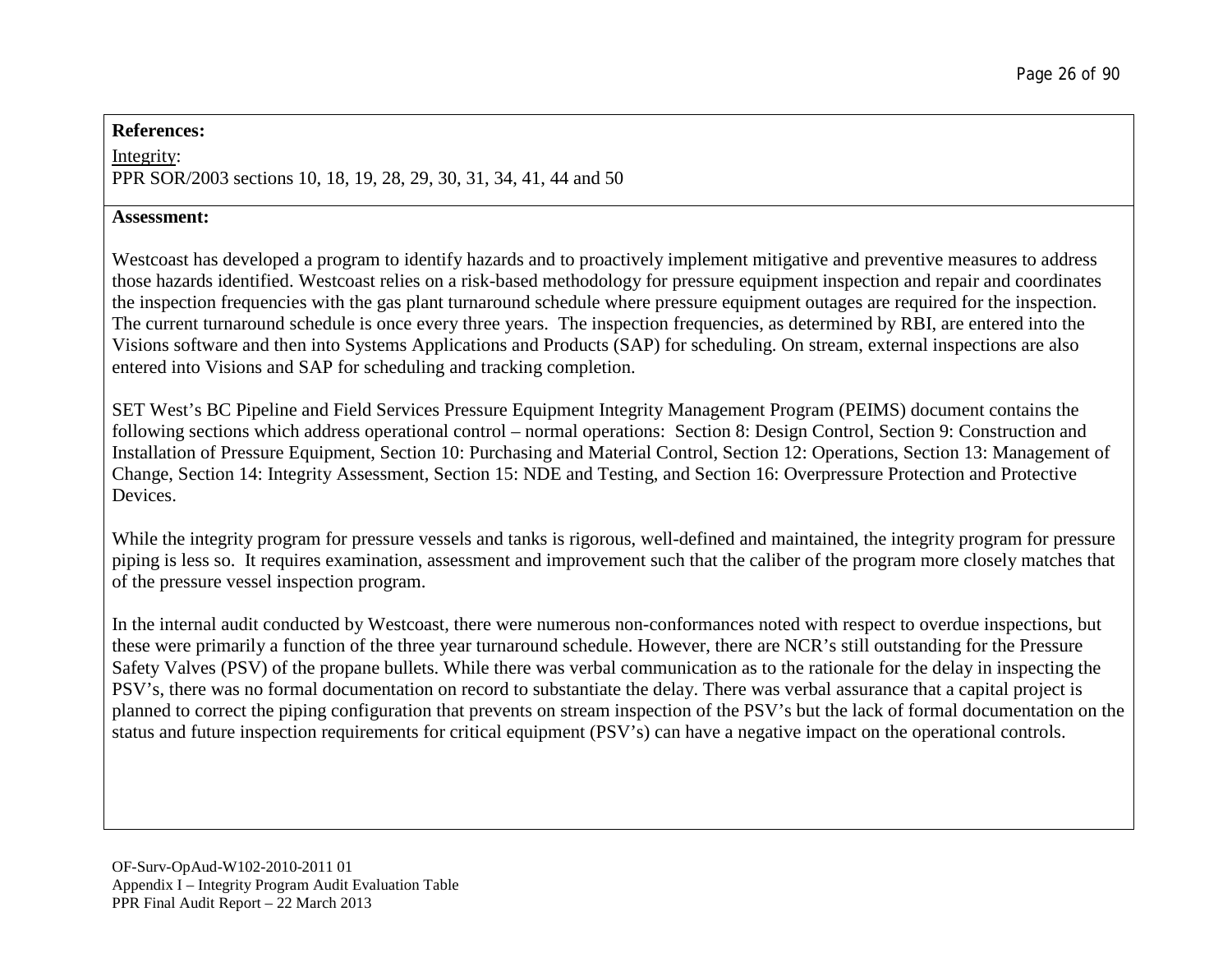**References:**

<u>Integrity</u>:
PPR SOR/2003 sections 10, 18, 19, 28, 29, 30, 31, 34, 41, 44 and 50

**Assessment:**

Westcoast has developed a program to identify hazards and to proactively implement mitigative and preventive measures to address those hazards identified. Westcoast relies on a risk-based methodology for pressure equipment inspection and repair and coordinates the inspection frequencies with the gas plant turnaround schedule where pressure equipment outages are required for the inspection. The current turnaround schedule is once every three years. The inspection frequencies, as determined by RBI, are entered into the Visions software and then into Systems Applications and Products (SAP) for scheduling. On stream, external inspections are also entered into Visions and SAP for scheduling and tracking completion.

SET West's BC Pipeline and Field Services Pressure Equipment Integrity Management Program (PEIMS) document contains the following sections which address operational control – normal operations: Section 8: Design Control, Section 9: Construction and Installation of Pressure Equipment, Section 10: Purchasing and Material Control, Section 12: Operations, Section 13: Management of Change, Section 14: Integrity Assessment, Section 15: NDE and Testing, and Section 16: Overpressure Protection and Protective Devices.

While the integrity program for pressure vessels and tanks is rigorous, well-defined and maintained, the integrity program for pressure piping is less so. It requires examination, assessment and improvement such that the caliber of the program more closely matches that of the pressure vessel inspection program.

In the internal audit conducted by Westcoast, there were numerous non-conformances noted with respect to overdue inspections, but these were primarily a function of the three year turnaround schedule. However, there are NCR's still outstanding for the Pressure Safety Valves (PSV) of the propane bullets. While there was verbal communication as to the rationale for the delay in inspecting the PSV's, there was no formal documentation on record to substantiate the delay. There was verbal assurance that a capital project is planned to correct the piping configuration that prevents on stream inspection of the PSV's but the lack of formal documentation on the status and future inspection requirements for critical equipment (PSV's) can have a negative impact on the operational controls.

OF-Surv-OpAud-W102-2010-2011 01
Appendix I – Integrity Program Audit Evaluation Table
PPR Final Audit Report – 22 March 2013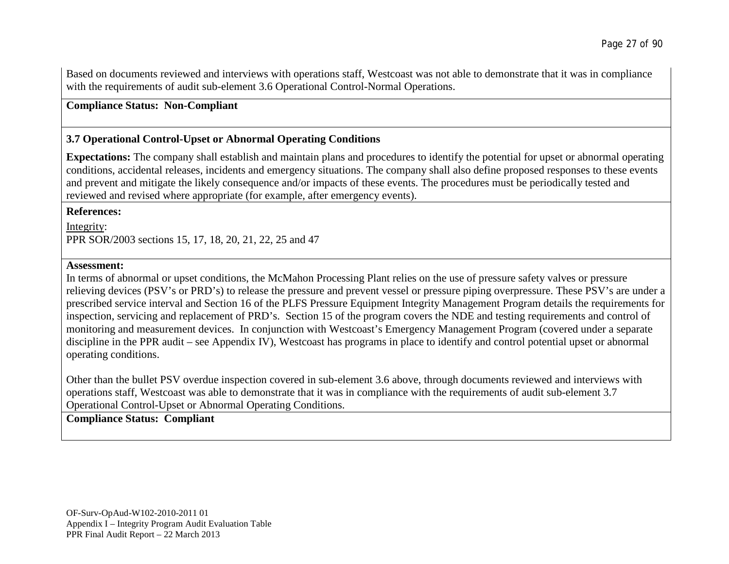Based on documents reviewed and interviews with operations staff, Westcoast was not able to demonstrate that it was in compliance with the requirements of audit sub-element 3.6 Operational Control-Normal Operations.

**Compliance Status: Non-Compliant**

### 3.7 Operational Control-Upset or Abnormal Operating Conditions

**Expectations:** The company shall establish and maintain plans and procedures to identify the potential for upset or abnormal operating conditions, accidental releases, incidents and emergency situations. The company shall also define proposed responses to these events and prevent and mitigate the likely consequence and/or impacts of these events. The procedures must be periodically tested and reviewed and revised where appropriate (for example, after emergency events).

**References:**

Integrity:
PPR SOR/2003 sections 15, 17, 18, 20, 21, 22, 25 and 47

**Assessment:**
In terms of abnormal or upset conditions, the McMahon Processing Plant relies on the use of pressure safety valves or pressure relieving devices (PSV's or PRD's) to release the pressure and prevent vessel or pressure piping overpressure. These PSV's are under a prescribed service interval and Section 16 of the PLFS Pressure Equipment Integrity Management Program details the requirements for inspection, servicing and replacement of PRD's. Section 15 of the program covers the NDE and testing requirements and control of monitoring and measurement devices. In conjunction with Westcoast's Emergency Management Program (covered under a separate discipline in the PPR audit – see Appendix IV), Westcoast has programs in place to identify and control potential upset or abnormal operating conditions.

Other than the bullet PSV overdue inspection covered in sub-element 3.6 above, through documents reviewed and interviews with operations staff, Westcoast was able to demonstrate that it was in compliance with the requirements of audit sub-element 3.7 Operational Control-Upset or Abnormal Operating Conditions.

**Compliance Status: Compliant**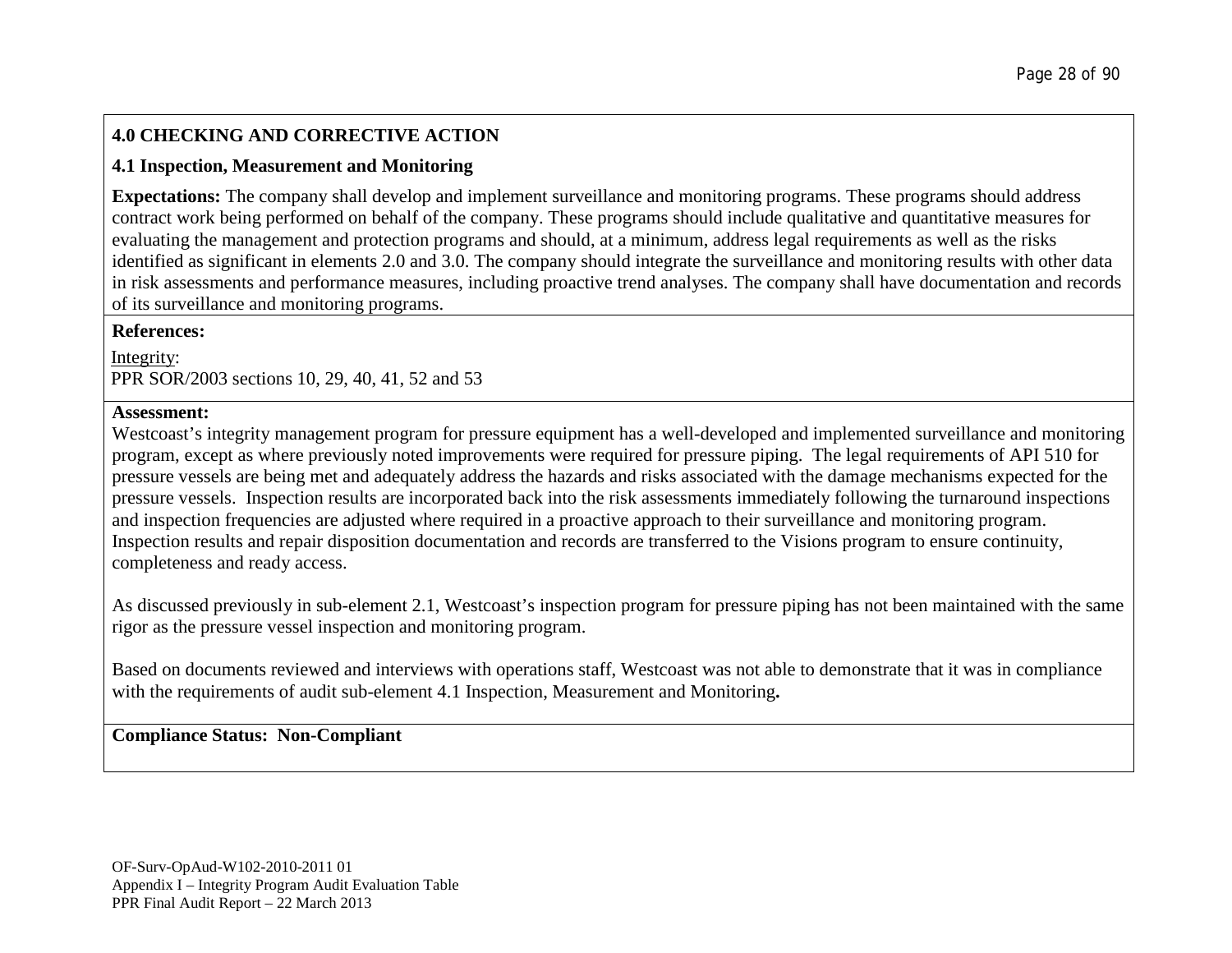## 4.0 CHECKING AND CORRECTIVE ACTION

### 4.1 Inspection, Measurement and Monitoring

**Expectations:** The company shall develop and implement surveillance and monitoring programs. These programs should address contract work being performed on behalf of the company. These programs should include qualitative and quantitative measures for evaluating the management and protection programs and should, at a minimum, address legal requirements as well as the risks identified as significant in elements 2.0 and 3.0. The company should integrate the surveillance and monitoring results with other data in risk assessments and performance measures, including proactive trend analyses. The company shall have documentation and records of its surveillance and monitoring programs.

**References:**

Integrity:
PPR SOR/2003 sections 10, 29, 40, 41, 52 and 53

**Assessment:**

Westcoast's integrity management program for pressure equipment has a well-developed and implemented surveillance and monitoring program, except as where previously noted improvements were required for pressure piping. The legal requirements of API 510 for pressure vessels are being met and adequately address the hazards and risks associated with the damage mechanisms expected for the pressure vessels. Inspection results are incorporated back into the risk assessments immediately following the turnaround inspections and inspection frequencies are adjusted where required in a proactive approach to their surveillance and monitoring program. Inspection results and repair disposition documentation and records are transferred to the Visions program to ensure continuity, completeness and ready access.

As discussed previously in sub-element 2.1, Westcoast's inspection program for pressure piping has not been maintained with the same rigor as the pressure vessel inspection and monitoring program.

Based on documents reviewed and interviews with operations staff, Westcoast was not able to demonstrate that it was in compliance with the requirements of audit sub-element 4.1 Inspection, Measurement and Monitoring.

**Compliance Status: Non-Compliant**

OF-Surv-OpAud-W102-2010-2011 01
Appendix I – Integrity Program Audit Evaluation Table
PPR Final Audit Report – 22 March 2013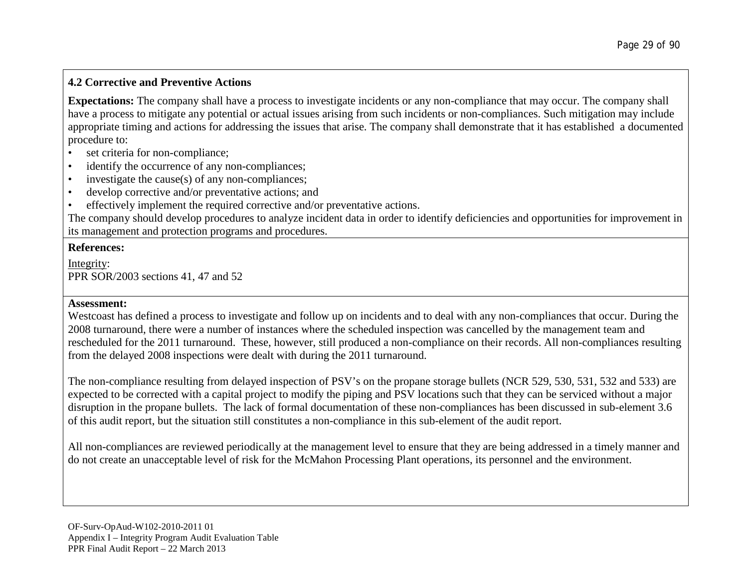### 4.2 Corrective and Preventive Actions

**Expectations:** The company shall have a process to investigate incidents or any non-compliance that may occur. The company shall have a process to mitigate any potential or actual issues arising from such incidents or non-compliances. Such mitigation may include appropriate timing and actions for addressing the issues that arise. The company shall demonstrate that it has established a documented procedure to:

- set criteria for non-compliance;
- identify the occurrence of any non-compliances;
- investigate the cause(s) of any non-compliances;
- develop corrective and/or preventative actions; and
- effectively implement the required corrective and/or preventative actions.

The company should develop procedures to analyze incident data in order to identify deficiencies and opportunities for improvement in its management and protection programs and procedures.

**References:**

Integrity:
PPR SOR/2003 sections 41, 47 and 52

**Assessment:**
Westcoast has defined a process to investigate and follow up on incidents and to deal with any non-compliances that occur. During the 2008 turnaround, there were a number of instances where the scheduled inspection was cancelled by the management team and rescheduled for the 2011 turnaround. These, however, still produced a non-compliance on their records. All non-compliances resulting from the delayed 2008 inspections were dealt with during the 2011 turnaround.

The non-compliance resulting from delayed inspection of PSV's on the propane storage bullets (NCR 529, 530, 531, 532 and 533) are expected to be corrected with a capital project to modify the piping and PSV locations such that they can be serviced without a major disruption in the propane bullets. The lack of formal documentation of these non-compliances has been discussed in sub-element 3.6 of this audit report, but the situation still constitutes a non-compliance in this sub-element of the audit report.

All non-compliances are reviewed periodically at the management level to ensure that they are being addressed in a timely manner and do not create an unacceptable level of risk for the McMahon Processing Plant operations, its personnel and the environment.

OF-Surv-OpAud-W102-2010-2011 01
Appendix I – Integrity Program Audit Evaluation Table
PPR Final Audit Report – 22 March 2013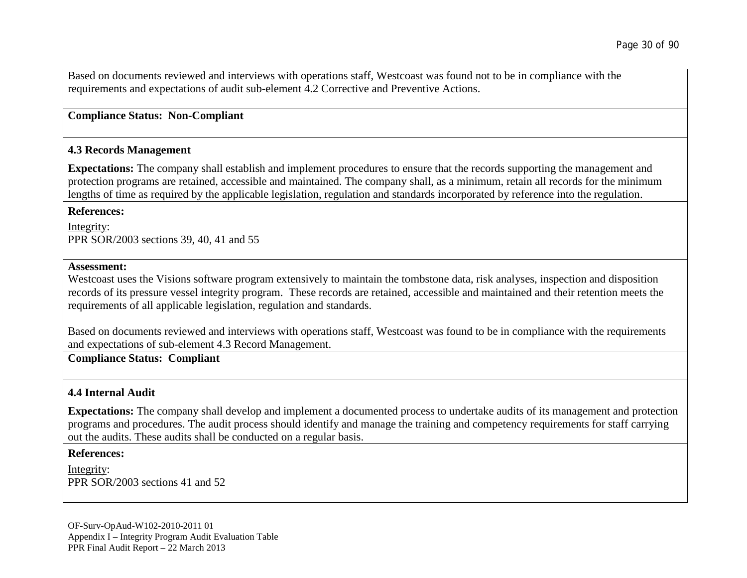Based on documents reviewed and interviews with operations staff, Westcoast was found not to be in compliance with the requirements and expectations of audit sub-element 4.2 Corrective and Preventive Actions.

**Compliance Status: Non-Compliant**

**4.3 Records Management**

**Expectations:** The company shall establish and implement procedures to ensure that the records supporting the management and protection programs are retained, accessible and maintained. The company shall, as a minimum, retain all records for the minimum lengths of time as required by the applicable legislation, regulation and standards incorporated by reference into the regulation.

**References:**

Integrity:
PPR SOR/2003 sections 39, 40, 41 and 55

**Assessment:**
Westcoast uses the Visions software program extensively to maintain the tombstone data, risk analyses, inspection and disposition records of its pressure vessel integrity program. These records are retained, accessible and maintained and their retention meets the requirements of all applicable legislation, regulation and standards.

Based on documents reviewed and interviews with operations staff, Westcoast was found to be in compliance with the requirements and expectations of sub-element 4.3 Record Management.

**Compliance Status: Compliant**

**4.4 Internal Audit**

**Expectations:** The company shall develop and implement a documented process to undertake audits of its management and protection programs and procedures. The audit process should identify and manage the training and competency requirements for staff carrying out the audits. These audits shall be conducted on a regular basis.

**References:**

Integrity:
PPR SOR/2003 sections 41 and 52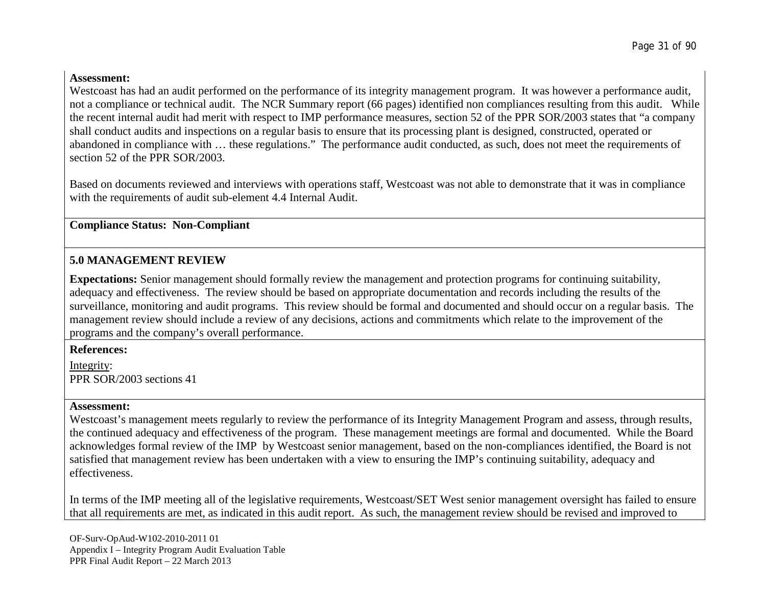**Assessment:**
Westcoast has had an audit performed on the performance of its integrity management program. It was however a performance audit, not a compliance or technical audit. The NCR Summary report (66 pages) identified non compliances resulting from this audit. While the recent internal audit had merit with respect to IMP performance measures, section 52 of the PPR SOR/2003 states that "a company shall conduct audits and inspections on a regular basis to ensure that its processing plant is designed, constructed, operated or abandoned in compliance with … these regulations." The performance audit conducted, as such, does not meet the requirements of section 52 of the PPR SOR/2003.

Based on documents reviewed and interviews with operations staff, Westcoast was not able to demonstrate that it was in compliance with the requirements of audit sub-element 4.4 Internal Audit.

**Compliance Status: Non-Compliant**

## 5.0 MANAGEMENT REVIEW

**Expectations:** Senior management should formally review the management and protection programs for continuing suitability, adequacy and effectiveness. The review should be based on appropriate documentation and records including the results of the surveillance, monitoring and audit programs. This review should be formal and documented and should occur on a regular basis. The management review should include a review of any decisions, actions and commitments which relate to the improvement of the programs and the company's overall performance.

**References:**

Integrity:
PPR SOR/2003 sections 41

**Assessment:**
Westcoast's management meets regularly to review the performance of its Integrity Management Program and assess, through results, the continued adequacy and effectiveness of the program. These management meetings are formal and documented. While the Board acknowledges formal review of the IMP by Westcoast senior management, based on the non-compliances identified, the Board is not satisfied that management review has been undertaken with a view to ensuring the IMP's continuing suitability, adequacy and effectiveness.

In terms of the IMP meeting all of the legislative requirements, Westcoast/SET West senior management oversight has failed to ensure that all requirements are met, as indicated in this audit report. As such, the management review should be revised and improved to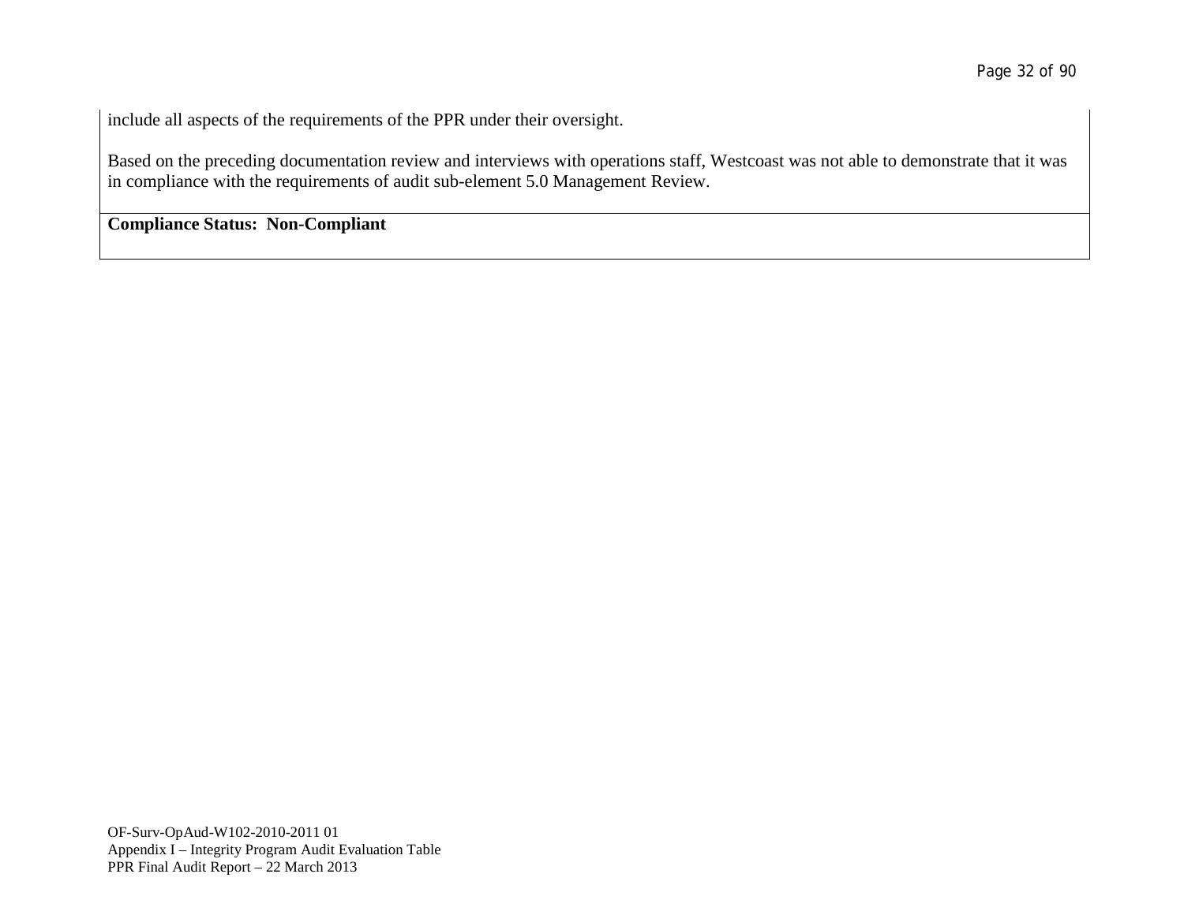include all aspects of the requirements of the PPR under their oversight.

Based on the preceding documentation review and interviews with operations staff, Westcoast was not able to demonstrate that it was in compliance with the requirements of audit sub-element 5.0 Management Review.

**Compliance Status: Non-Compliant**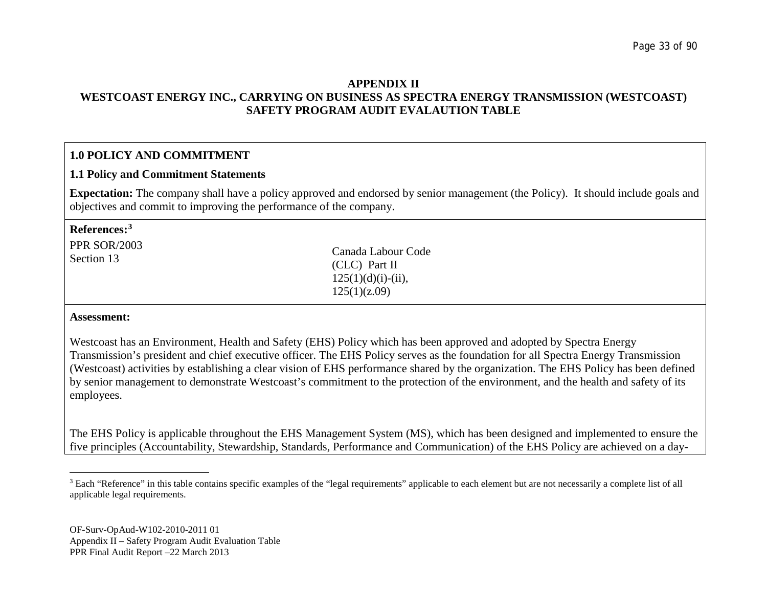**APPENDIX II**
**WESTCOAST ENERGY INC., CARRYING ON BUSINESS AS SPECTRA ENERGY TRANSMISSION (WESTCOAST)**
**SAFETY PROGRAM AUDIT EVALAUTION TABLE**

## 1.0 POLICY AND COMMITMENT

### 1.1 Policy and Commitment Statements

**Expectation:** The company shall have a policy approved and endorsed by senior management (the Policy). It should include goals and objectives and commit to improving the performance of the company.

**References:**[3]

| | |
|---|---|
| PPR SOR/2003<br>Section 13 | Canada Labour Code<br>(CLC) Part II<br>125(1)(d)(i)-(ii),<br>125(1)(z.09) |

**Assessment:**

Westcoast has an Environment, Health and Safety (EHS) Policy which has been approved and adopted by Spectra Energy Transmission's president and chief executive officer. The EHS Policy serves as the foundation for all Spectra Energy Transmission (Westcoast) activities by establishing a clear vision of EHS performance shared by the organization. The EHS Policy has been defined by senior management to demonstrate Westcoast's commitment to the protection of the environment, and the health and safety of its employees.

The EHS Policy is applicable throughout the EHS Management System (MS), which has been designed and implemented to ensure the five principles (Accountability, Stewardship, Standards, Performance and Communication) of the EHS Policy are achieved on a day-

[3] Each "Reference" in this table contains specific examples of the "legal requirements" applicable to each element but are not necessarily a complete list of all applicable legal requirements.

OF-Surv-OpAud-W102-2010-2011 01
Appendix II – Safety Program Audit Evaluation Table
PPR Final Audit Report –22 March 2013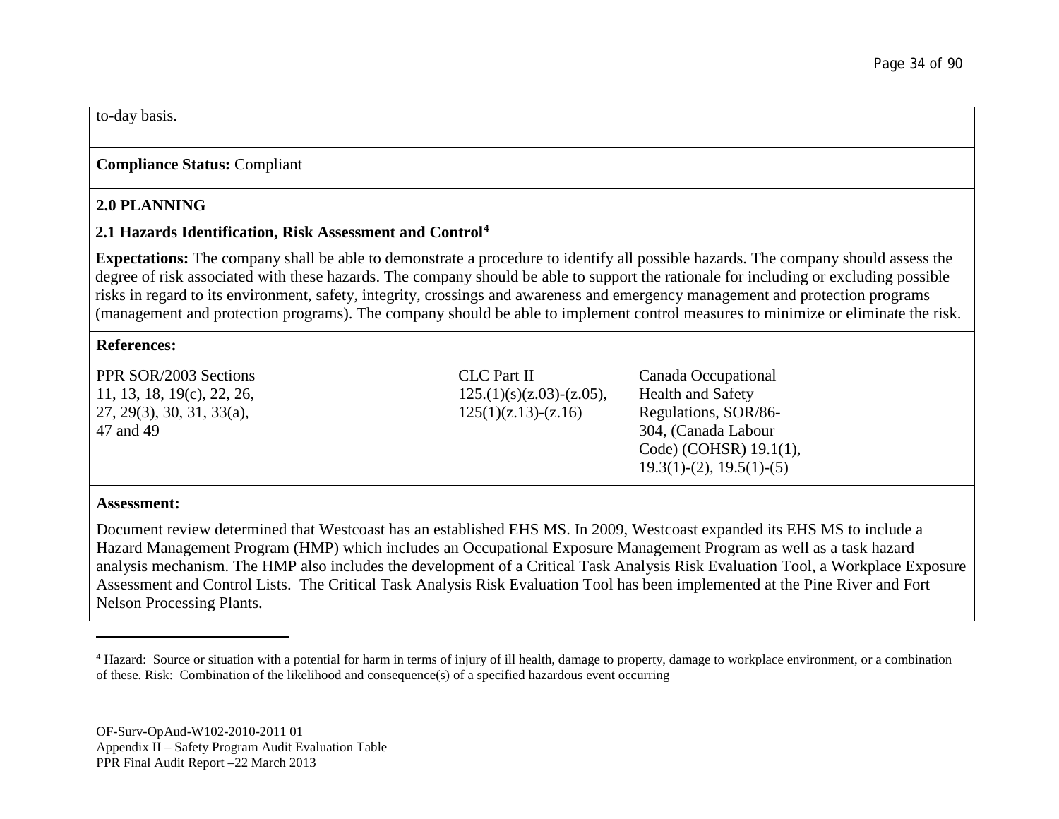to-day basis.

**Compliance Status:** Compliant

## 2.0 PLANNING

### 2.1 Hazards Identification, Risk Assessment and Control[4]

**Expectations:** The company shall be able to demonstrate a procedure to identify all possible hazards. The company should assess the degree of risk associated with these hazards. The company should be able to support the rationale for including or excluding possible risks in regard to its environment, safety, integrity, crossings and awareness and emergency management and protection programs (management and protection programs). The company should be able to implement control measures to minimize or eliminate the risk.

**References:**

| PPR SOR/2003 Sections | CLC Part II | Canada Occupational Health and Safety Regulations, SOR/86-304, (Canada Labour Code) (COHSR) |
|---|---|---|
| 11, 13, 18, 19(c), 22, 26, 27, 29(3), 30, 31, 33(a), 47 and 49 | 125.(1)(s)(z.03)-(z.05), 125(1)(z.13)-(z.16) | 19.1(1), 19.3(1)-(2), 19.5(1)-(5) |

**Assessment:**

Document review determined that Westcoast has an established EHS MS. In 2009, Westcoast expanded its EHS MS to include a Hazard Management Program (HMP) which includes an Occupational Exposure Management Program as well as a task hazard analysis mechanism. The HMP also includes the development of a Critical Task Analysis Risk Evaluation Tool, a Workplace Exposure Assessment and Control Lists. The Critical Task Analysis Risk Evaluation Tool has been implemented at the Pine River and Fort Nelson Processing Plants.

---

[4] Hazard: Source or situation with a potential for harm in terms of injury of ill health, damage to property, damage to workplace environment, or a combination of these. Risk: Combination of the likelihood and consequence(s) of a specified hazardous event occurring

OF-Surv-OpAud-W102-2010-2011 01
Appendix II – Safety Program Audit Evaluation Table
PPR Final Audit Report –22 March 2013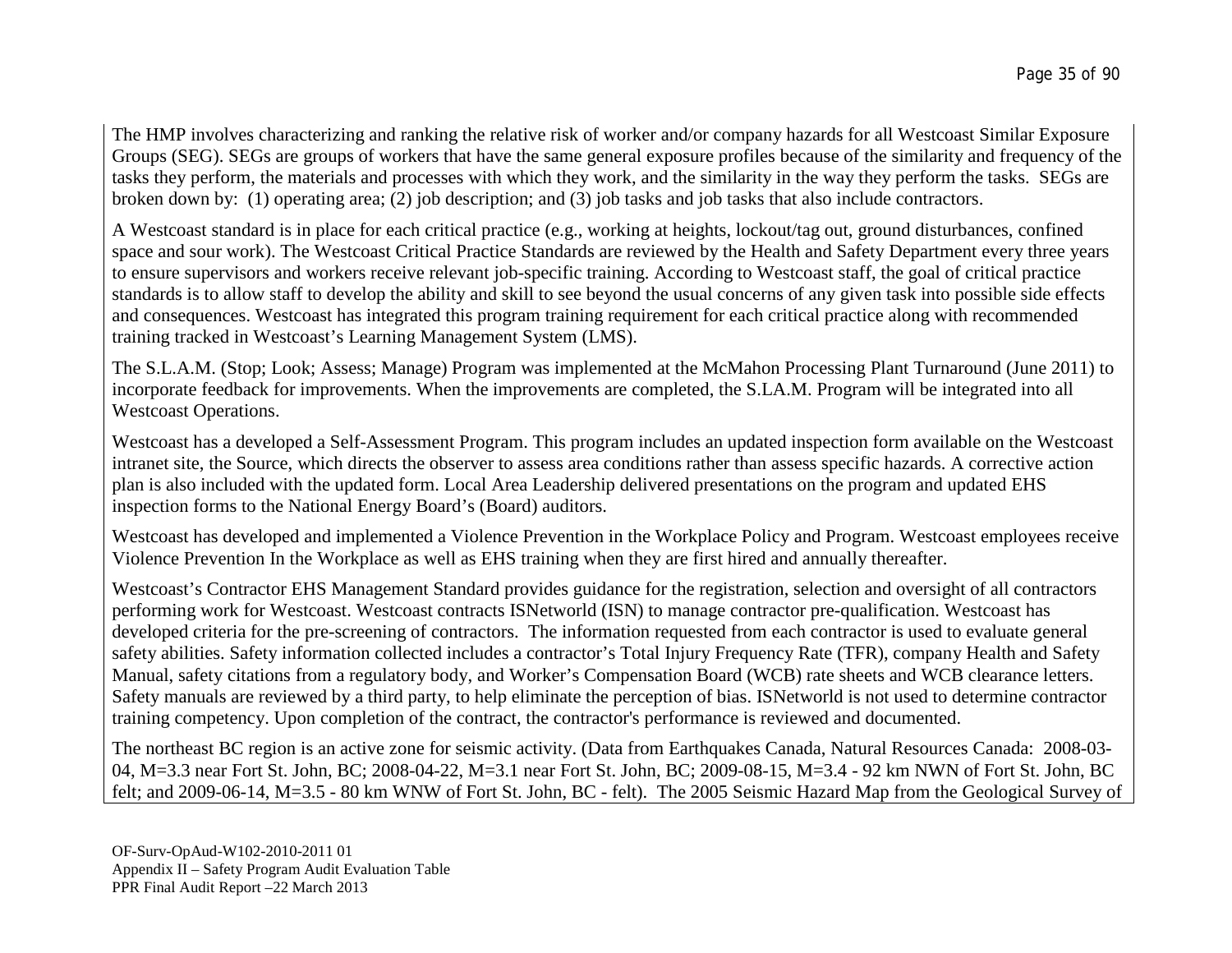The HMP involves characterizing and ranking the relative risk of worker and/or company hazards for all Westcoast Similar Exposure Groups (SEG). SEGs are groups of workers that have the same general exposure profiles because of the similarity and frequency of the tasks they perform, the materials and processes with which they work, and the similarity in the way they perform the tasks. SEGs are broken down by: (1) operating area; (2) job description; and (3) job tasks and job tasks that also include contractors.

A Westcoast standard is in place for each critical practice (e.g., working at heights, lockout/tag out, ground disturbances, confined space and sour work). The Westcoast Critical Practice Standards are reviewed by the Health and Safety Department every three years to ensure supervisors and workers receive relevant job-specific training. According to Westcoast staff, the goal of critical practice standards is to allow staff to develop the ability and skill to see beyond the usual concerns of any given task into possible side effects and consequences. Westcoast has integrated this program training requirement for each critical practice along with recommended training tracked in Westcoast's Learning Management System (LMS).

The S.L.A.M. (Stop; Look; Assess; Manage) Program was implemented at the McMahon Processing Plant Turnaround (June 2011) to incorporate feedback for improvements. When the improvements are completed, the S.LA.M. Program will be integrated into all Westcoast Operations.

Westcoast has a developed a Self-Assessment Program. This program includes an updated inspection form available on the Westcoast intranet site, the Source, which directs the observer to assess area conditions rather than assess specific hazards. A corrective action plan is also included with the updated form. Local Area Leadership delivered presentations on the program and updated EHS inspection forms to the National Energy Board's (Board) auditors.

Westcoast has developed and implemented a Violence Prevention in the Workplace Policy and Program. Westcoast employees receive Violence Prevention In the Workplace as well as EHS training when they are first hired and annually thereafter.

Westcoast's Contractor EHS Management Standard provides guidance for the registration, selection and oversight of all contractors performing work for Westcoast. Westcoast contracts ISNetworld (ISN) to manage contractor pre-qualification. Westcoast has developed criteria for the pre-screening of contractors. The information requested from each contractor is used to evaluate general safety abilities. Safety information collected includes a contractor's Total Injury Frequency Rate (TFR), company Health and Safety Manual, safety citations from a regulatory body, and Worker's Compensation Board (WCB) rate sheets and WCB clearance letters. Safety manuals are reviewed by a third party, to help eliminate the perception of bias. ISNetworld is not used to determine contractor training competency. Upon completion of the contract, the contractor's performance is reviewed and documented.

The northeast BC region is an active zone for seismic activity. (Data from Earthquakes Canada, Natural Resources Canada: 2008-03-04, M=3.3 near Fort St. John, BC; 2008-04-22, M=3.1 near Fort St. John, BC; 2009-08-15, M=3.4 - 92 km NWN of Fort St. John, BC felt; and 2009-06-14, M=3.5 - 80 km WNW of Fort St. John, BC - felt). The 2005 Seismic Hazard Map from the Geological Survey of

OF-Surv-OpAud-W102-2010-2011 01
Appendix II – Safety Program Audit Evaluation Table
PPR Final Audit Report –22 March 2013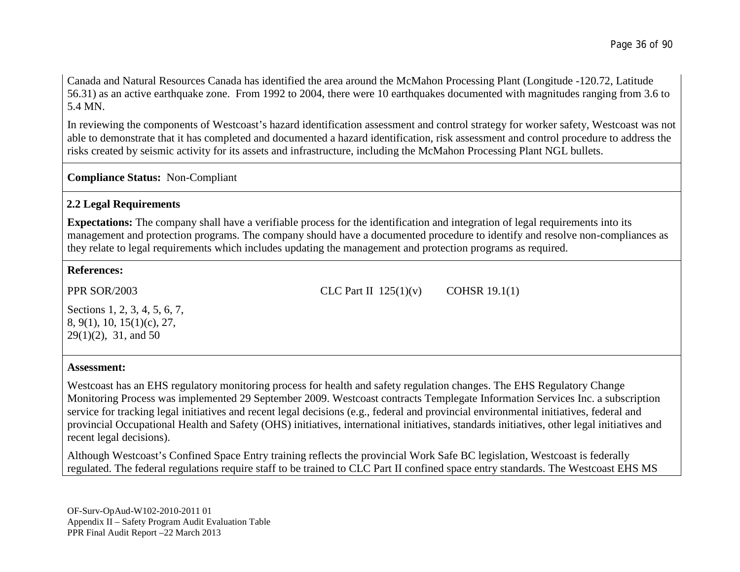Canada and Natural Resources Canada has identified the area around the McMahon Processing Plant (Longitude -120.72, Latitude 56.31) as an active earthquake zone. From 1992 to 2004, there were 10 earthquakes documented with magnitudes ranging from 3.6 to 5.4 MN.

In reviewing the components of Westcoast's hazard identification assessment and control strategy for worker safety, Westcoast was not able to demonstrate that it has completed and documented a hazard identification, risk assessment and control procedure to address the risks created by seismic activity for its assets and infrastructure, including the McMahon Processing Plant NGL bullets.

**Compliance Status:** Non-Compliant

**2.2 Legal Requirements**

**Expectations:** The company shall have a verifiable process for the identification and integration of legal requirements into its management and protection programs. The company should have a documented procedure to identify and resolve non-compliances as they relate to legal requirements which includes updating the management and protection programs as required.

**References:**

| PPR SOR/2003 | CLC Part II 125(1)(v) | COHSR 19.1(1) |
|---|---|---|
| Sections 1, 2, 3, 4, 5, 6, 7, 8, 9(1), 10, 15(1)(c), 27, 29(1)(2), 31, and 50 | | |

**Assessment:**

Westcoast has an EHS regulatory monitoring process for health and safety regulation changes. The EHS Regulatory Change Monitoring Process was implemented 29 September 2009. Westcoast contracts Templegate Information Services Inc. a subscription service for tracking legal initiatives and recent legal decisions (e.g., federal and provincial environmental initiatives, federal and provincial Occupational Health and Safety (OHS) initiatives, international initiatives, standards initiatives, other legal initiatives and recent legal decisions).

Although Westcoast's Confined Space Entry training reflects the provincial Work Safe BC legislation, Westcoast is federally regulated. The federal regulations require staff to be trained to CLC Part II confined space entry standards. The Westcoast EHS MS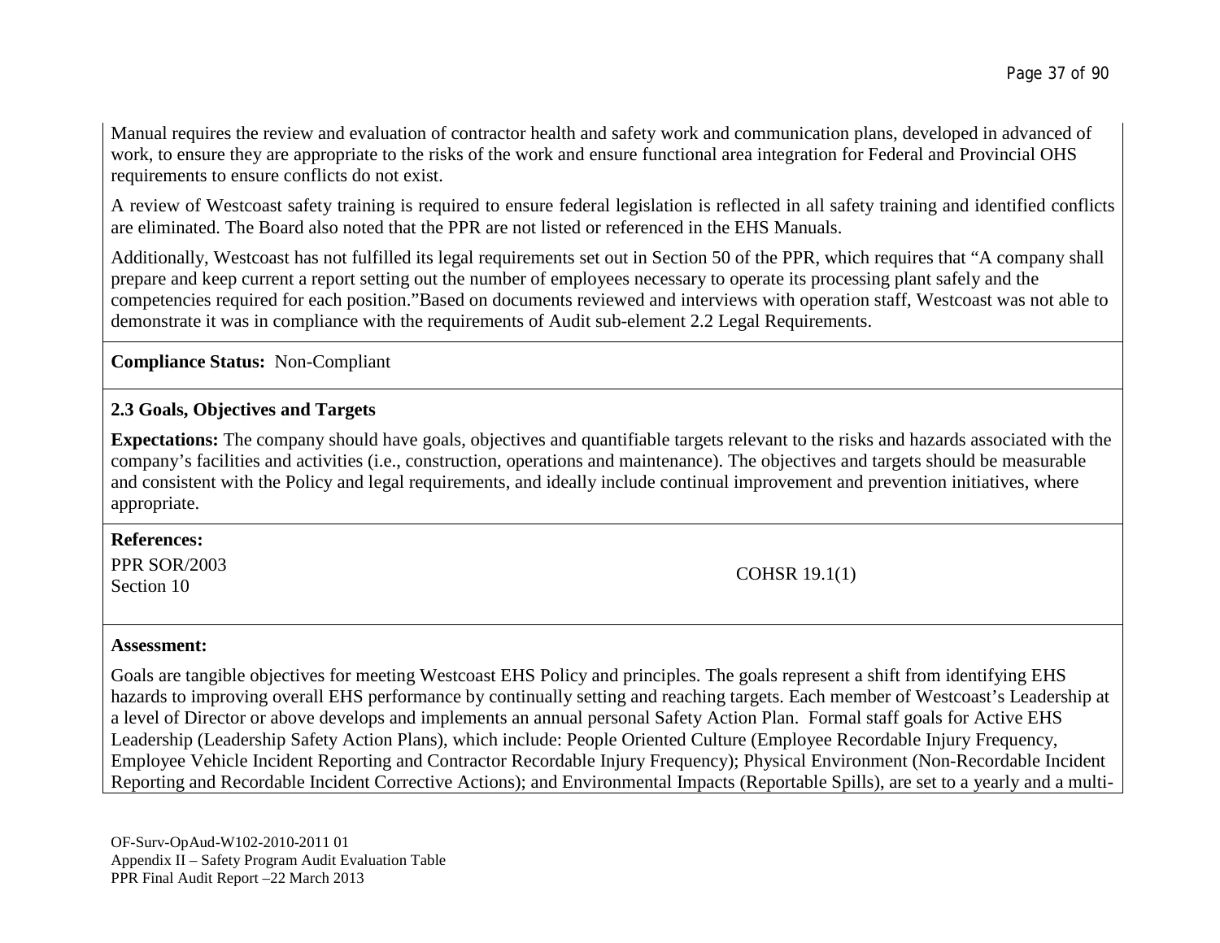Manual requires the review and evaluation of contractor health and safety work and communication plans, developed in advanced of work, to ensure they are appropriate to the risks of the work and ensure functional area integration for Federal and Provincial OHS requirements to ensure conflicts do not exist.

A review of Westcoast safety training is required to ensure federal legislation is reflected in all safety training and identified conflicts are eliminated. The Board also noted that the PPR are not listed or referenced in the EHS Manuals.

Additionally, Westcoast has not fulfilled its legal requirements set out in Section 50 of the PPR, which requires that "A company shall prepare and keep current a report setting out the number of employees necessary to operate its processing plant safely and the competencies required for each position."Based on documents reviewed and interviews with operation staff, Westcoast was not able to demonstrate it was in compliance with the requirements of Audit sub-element 2.2 Legal Requirements.

**Compliance Status:** Non-Compliant

**2.3 Goals, Objectives and Targets**

**Expectations:** The company should have goals, objectives and quantifiable targets relevant to the risks and hazards associated with the company's facilities and activities (i.e., construction, operations and maintenance). The objectives and targets should be measurable and consistent with the Policy and legal requirements, and ideally include continual improvement and prevention initiatives, where appropriate.

**References:**

| PPR SOR/2003 Section 10 | COHSR 19.1(1) |
|---|---|

**Assessment:**

Goals are tangible objectives for meeting Westcoast EHS Policy and principles. The goals represent a shift from identifying EHS hazards to improving overall EHS performance by continually setting and reaching targets. Each member of Westcoast's Leadership at a level of Director or above develops and implements an annual personal Safety Action Plan. Formal staff goals for Active EHS Leadership (Leadership Safety Action Plans), which include: People Oriented Culture (Employee Recordable Injury Frequency, Employee Vehicle Incident Reporting and Contractor Recordable Injury Frequency); Physical Environment (Non-Recordable Incident Reporting and Recordable Incident Corrective Actions); and Environmental Impacts (Reportable Spills), are set to a yearly and a multi-

OF-Surv-OpAud-W102-2010-2011 01
Appendix II – Safety Program Audit Evaluation Table
PPR Final Audit Report –22 March 2013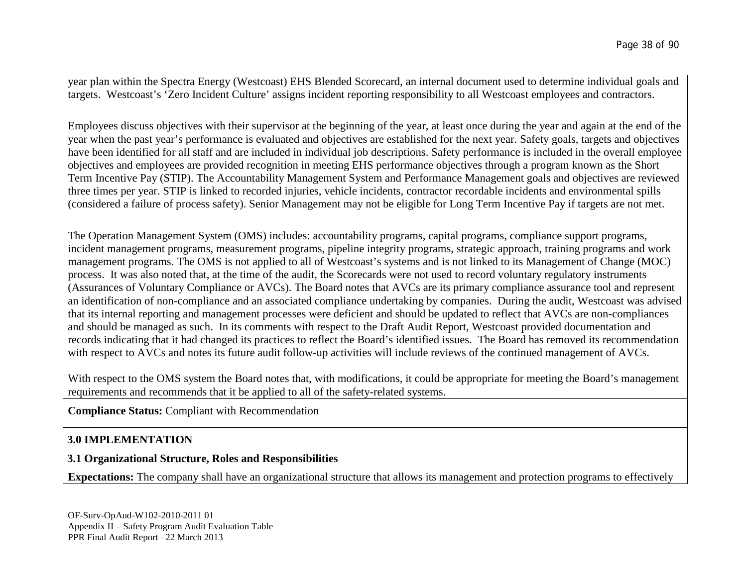year plan within the Spectra Energy (Westcoast) EHS Blended Scorecard, an internal document used to determine individual goals and targets. Westcoast's 'Zero Incident Culture' assigns incident reporting responsibility to all Westcoast employees and contractors.

Employees discuss objectives with their supervisor at the beginning of the year, at least once during the year and again at the end of the year when the past year's performance is evaluated and objectives are established for the next year. Safety goals, targets and objectives have been identified for all staff and are included in individual job descriptions. Safety performance is included in the overall employee objectives and employees are provided recognition in meeting EHS performance objectives through a program known as the Short Term Incentive Pay (STIP). The Accountability Management System and Performance Management goals and objectives are reviewed three times per year. STIP is linked to recorded injuries, vehicle incidents, contractor recordable incidents and environmental spills (considered a failure of process safety). Senior Management may not be eligible for Long Term Incentive Pay if targets are not met.

The Operation Management System (OMS) includes: accountability programs, capital programs, compliance support programs, incident management programs, measurement programs, pipeline integrity programs, strategic approach, training programs and work management programs. The OMS is not applied to all of Westcoast's systems and is not linked to its Management of Change (MOC) process. It was also noted that, at the time of the audit, the Scorecards were not used to record voluntary regulatory instruments (Assurances of Voluntary Compliance or AVCs). The Board notes that AVCs are its primary compliance assurance tool and represent an identification of non-compliance and an associated compliance undertaking by companies. During the audit, Westcoast was advised that its internal reporting and management processes were deficient and should be updated to reflect that AVCs are non-compliances and should be managed as such. In its comments with respect to the Draft Audit Report, Westcoast provided documentation and records indicating that it had changed its practices to reflect the Board's identified issues. The Board has removed its recommendation with respect to AVCs and notes its future audit follow-up activities will include reviews of the continued management of AVCs.

With respect to the OMS system the Board notes that, with modifications, it could be appropriate for meeting the Board's management requirements and recommends that it be applied to all of the safety-related systems.

**Compliance Status:** Compliant with Recommendation

## 3.0 IMPLEMENTATION

### 3.1 Organizational Structure, Roles and Responsibilities

**Expectations:** The company shall have an organizational structure that allows its management and protection programs to effectively

OF-Surv-OpAud-W102-2010-2011 01
Appendix II – Safety Program Audit Evaluation Table
PPR Final Audit Report –22 March 2013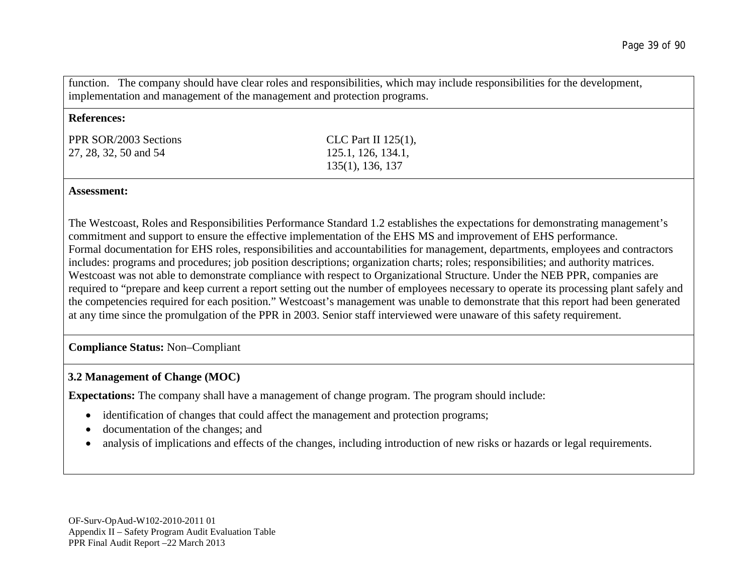function. The company should have clear roles and responsibilities, which may include responsibilities for the development, implementation and management of the management and protection programs.

**References:**

| PPR SOR/2003 Sections 27, 28, 32, 50 and 54 | CLC Part II 125(1), 125.1, 126, 134.1, 135(1), 136, 137 |
|---|---|

**Assessment:**

The Westcoast, Roles and Responsibilities Performance Standard 1.2 establishes the expectations for demonstrating management's commitment and support to ensure the effective implementation of the EHS MS and improvement of EHS performance.
Formal documentation for EHS roles, responsibilities and accountabilities for management, departments, employees and contractors includes: programs and procedures; job position descriptions; organization charts; roles; responsibilities; and authority matrices.
Westcoast was not able to demonstrate compliance with respect to Organizational Structure. Under the NEB PPR, companies are required to "prepare and keep current a report setting out the number of employees necessary to operate its processing plant safely and the competencies required for each position." Westcoast's management was unable to demonstrate that this report had been generated at any time since the promulgation of the PPR in 2003. Senior staff interviewed were unaware of this safety requirement.

**Compliance Status:** Non–Compliant

### 3.2 Management of Change (MOC)

**Expectations:** The company shall have a management of change program. The program should include:

- identification of changes that could affect the management and protection programs;
- documentation of the changes; and
- analysis of implications and effects of the changes, including introduction of new risks or hazards or legal requirements.

OF-Surv-OpAud-W102-2010-2011 01
Appendix II – Safety Program Audit Evaluation Table
PPR Final Audit Report –22 March 2013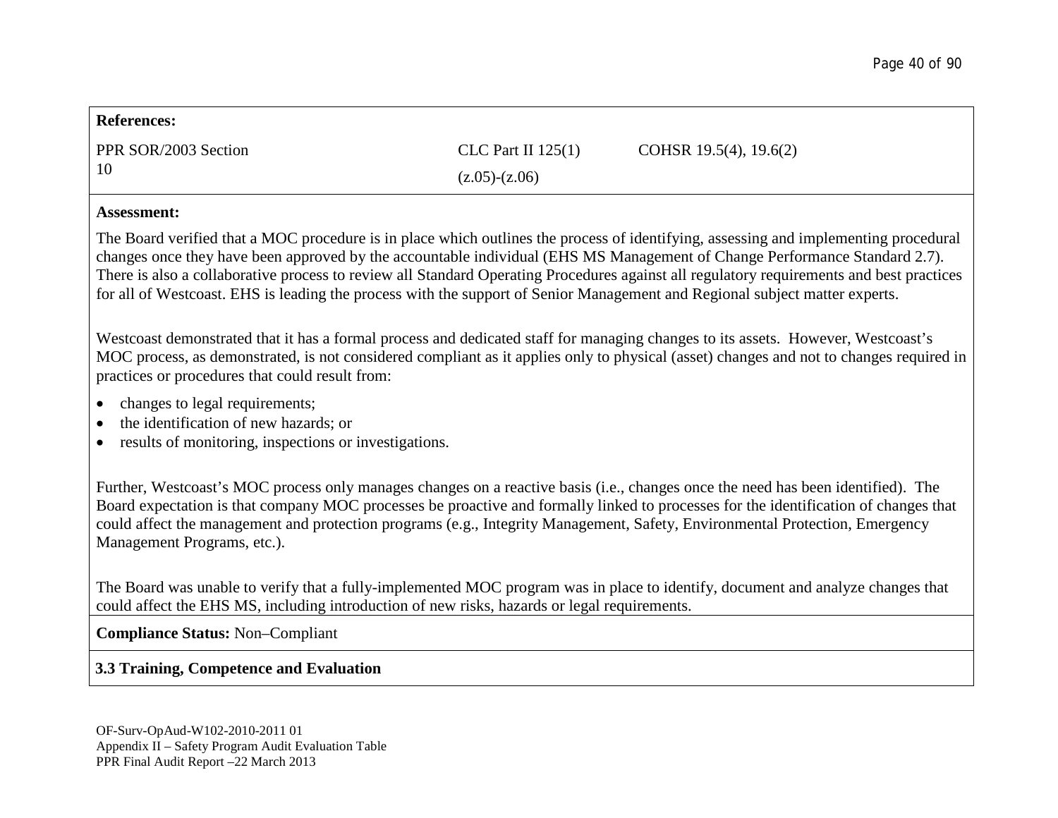**References:**

| PPR SOR/2003 Section 10 | CLC Part II 125(1) (z.05)-(z.06) | COHSR 19.5(4), 19.6(2) |
|---|---|---|

**Assessment:**

The Board verified that a MOC procedure is in place which outlines the process of identifying, assessing and implementing procedural changes once they have been approved by the accountable individual (EHS MS Management of Change Performance Standard 2.7). There is also a collaborative process to review all Standard Operating Procedures against all regulatory requirements and best practices for all of Westcoast. EHS is leading the process with the support of Senior Management and Regional subject matter experts.

Westcoast demonstrated that it has a formal process and dedicated staff for managing changes to its assets. However, Westcoast's MOC process, as demonstrated, is not considered compliant as it applies only to physical (asset) changes and not to changes required in practices or procedures that could result from:

- changes to legal requirements;
- the identification of new hazards; or
- results of monitoring, inspections or investigations.

Further, Westcoast's MOC process only manages changes on a reactive basis (i.e., changes once the need has been identified). The Board expectation is that company MOC processes be proactive and formally linked to processes for the identification of changes that could affect the management and protection programs (e.g., Integrity Management, Safety, Environmental Protection, Emergency Management Programs, etc.).

The Board was unable to verify that a fully-implemented MOC program was in place to identify, document and analyze changes that could affect the EHS MS, including introduction of new risks, hazards or legal requirements.

**Compliance Status:** Non–Compliant

**3.3 Training, Competence and Evaluation**

OF-Surv-OpAud-W102-2010-2011 01
Appendix II – Safety Program Audit Evaluation Table
PPR Final Audit Report –22 March 2013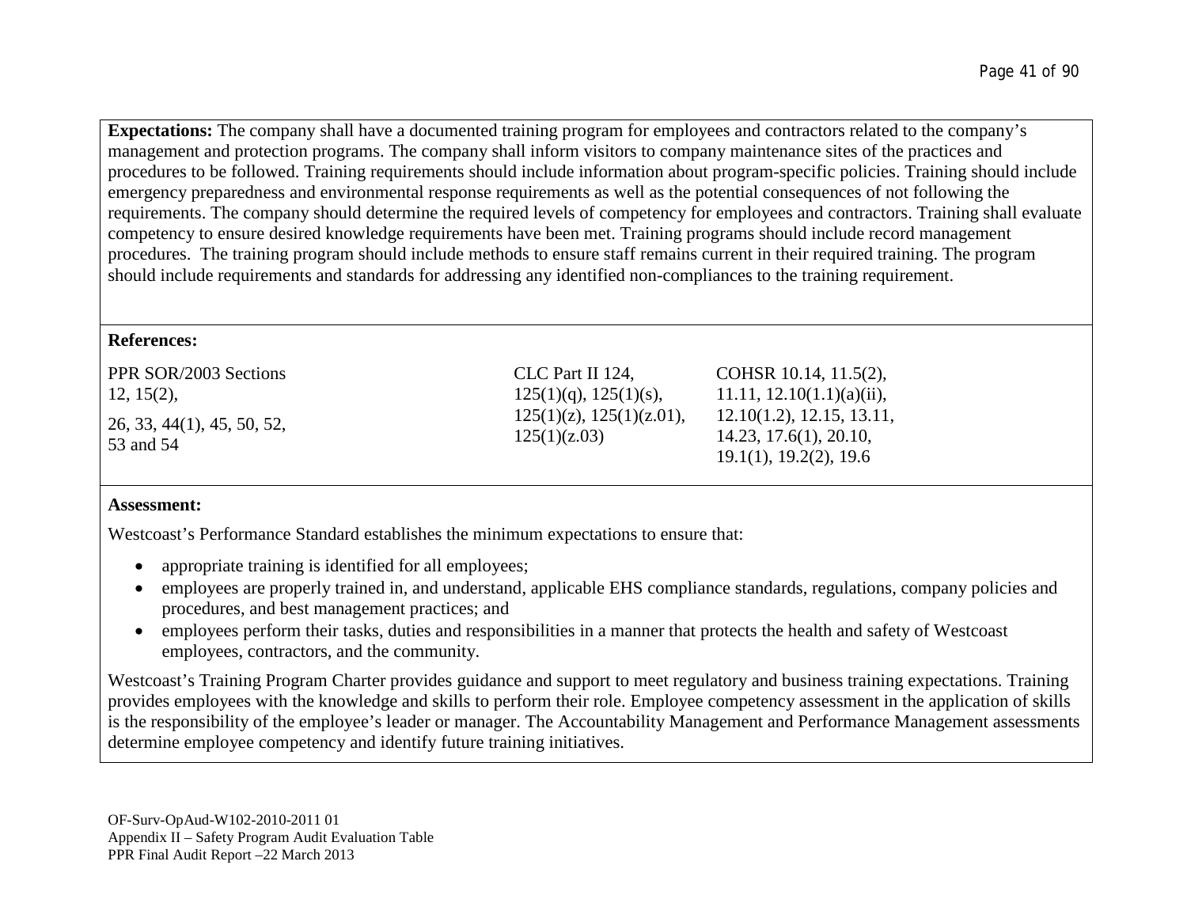**Expectations:** The company shall have a documented training program for employees and contractors related to the company's management and protection programs. The company shall inform visitors to company maintenance sites of the practices and procedures to be followed. Training requirements should include information about program-specific policies. Training should include emergency preparedness and environmental response requirements as well as the potential consequences of not following the requirements. The company should determine the required levels of competency for employees and contractors. Training shall evaluate competency to ensure desired knowledge requirements have been met. Training programs should include record management procedures. The training program should include methods to ensure staff remains current in their required training. The program should include requirements and standards for addressing any identified non-compliances to the training requirement.

**References:**

| | | |
|---|---|---|
| PPR SOR/2003 Sections 12, 15(2),<br><br>26, 33, 44(1), 45, 50, 52, 53 and 54 | CLC Part II 124, 125(1)(q), 125(1)(s), 125(1)(z), 125(1)(z.01), 125(1)(z.03) | COHSR 10.14, 11.5(2), 11.11, 12.10(1.1)(a)(ii), 12.10(1.2), 12.15, 13.11, 14.23, 17.6(1), 20.10, 19.1(1), 19.2(2), 19.6 |

**Assessment:**

Westcoast's Performance Standard establishes the minimum expectations to ensure that:

- appropriate training is identified for all employees;
- employees are properly trained in, and understand, applicable EHS compliance standards, regulations, company policies and procedures, and best management practices; and
- employees perform their tasks, duties and responsibilities in a manner that protects the health and safety of Westcoast employees, contractors, and the community.

Westcoast's Training Program Charter provides guidance and support to meet regulatory and business training expectations. Training provides employees with the knowledge and skills to perform their role. Employee competency assessment in the application of skills is the responsibility of the employee's leader or manager. The Accountability Management and Performance Management assessments determine employee competency and identify future training initiatives.

OF-Surv-OpAud-W102-2010-2011 01
Appendix II – Safety Program Audit Evaluation Table
PPR Final Audit Report –22 March 2013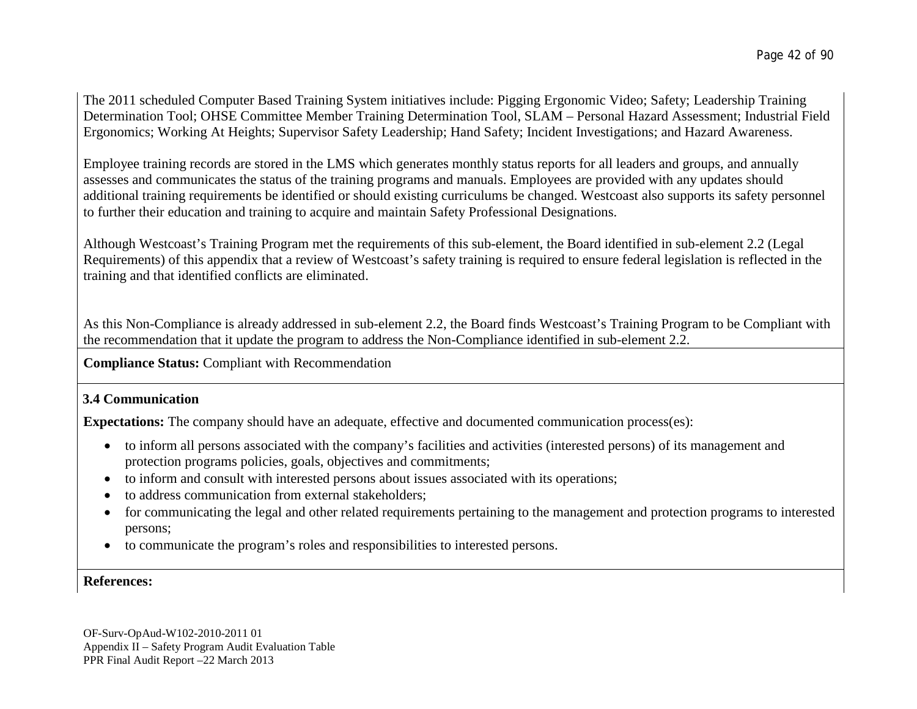The 2011 scheduled Computer Based Training System initiatives include: Pigging Ergonomic Video; Safety; Leadership Training Determination Tool; OHSE Committee Member Training Determination Tool, SLAM – Personal Hazard Assessment; Industrial Field Ergonomics; Working At Heights; Supervisor Safety Leadership; Hand Safety; Incident Investigations; and Hazard Awareness.

Employee training records are stored in the LMS which generates monthly status reports for all leaders and groups, and annually assesses and communicates the status of the training programs and manuals. Employees are provided with any updates should additional training requirements be identified or should existing curriculums be changed. Westcoast also supports its safety personnel to further their education and training to acquire and maintain Safety Professional Designations.

Although Westcoast's Training Program met the requirements of this sub-element, the Board identified in sub-element 2.2 (Legal Requirements) of this appendix that a review of Westcoast's safety training is required to ensure federal legislation is reflected in the training and that identified conflicts are eliminated.

As this Non-Compliance is already addressed in sub-element 2.2, the Board finds Westcoast's Training Program to be Compliant with the recommendation that it update the program to address the Non-Compliance identified in sub-element 2.2.

**Compliance Status:** Compliant with Recommendation

### 3.4 Communication

**Expectations:** The company should have an adequate, effective and documented communication process(es):

- to inform all persons associated with the company's facilities and activities (interested persons) of its management and protection programs policies, goals, objectives and commitments;
- to inform and consult with interested persons about issues associated with its operations;
- to address communication from external stakeholders;
- for communicating the legal and other related requirements pertaining to the management and protection programs to interested persons;
- to communicate the program's roles and responsibilities to interested persons.

**References:**

OF-Surv-OpAud-W102-2010-2011 01
Appendix II – Safety Program Audit Evaluation Table
PPR Final Audit Report –22 March 2013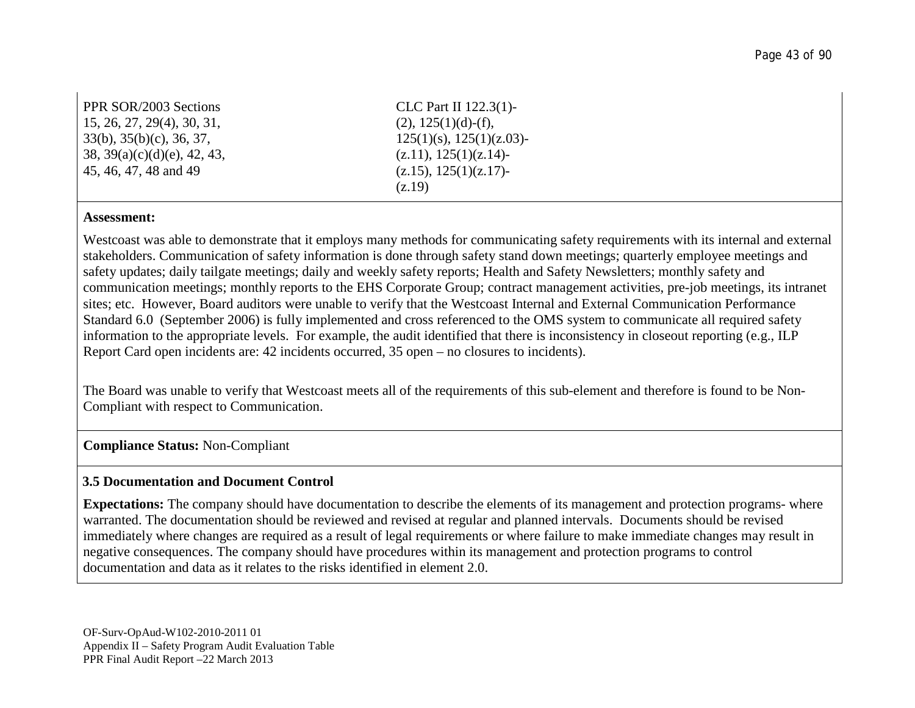| PPR SOR/2003 Sections 15, 26, 27, 29(4), 30, 31, 33(b), 35(b)(c), 36, 37, 38, 39(a)(c)(d)(e), 42, 43, 45, 46, 47, 48 and 49 | CLC Part II 122.3(1)-(2), 125(1)(d)-(f), 125(1)(s), 125(1)(z.03)-(z.11), 125(1)(z.14)-(z.15), 125(1)(z.17)-(z.19) |
|---|---|

**Assessment:**

Westcoast was able to demonstrate that it employs many methods for communicating safety requirements with its internal and external stakeholders. Communication of safety information is done through safety stand down meetings; quarterly employee meetings and safety updates; daily tailgate meetings; daily and weekly safety reports; Health and Safety Newsletters; monthly safety and communication meetings; monthly reports to the EHS Corporate Group; contract management activities, pre-job meetings, its intranet sites; etc. However, Board auditors were unable to verify that the Westcoast Internal and External Communication Performance Standard 6.0 (September 2006) is fully implemented and cross referenced to the OMS system to communicate all required safety information to the appropriate levels. For example, the audit identified that there is inconsistency in closeout reporting (e.g., ILP Report Card open incidents are: 42 incidents occurred, 35 open – no closures to incidents).

The Board was unable to verify that Westcoast meets all of the requirements of this sub-element and therefore is found to be Non-Compliant with respect to Communication.

**Compliance Status:** Non-Compliant

### 3.5 Documentation and Document Control

**Expectations:** The company should have documentation to describe the elements of its management and protection programs- where warranted. The documentation should be reviewed and revised at regular and planned intervals. Documents should be revised immediately where changes are required as a result of legal requirements or where failure to make immediate changes may result in negative consequences. The company should have procedures within its management and protection programs to control documentation and data as it relates to the risks identified in element 2.0.

OF-Surv-OpAud-W102-2010-2011 01
Appendix II – Safety Program Audit Evaluation Table
PPR Final Audit Report –22 March 2013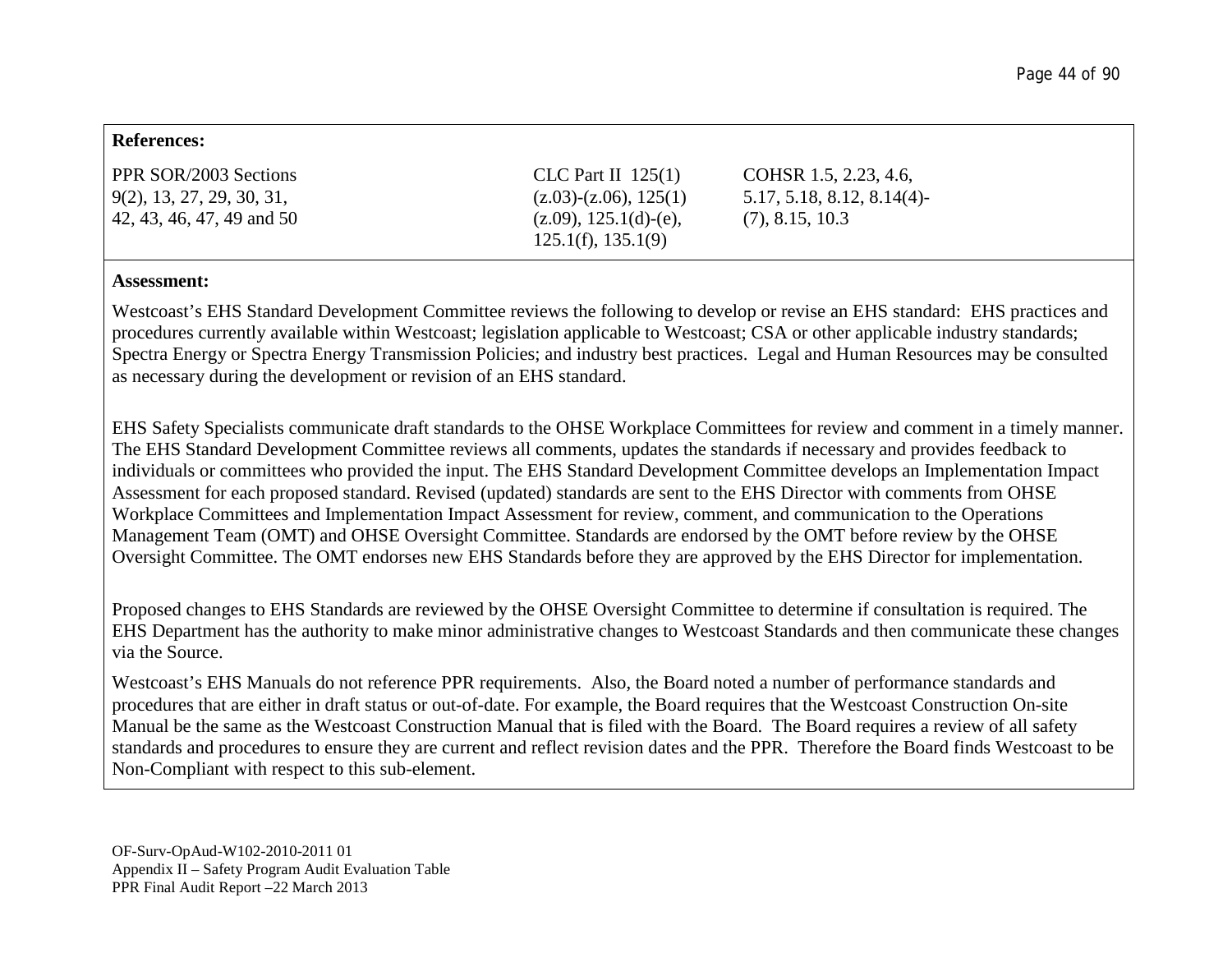**References:**

| PPR SOR/2003 Sections 9(2), 13, 27, 29, 30, 31, 42, 43, 46, 47, 49 and 50 | CLC Part II 125(1) (z.03)-(z.06), 125(1) (z.09), 125.1(d)-(e), 125.1(f), 135.1(9) | COHSR 1.5, 2.23, 4.6, 5.17, 5.18, 8.12, 8.14(4)-(7), 8.15, 10.3 |
|---|---|---|

**Assessment:**

Westcoast's EHS Standard Development Committee reviews the following to develop or revise an EHS standard: EHS practices and procedures currently available within Westcoast; legislation applicable to Westcoast; CSA or other applicable industry standards; Spectra Energy or Spectra Energy Transmission Policies; and industry best practices. Legal and Human Resources may be consulted as necessary during the development or revision of an EHS standard.

EHS Safety Specialists communicate draft standards to the OHSE Workplace Committees for review and comment in a timely manner. The EHS Standard Development Committee reviews all comments, updates the standards if necessary and provides feedback to individuals or committees who provided the input. The EHS Standard Development Committee develops an Implementation Impact Assessment for each proposed standard. Revised (updated) standards are sent to the EHS Director with comments from OHSE Workplace Committees and Implementation Impact Assessment for review, comment, and communication to the Operations Management Team (OMT) and OHSE Oversight Committee. Standards are endorsed by the OMT before review by the OHSE Oversight Committee. The OMT endorses new EHS Standards before they are approved by the EHS Director for implementation.

Proposed changes to EHS Standards are reviewed by the OHSE Oversight Committee to determine if consultation is required. The EHS Department has the authority to make minor administrative changes to Westcoast Standards and then communicate these changes via the Source.

Westcoast's EHS Manuals do not reference PPR requirements. Also, the Board noted a number of performance standards and procedures that are either in draft status or out-of-date. For example, the Board requires that the Westcoast Construction On-site Manual be the same as the Westcoast Construction Manual that is filed with the Board. The Board requires a review of all safety standards and procedures to ensure they are current and reflect revision dates and the PPR. Therefore the Board finds Westcoast to be Non-Compliant with respect to this sub-element.

OF-Surv-OpAud-W102-2010-2011 01
Appendix II – Safety Program Audit Evaluation Table
PPR Final Audit Report –22 March 2013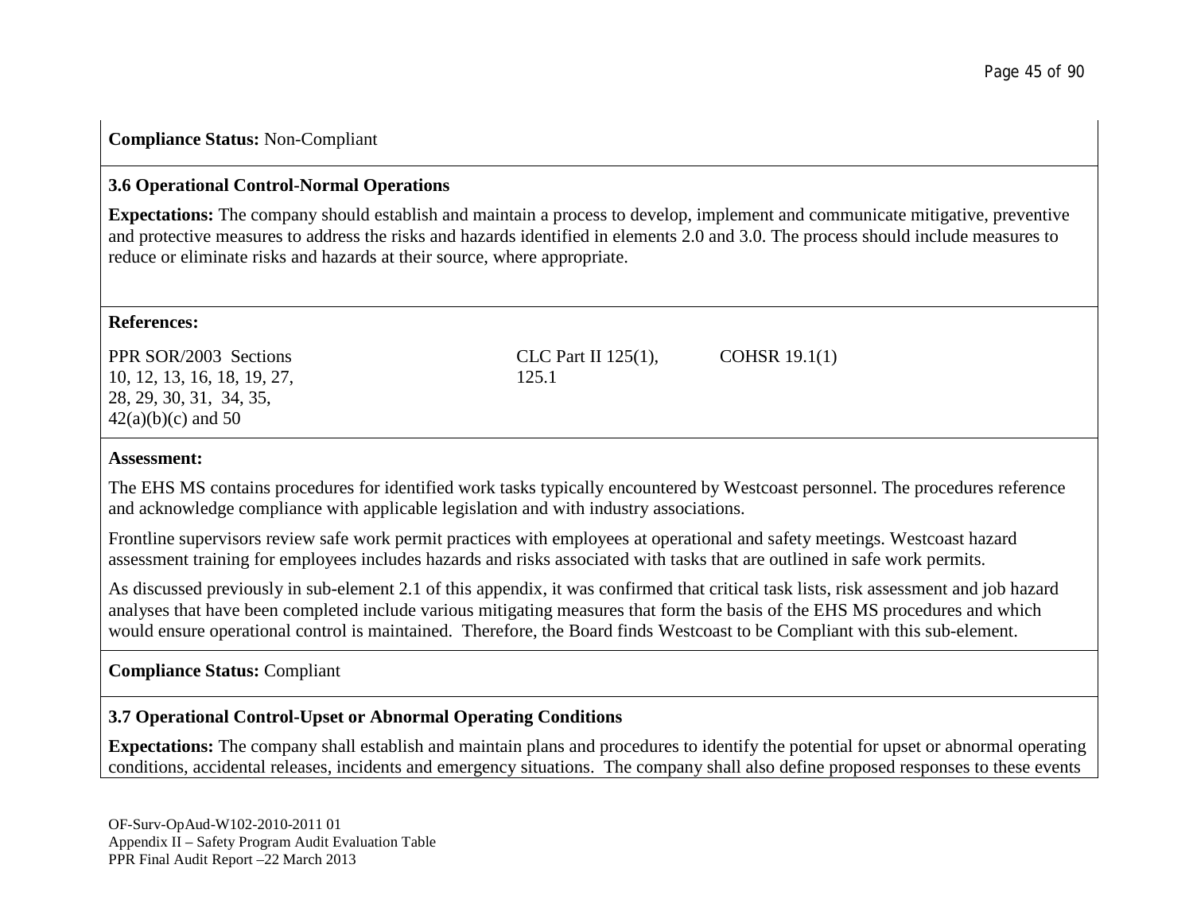**Compliance Status:** Non-Compliant

**3.6 Operational Control-Normal Operations**

**Expectations:** The company should establish and maintain a process to develop, implement and communicate mitigative, preventive and protective measures to address the risks and hazards identified in elements 2.0 and 3.0. The process should include measures to reduce or eliminate risks and hazards at their source, where appropriate.

**References:**

| PPR SOR/2003 Sections 10, 12, 13, 16, 18, 19, 27, 28, 29, 30, 31, 34, 35, 42(a)(b)(c) and 50 | CLC Part II 125(1), 125.1 | COHSR 19.1(1) |
|---|---|---|

**Assessment:**

The EHS MS contains procedures for identified work tasks typically encountered by Westcoast personnel. The procedures reference and acknowledge compliance with applicable legislation and with industry associations.

Frontline supervisors review safe work permit practices with employees at operational and safety meetings. Westcoast hazard assessment training for employees includes hazards and risks associated with tasks that are outlined in safe work permits.

As discussed previously in sub-element 2.1 of this appendix, it was confirmed that critical task lists, risk assessment and job hazard analyses that have been completed include various mitigating measures that form the basis of the EHS MS procedures and which would ensure operational control is maintained. Therefore, the Board finds Westcoast to be Compliant with this sub-element.

**Compliance Status:** Compliant

**3.7 Operational Control-Upset or Abnormal Operating Conditions**

**Expectations:** The company shall establish and maintain plans and procedures to identify the potential for upset or abnormal operating conditions, accidental releases, incidents and emergency situations. The company shall also define proposed responses to these events

OF-Surv-OpAud-W102-2010-2011 01
Appendix II – Safety Program Audit Evaluation Table
PPR Final Audit Report –22 March 2013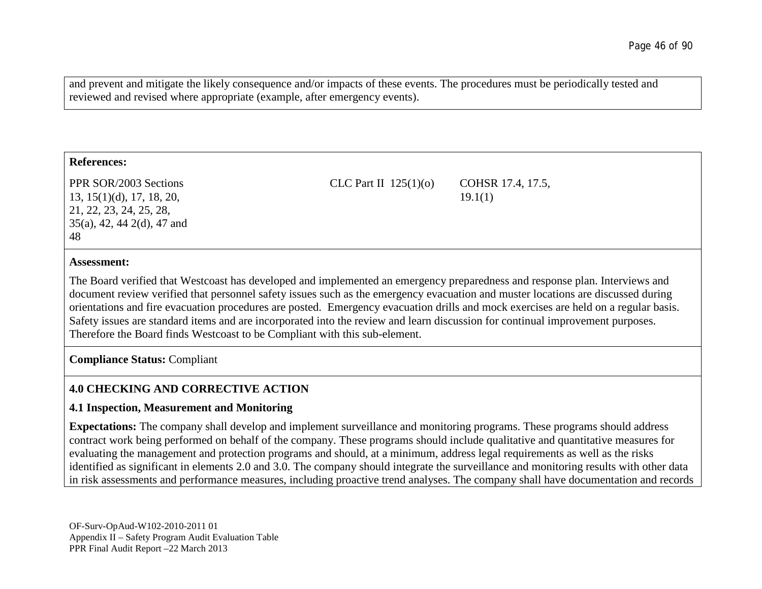and prevent and mitigate the likely consequence and/or impacts of these events. The procedures must be periodically tested and reviewed and revised where appropriate (example, after emergency events).

**References:**

| PPR SOR/2003 Sections 13, 15(1)(d), 17, 18, 20, 21, 22, 23, 24, 25, 28, 35(a), 42, 44 2(d), 47 and 48 | CLC Part II 125(1)(o) | COHSR 17.4, 17.5, 19.1(1) |
|---|---|---|

**Assessment:**

The Board verified that Westcoast has developed and implemented an emergency preparedness and response plan. Interviews and document review verified that personnel safety issues such as the emergency evacuation and muster locations are discussed during orientations and fire evacuation procedures are posted. Emergency evacuation drills and mock exercises are held on a regular basis. Safety issues are standard items and are incorporated into the review and learn discussion for continual improvement purposes. Therefore the Board finds Westcoast to be Compliant with this sub-element.

**Compliance Status:** Compliant

## 4.0 CHECKING AND CORRECTIVE ACTION

### 4.1 Inspection, Measurement and Monitoring

**Expectations:** The company shall develop and implement surveillance and monitoring programs. These programs should address contract work being performed on behalf of the company. These programs should include qualitative and quantitative measures for evaluating the management and protection programs and should, at a minimum, address legal requirements as well as the risks identified as significant in elements 2.0 and 3.0. The company should integrate the surveillance and monitoring results with other data in risk assessments and performance measures, including proactive trend analyses. The company shall have documentation and records

OF-Surv-OpAud-W102-2010-2011 01
Appendix II – Safety Program Audit Evaluation Table
PPR Final Audit Report –22 March 2013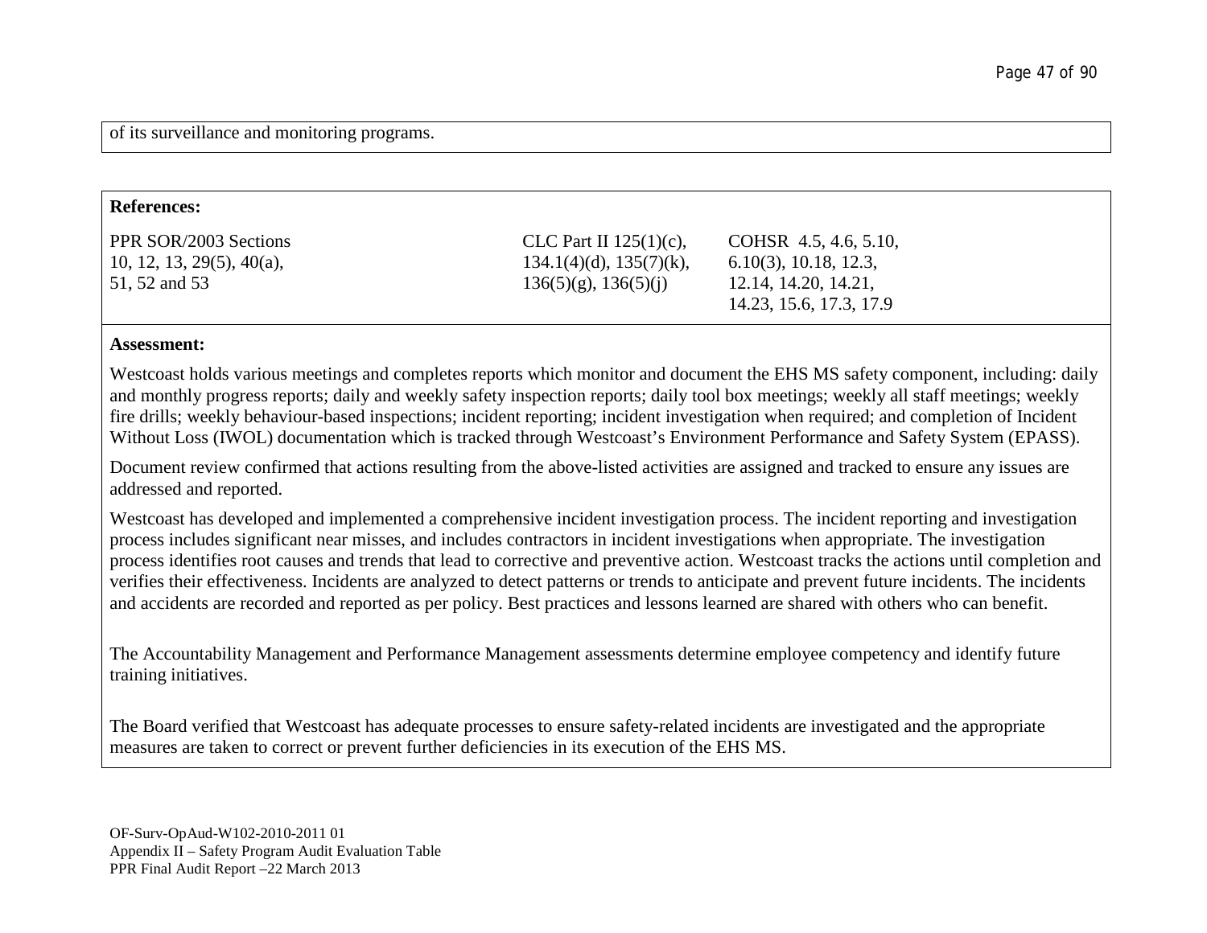of its surveillance and monitoring programs.

**References:**

| PPR SOR/2003 Sections 10, 12, 13, 29(5), 40(a), 51, 52 and 53 | CLC Part II 125(1)(c), 134.1(4)(d), 135(7)(k), 136(5)(g), 136(5)(j) | COHSR 4.5, 4.6, 5.10, 6.10(3), 10.18, 12.3, 12.14, 14.20, 14.21, 14.23, 15.6, 17.3, 17.9 |
|---|---|---|

**Assessment:**

Westcoast holds various meetings and completes reports which monitor and document the EHS MS safety component, including: daily and monthly progress reports; daily and weekly safety inspection reports; daily tool box meetings; weekly all staff meetings; weekly fire drills; weekly behaviour-based inspections; incident reporting; incident investigation when required; and completion of Incident Without Loss (IWOL) documentation which is tracked through Westcoast's Environment Performance and Safety System (EPASS).

Document review confirmed that actions resulting from the above-listed activities are assigned and tracked to ensure any issues are addressed and reported.

Westcoast has developed and implemented a comprehensive incident investigation process. The incident reporting and investigation process includes significant near misses, and includes contractors in incident investigations when appropriate. The investigation process identifies root causes and trends that lead to corrective and preventive action. Westcoast tracks the actions until completion and verifies their effectiveness. Incidents are analyzed to detect patterns or trends to anticipate and prevent future incidents. The incidents and accidents are recorded and reported as per policy. Best practices and lessons learned are shared with others who can benefit.

The Accountability Management and Performance Management assessments determine employee competency and identify future training initiatives.

The Board verified that Westcoast has adequate processes to ensure safety-related incidents are investigated and the appropriate measures are taken to correct or prevent further deficiencies in its execution of the EHS MS.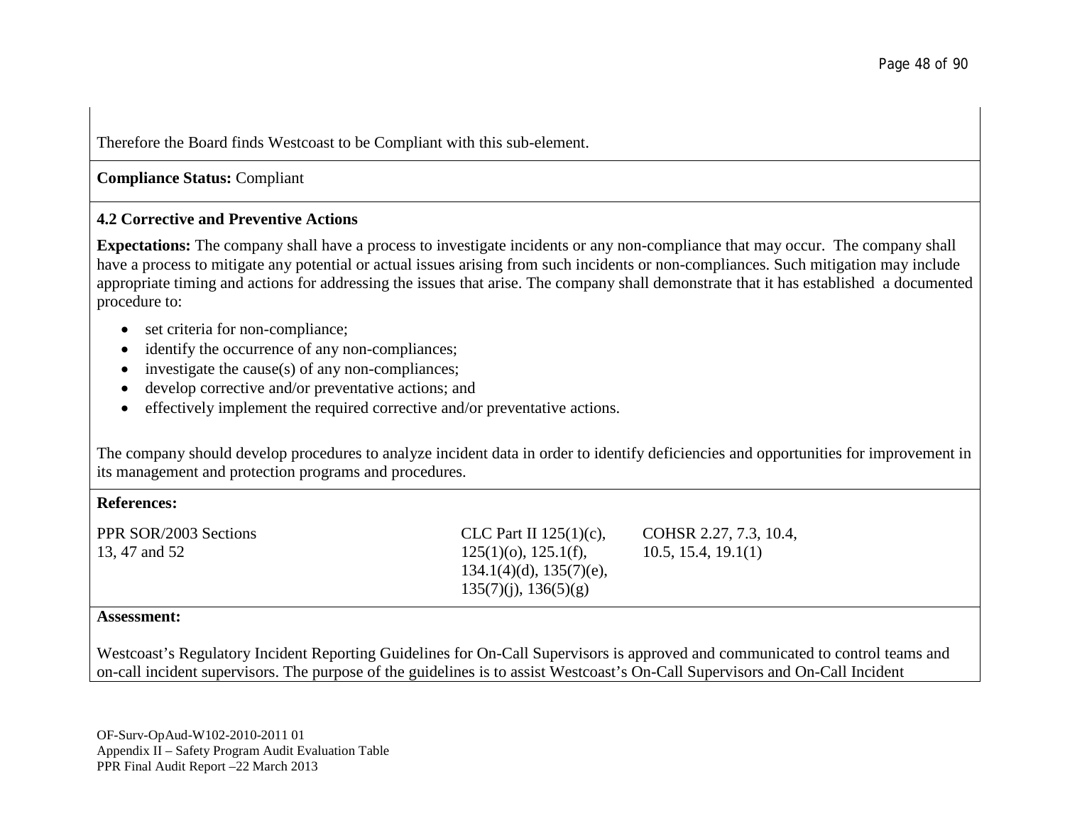Therefore the Board finds Westcoast to be Compliant with this sub-element.

**Compliance Status:** Compliant

**4.2 Corrective and Preventive Actions**

**Expectations:** The company shall have a process to investigate incidents or any non-compliance that may occur. The company shall have a process to mitigate any potential or actual issues arising from such incidents or non-compliances. Such mitigation may include appropriate timing and actions for addressing the issues that arise. The company shall demonstrate that it has established a documented procedure to:

- set criteria for non-compliance;
- identify the occurrence of any non-compliances;
- investigate the cause(s) of any non-compliances;
- develop corrective and/or preventative actions; and
- effectively implement the required corrective and/or preventative actions.

The company should develop procedures to analyze incident data in order to identify deficiencies and opportunities for improvement in its management and protection programs and procedures.

**References:**

| PPR SOR/2003 Sections | CLC Part II | COHSR |
|---|---|---|
| 13, 47 and 52 | 125(1)(c), 125(1)(o), 125.1(f), 134.1(4)(d), 135(7)(e), 135(7)(j), 136(5)(g) | 2.27, 7.3, 10.4, 10.5, 15.4, 19.1(1) |

**Assessment:**

Westcoast's Regulatory Incident Reporting Guidelines for On-Call Supervisors is approved and communicated to control teams and on-call incident supervisors. The purpose of the guidelines is to assist Westcoast's On-Call Supervisors and On-Call Incident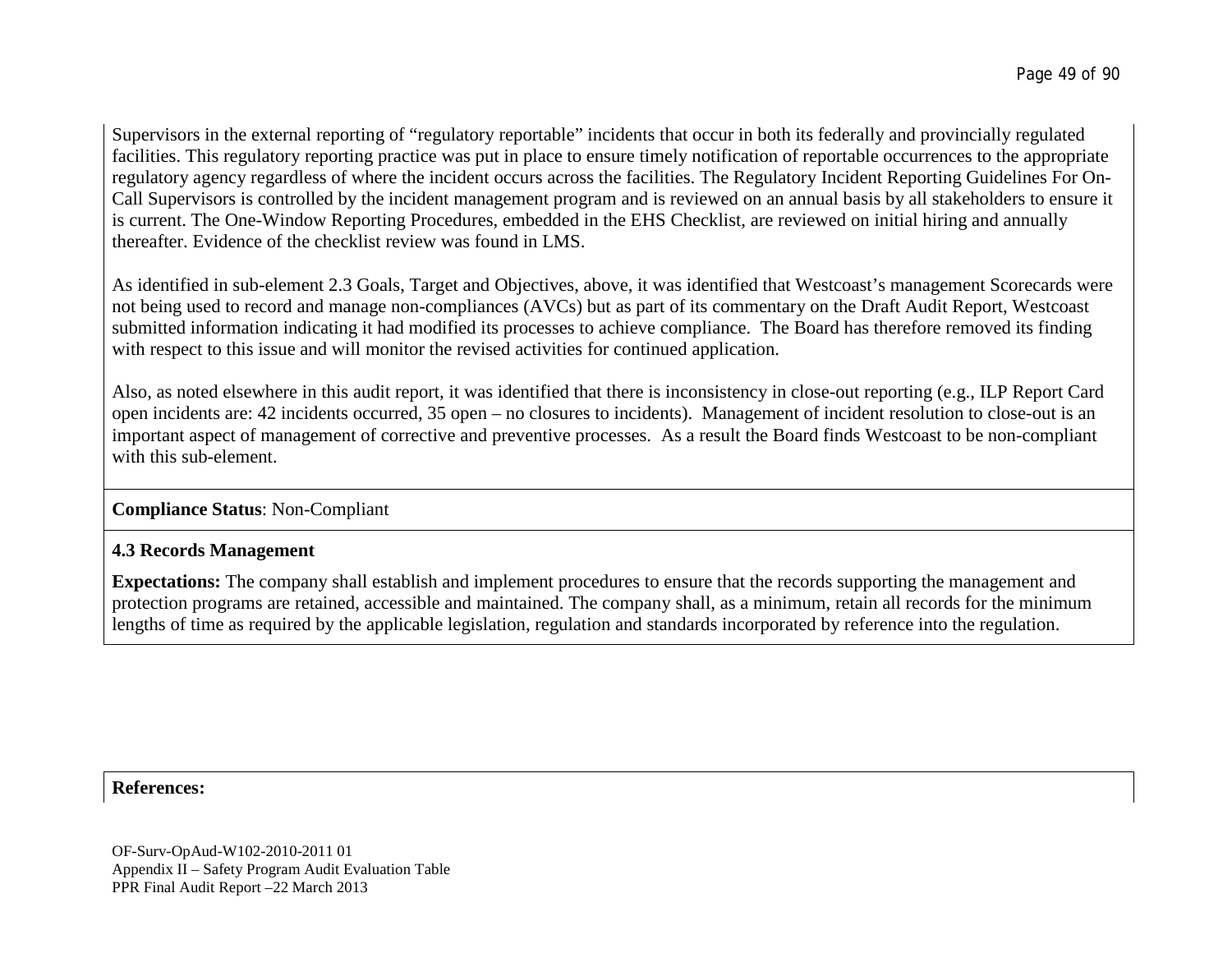Supervisors in the external reporting of “regulatory reportable” incidents that occur in both its federally and provincially regulated facilities. This regulatory reporting practice was put in place to ensure timely notification of reportable occurrences to the appropriate regulatory agency regardless of where the incident occurs across the facilities. The Regulatory Incident Reporting Guidelines For On-Call Supervisors is controlled by the incident management program and is reviewed on an annual basis by all stakeholders to ensure it is current. The One-Window Reporting Procedures, embedded in the EHS Checklist, are reviewed on initial hiring and annually thereafter. Evidence of the checklist review was found in LMS.

As identified in sub-element 2.3 Goals, Target and Objectives, above, it was identified that Westcoast’s management Scorecards were not being used to record and manage non-compliances (AVCs) but as part of its commentary on the Draft Audit Report, Westcoast submitted information indicating it had modified its processes to achieve compliance. The Board has therefore removed its finding with respect to this issue and will monitor the revised activities for continued application.

Also, as noted elsewhere in this audit report, it was identified that there is inconsistency in close-out reporting (e.g., ILP Report Card open incidents are: 42 incidents occurred, 35 open – no closures to incidents). Management of incident resolution to close-out is an important aspect of management of corrective and preventive processes. As a result the Board finds Westcoast to be non-compliant with this sub-element.

**Compliance Status**: Non-Compliant

**4.3 Records Management**

**Expectations:** The company shall establish and implement procedures to ensure that the records supporting the management and protection programs are retained, accessible and maintained. The company shall, as a minimum, retain all records for the minimum lengths of time as required by the applicable legislation, regulation and standards incorporated by reference into the regulation.

**References:**

OF-Surv-OpAud-W102-2010-2011 01
Appendix II – Safety Program Audit Evaluation Table
PPR Final Audit Report –22 March 2013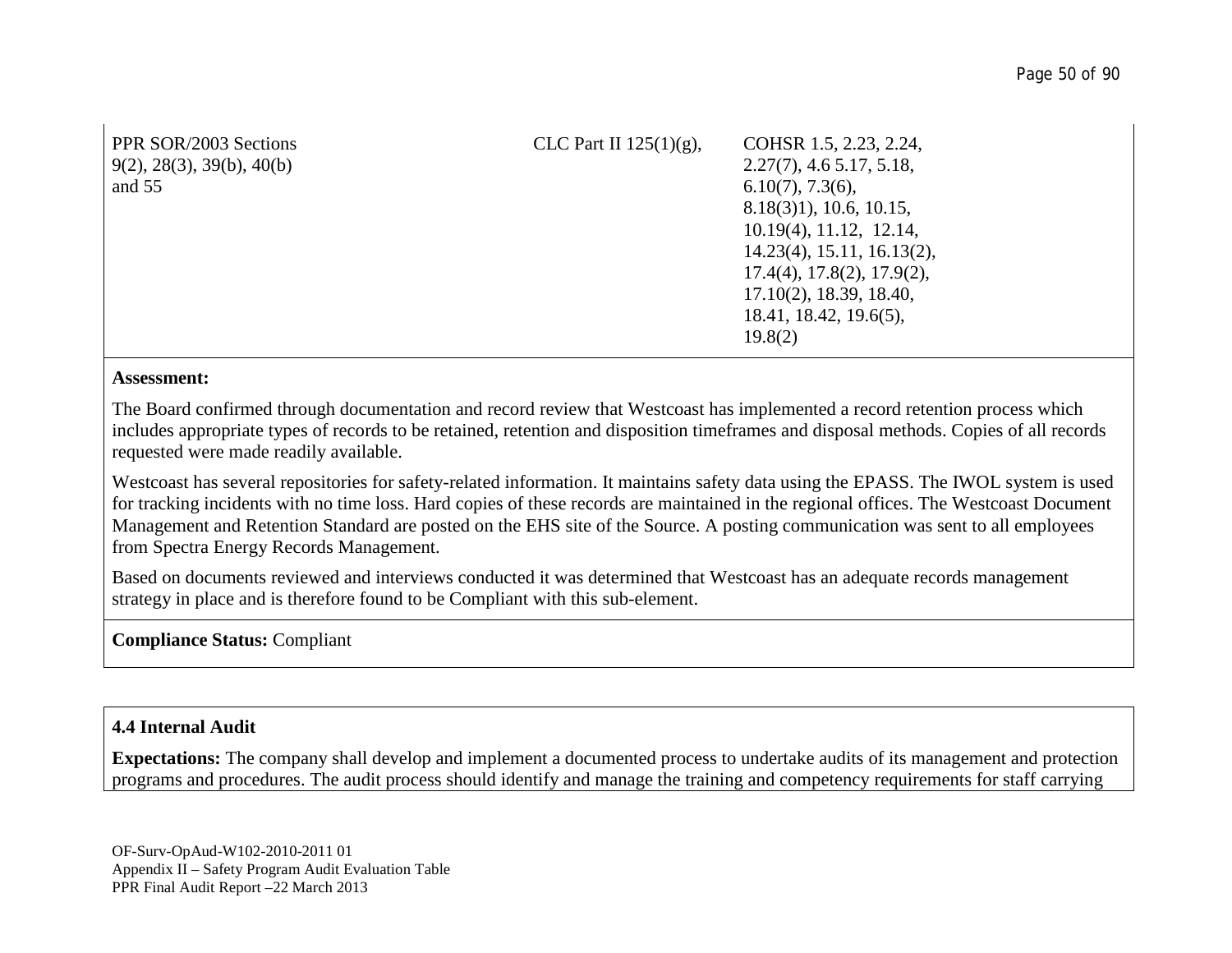| PPR SOR/2003 Sections 9(2), 28(3), 39(b), 40(b) and 55 | CLC Part II 125(1)(g), | COHSR 1.5, 2.23, 2.24, 2.27(7), 4.6 5.17, 5.18, 6.10(7), 7.3(6), 8.18(3)1), 10.6, 10.15, 10.19(4), 11.12, 12.14, 14.23(4), 15.11, 16.13(2), 17.4(4), 17.8(2), 17.9(2), 17.10(2), 18.39, 18.40, 18.41, 18.42, 19.6(5), 19.8(2) |
|---|---|---|

**Assessment:**

The Board confirmed through documentation and record review that Westcoast has implemented a record retention process which includes appropriate types of records to be retained, retention and disposition timeframes and disposal methods. Copies of all records requested were made readily available.

Westcoast has several repositories for safety-related information. It maintains safety data using the EPASS. The IWOL system is used for tracking incidents with no time loss. Hard copies of these records are maintained in the regional offices. The Westcoast Document Management and Retention Standard are posted on the EHS site of the Source. A posting communication was sent to all employees from Spectra Energy Records Management.

Based on documents reviewed and interviews conducted it was determined that Westcoast has an adequate records management strategy in place and is therefore found to be Compliant with this sub-element.

**Compliance Status:** Compliant

**4.4 Internal Audit**

**Expectations:** The company shall develop and implement a documented process to undertake audits of its management and protection programs and procedures. The audit process should identify and manage the training and competency requirements for staff carrying

OF-Surv-OpAud-W102-2010-2011 01
Appendix II – Safety Program Audit Evaluation Table
PPR Final Audit Report –22 March 2013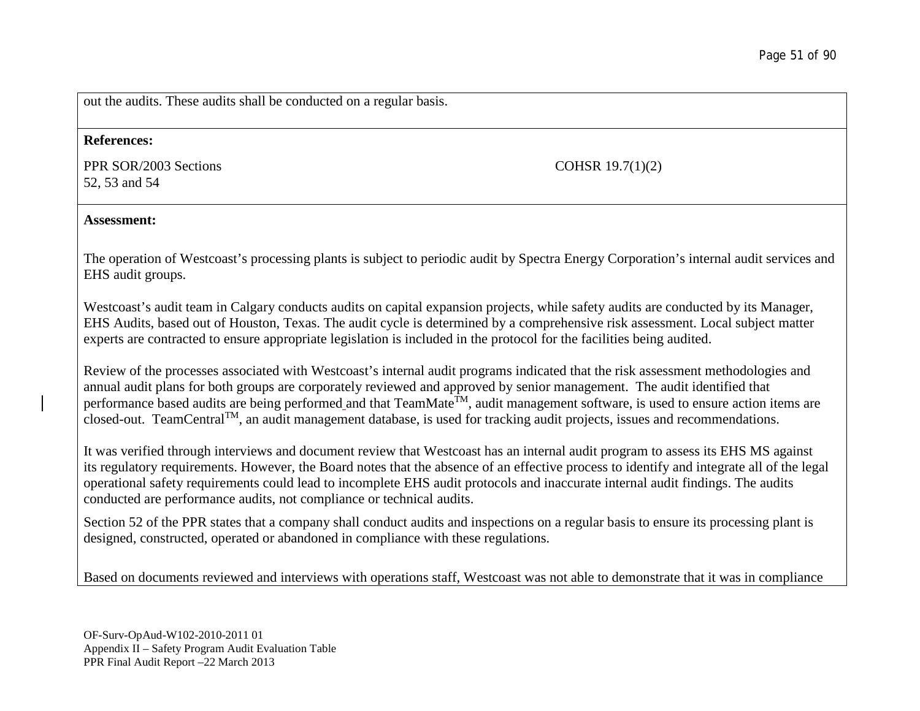out the audits. These audits shall be conducted on a regular basis.

**References:**

PPR SOR/2003 Sections 52, 53 and 54

COHSR 19.7(1)(2)

**Assessment:**

The operation of Westcoast's processing plants is subject to periodic audit by Spectra Energy Corporation's internal audit services and EHS audit groups.

Westcoast's audit team in Calgary conducts audits on capital expansion projects, while safety audits are conducted by its Manager, EHS Audits, based out of Houston, Texas. The audit cycle is determined by a comprehensive risk assessment. Local subject matter experts are contracted to ensure appropriate legislation is included in the protocol for the facilities being audited.

Review of the processes associated with Westcoast's internal audit programs indicated that the risk assessment methodologies and annual audit plans for both groups are corporately reviewed and approved by senior management. The audit identified that performance based audits are being performed and that TeamMate™, audit management software, is used to ensure action items are closed-out. TeamCentral™, an audit management database, is used for tracking audit projects, issues and recommendations.

It was verified through interviews and document review that Westcoast has an internal audit program to assess its EHS MS against its regulatory requirements. However, the Board notes that the absence of an effective process to identify and integrate all of the legal operational safety requirements could lead to incomplete EHS audit protocols and inaccurate internal audit findings. The audits conducted are performance audits, not compliance or technical audits.

Section 52 of the PPR states that a company shall conduct audits and inspections on a regular basis to ensure its processing plant is designed, constructed, operated or abandoned in compliance with these regulations.

Based on documents reviewed and interviews with operations staff, Westcoast was not able to demonstrate that it was in compliance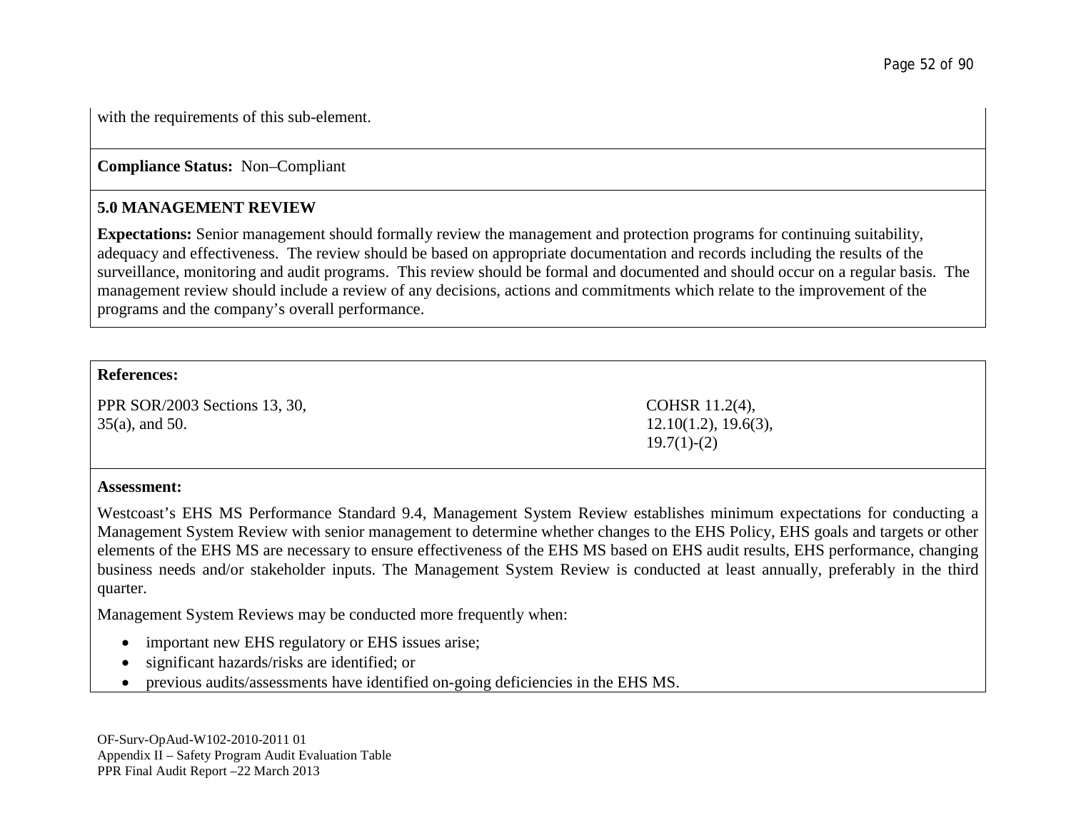with the requirements of this sub-element.

**Compliance Status:** Non–Compliant

**5.0 MANAGEMENT REVIEW**

**Expectations:** Senior management should formally review the management and protection programs for continuing suitability, adequacy and effectiveness. The review should be based on appropriate documentation and records including the results of the surveillance, monitoring and audit programs. This review should be formal and documented and should occur on a regular basis. The management review should include a review of any decisions, actions and commitments which relate to the improvement of the programs and the company's overall performance.

**References:**

PPR SOR/2003 Sections 13, 30, 35(a), and 50.

COHSR 11.2(4), 12.10(1.2), 19.6(3), 19.7(1)-(2)

**Assessment:**

Westcoast's EHS MS Performance Standard 9.4, Management System Review establishes minimum expectations for conducting a Management System Review with senior management to determine whether changes to the EHS Policy, EHS goals and targets or other elements of the EHS MS are necessary to ensure effectiveness of the EHS MS based on EHS audit results, EHS performance, changing business needs and/or stakeholder inputs. The Management System Review is conducted at least annually, preferably in the third quarter.

Management System Reviews may be conducted more frequently when:

- important new EHS regulatory or EHS issues arise;
- significant hazards/risks are identified; or
- previous audits/assessments have identified on-going deficiencies in the EHS MS.

OF-Surv-OpAud-W102-2010-2011 01
Appendix II – Safety Program Audit Evaluation Table
PPR Final Audit Report –22 March 2013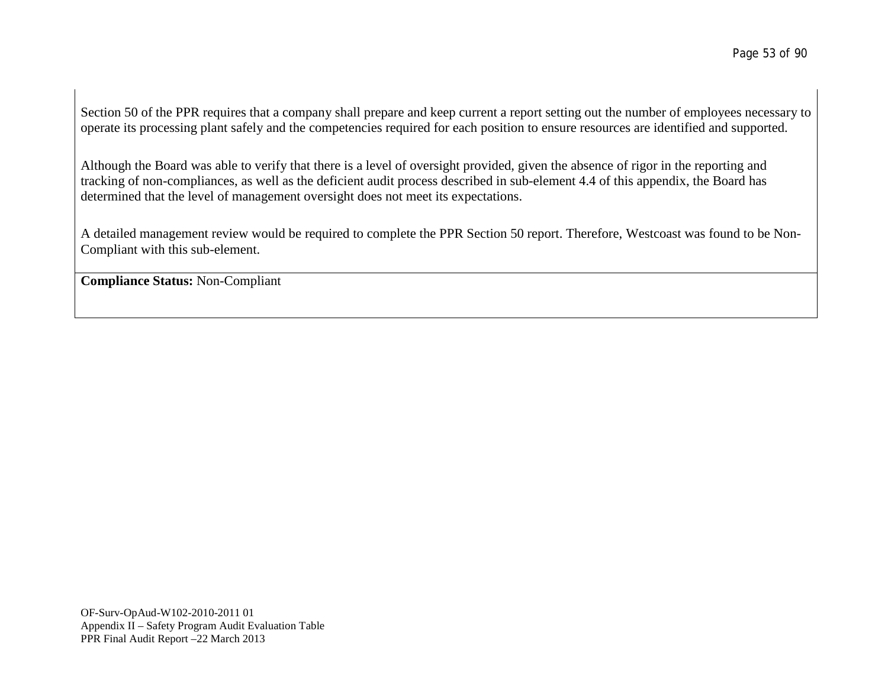Section 50 of the PPR requires that a company shall prepare and keep current a report setting out the number of employees necessary to operate its processing plant safely and the competencies required for each position to ensure resources are identified and supported.

Although the Board was able to verify that there is a level of oversight provided, given the absence of rigor in the reporting and tracking of non-compliances, as well as the deficient audit process described in sub-element 4.4 of this appendix, the Board has determined that the level of management oversight does not meet its expectations.

A detailed management review would be required to complete the PPR Section 50 report. Therefore, Westcoast was found to be Non-Compliant with this sub-element.

**Compliance Status:** Non-Compliant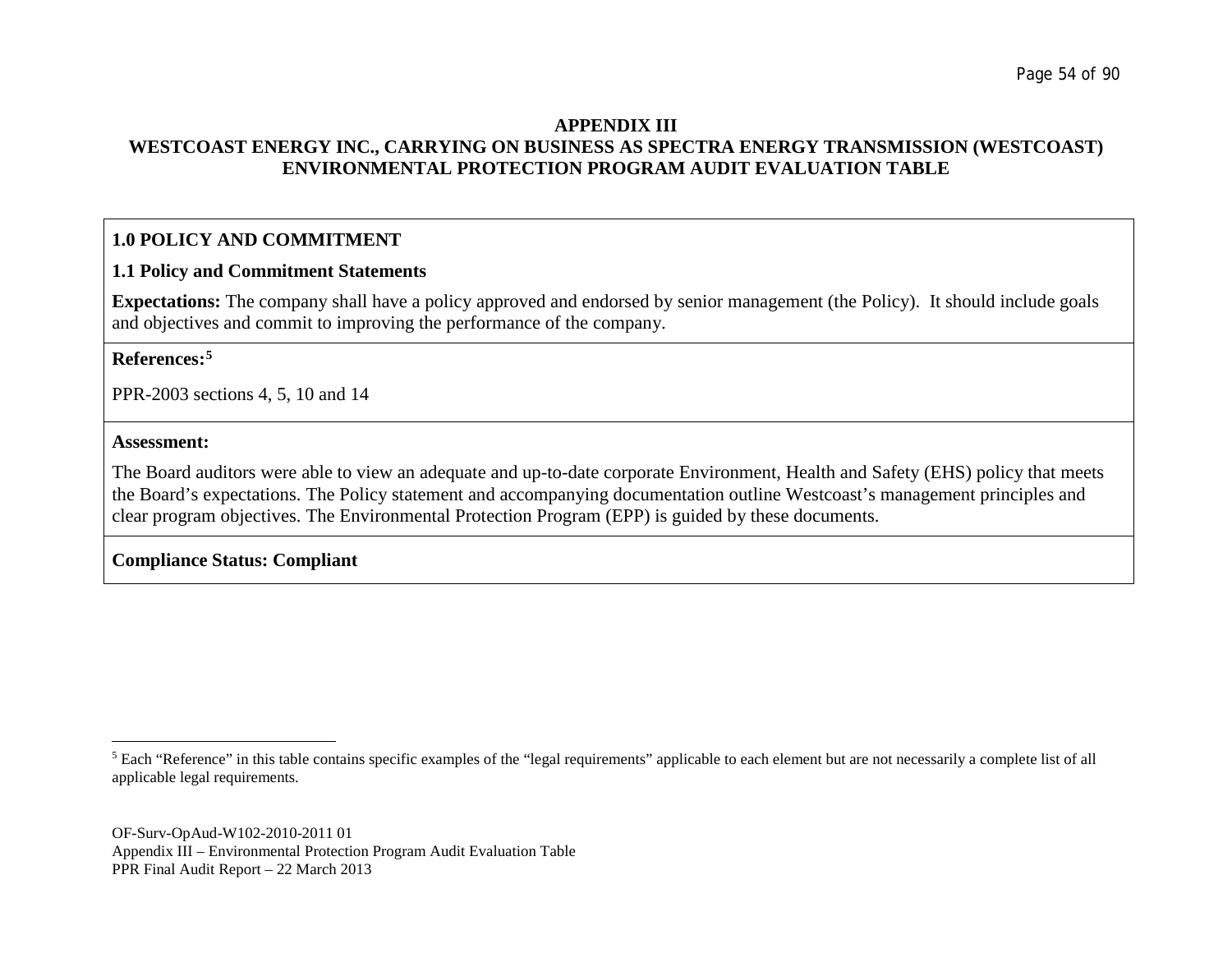**APPENDIX III**

**WESTCOAST ENERGY INC., CARRYING ON BUSINESS AS SPECTRA ENERGY TRANSMISSION (WESTCOAST) ENVIRONMENTAL PROTECTION PROGRAM AUDIT EVALUATION TABLE**

## 1.0 POLICY AND COMMITMENT

### 1.1 Policy and Commitment Statements

**Expectations:** The company shall have a policy approved and endorsed by senior management (the Policy). It should include goals and objectives and commit to improving the performance of the company.

**References:**[5]

PPR-2003 sections 4, 5, 10 and 14

**Assessment:**

The Board auditors were able to view an adequate and up-to-date corporate Environment, Health and Safety (EHS) policy that meets the Board's expectations. The Policy statement and accompanying documentation outline Westcoast's management principles and clear program objectives. The Environmental Protection Program (EPP) is guided by these documents.

**Compliance Status: Compliant**

[5] Each "Reference" in this table contains specific examples of the "legal requirements" applicable to each element but are not necessarily a complete list of all applicable legal requirements.

OF-Surv-OpAud-W102-2010-2011 01
Appendix III – Environmental Protection Program Audit Evaluation Table
PPR Final Audit Report – 22 March 2013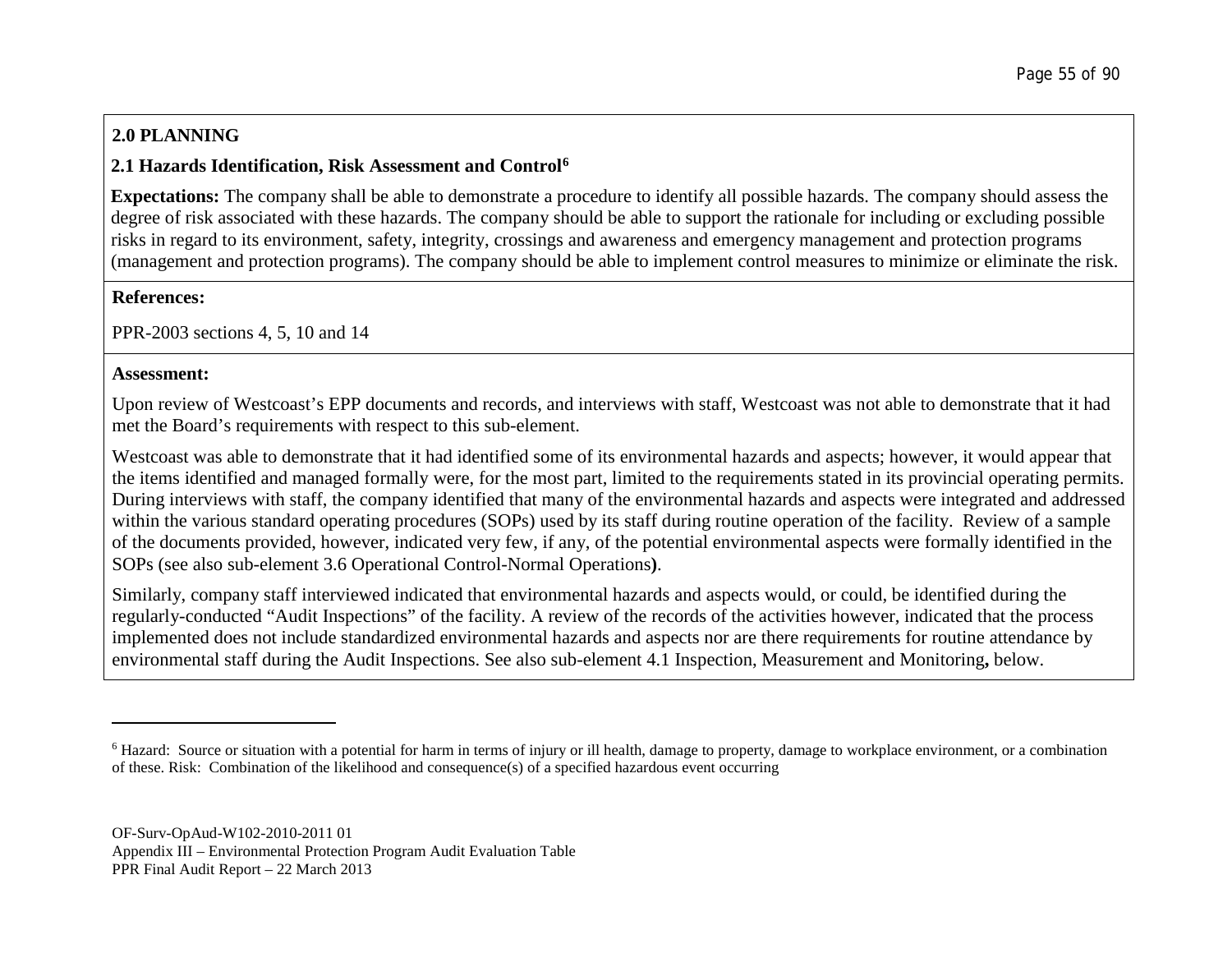**2.0 PLANNING**

**2.1 Hazards Identification, Risk Assessment and Control**[6]

**Expectations:** The company shall be able to demonstrate a procedure to identify all possible hazards. The company should assess the degree of risk associated with these hazards. The company should be able to support the rationale for including or excluding possible risks in regard to its environment, safety, integrity, crossings and awareness and emergency management and protection programs (management and protection programs). The company should be able to implement control measures to minimize or eliminate the risk.

**References:**

PPR-2003 sections 4, 5, 10 and 14

**Assessment:**

Upon review of Westcoast's EPP documents and records, and interviews with staff, Westcoast was not able to demonstrate that it had met the Board's requirements with respect to this sub-element.

Westcoast was able to demonstrate that it had identified some of its environmental hazards and aspects; however, it would appear that the items identified and managed formally were, for the most part, limited to the requirements stated in its provincial operating permits. During interviews with staff, the company identified that many of the environmental hazards and aspects were integrated and addressed within the various standard operating procedures (SOPs) used by its staff during routine operation of the facility. Review of a sample of the documents provided, however, indicated very few, if any, of the potential environmental aspects were formally identified in the SOPs (see also sub-element 3.6 Operational Control-Normal Operations**)**.

Similarly, company staff interviewed indicated that environmental hazards and aspects would, or could, be identified during the regularly-conducted "Audit Inspections" of the facility. A review of the records of the activities however, indicated that the process implemented does not include standardized environmental hazards and aspects nor are there requirements for routine attendance by environmental staff during the Audit Inspections. See also sub-element 4.1 Inspection, Measurement and Monitoring**,** below.

---

[6] Hazard: Source or situation with a potential for harm in terms of injury or ill health, damage to property, damage to workplace environment, or a combination of these. Risk: Combination of the likelihood and consequence(s) of a specified hazardous event occurring

OF-Surv-OpAud-W102-2010-2011 01
Appendix III – Environmental Protection Program Audit Evaluation Table
PPR Final Audit Report – 22 March 2013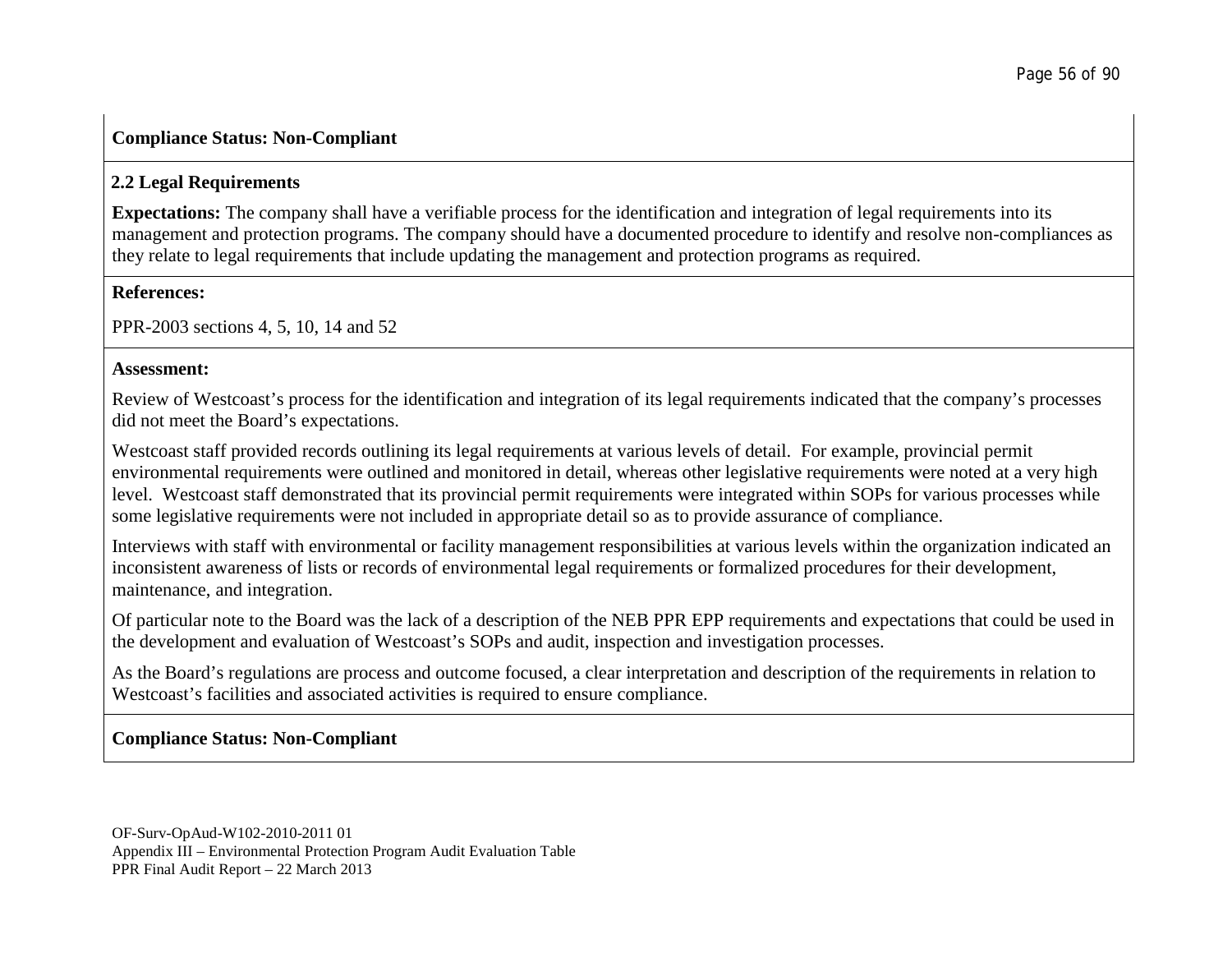**Compliance Status: Non-Compliant**

**2.2 Legal Requirements**

**Expectations:** The company shall have a verifiable process for the identification and integration of legal requirements into its management and protection programs. The company should have a documented procedure to identify and resolve non-compliances as they relate to legal requirements that include updating the management and protection programs as required.

**References:**

PPR-2003 sections 4, 5, 10, 14 and 52

**Assessment:**

Review of Westcoast's process for the identification and integration of its legal requirements indicated that the company's processes did not meet the Board's expectations.

Westcoast staff provided records outlining its legal requirements at various levels of detail. For example, provincial permit environmental requirements were outlined and monitored in detail, whereas other legislative requirements were noted at a very high level. Westcoast staff demonstrated that its provincial permit requirements were integrated within SOPs for various processes while some legislative requirements were not included in appropriate detail so as to provide assurance of compliance.

Interviews with staff with environmental or facility management responsibilities at various levels within the organization indicated an inconsistent awareness of lists or records of environmental legal requirements or formalized procedures for their development, maintenance, and integration.

Of particular note to the Board was the lack of a description of the NEB PPR EPP requirements and expectations that could be used in the development and evaluation of Westcoast's SOPs and audit, inspection and investigation processes.

As the Board's regulations are process and outcome focused, a clear interpretation and description of the requirements in relation to Westcoast's facilities and associated activities is required to ensure compliance.

**Compliance Status: Non-Compliant**

OF-Surv-OpAud-W102-2010-2011 01
Appendix III – Environmental Protection Program Audit Evaluation Table
PPR Final Audit Report – 22 March 2013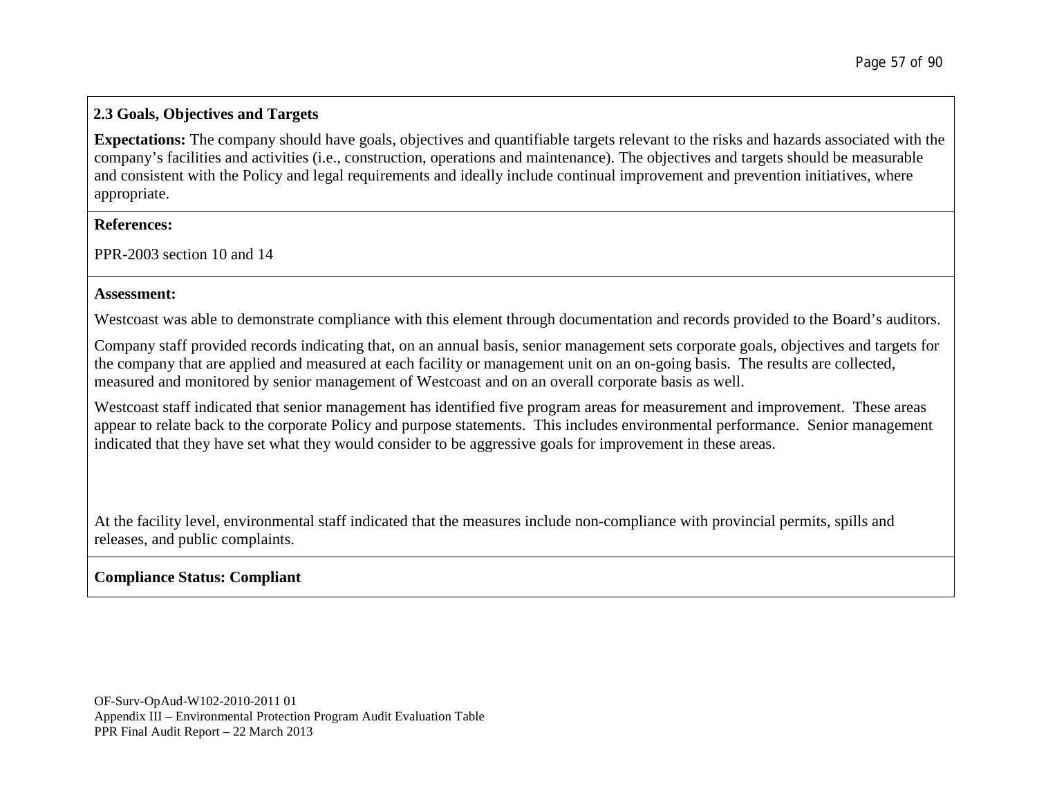### 2.3 Goals, Objectives and Targets

**Expectations:** The company should have goals, objectives and quantifiable targets relevant to the risks and hazards associated with the company's facilities and activities (i.e., construction, operations and maintenance). The objectives and targets should be measurable and consistent with the Policy and legal requirements and ideally include continual improvement and prevention initiatives, where appropriate.

**References:**

PPR-2003 section 10 and 14

**Assessment:**

Westcoast was able to demonstrate compliance with this element through documentation and records provided to the Board's auditors.

Company staff provided records indicating that, on an annual basis, senior management sets corporate goals, objectives and targets for the company that are applied and measured at each facility or management unit on an on-going basis. The results are collected, measured and monitored by senior management of Westcoast and on an overall corporate basis as well.

Westcoast staff indicated that senior management has identified five program areas for measurement and improvement. These areas appear to relate back to the corporate Policy and purpose statements. This includes environmental performance. Senior management indicated that they have set what they would consider to be aggressive goals for improvement in these areas.

At the facility level, environmental staff indicated that the measures include non-compliance with provincial permits, spills and releases, and public complaints.

**Compliance Status: Compliant**

OF-Surv-OpAud-W102-2010-2011 01
Appendix III – Environmental Protection Program Audit Evaluation Table
PPR Final Audit Report – 22 March 2013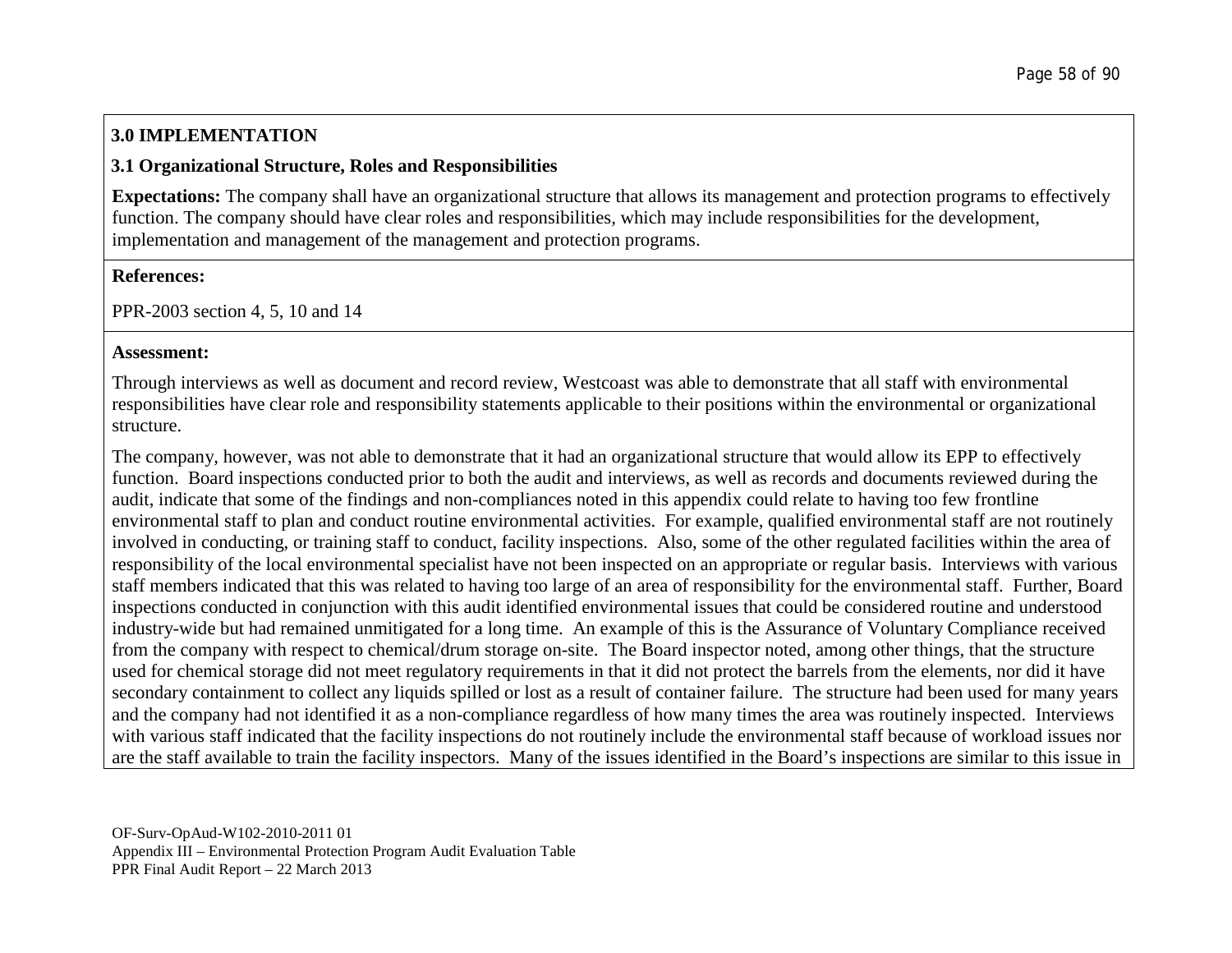**3.0 IMPLEMENTATION**

**3.1 Organizational Structure, Roles and Responsibilities**

**Expectations:** The company shall have an organizational structure that allows its management and protection programs to effectively function. The company should have clear roles and responsibilities, which may include responsibilities for the development, implementation and management of the management and protection programs.

**References:**

PPR-2003 section 4, 5, 10 and 14

**Assessment:**

Through interviews as well as document and record review, Westcoast was able to demonstrate that all staff with environmental responsibilities have clear role and responsibility statements applicable to their positions within the environmental or organizational structure.

The company, however, was not able to demonstrate that it had an organizational structure that would allow its EPP to effectively function. Board inspections conducted prior to both the audit and interviews, as well as records and documents reviewed during the audit, indicate that some of the findings and non-compliances noted in this appendix could relate to having too few frontline environmental staff to plan and conduct routine environmental activities. For example, qualified environmental staff are not routinely involved in conducting, or training staff to conduct, facility inspections. Also, some of the other regulated facilities within the area of responsibility of the local environmental specialist have not been inspected on an appropriate or regular basis. Interviews with various staff members indicated that this was related to having too large of an area of responsibility for the environmental staff. Further, Board inspections conducted in conjunction with this audit identified environmental issues that could be considered routine and understood industry-wide but had remained unmitigated for a long time. An example of this is the Assurance of Voluntary Compliance received from the company with respect to chemical/drum storage on-site. The Board inspector noted, among other things, that the structure used for chemical storage did not meet regulatory requirements in that it did not protect the barrels from the elements, nor did it have secondary containment to collect any liquids spilled or lost as a result of container failure. The structure had been used for many years and the company had not identified it as a non-compliance regardless of how many times the area was routinely inspected. Interviews with various staff indicated that the facility inspections do not routinely include the environmental staff because of workload issues nor are the staff available to train the facility inspectors. Many of the issues identified in the Board's inspections are similar to this issue in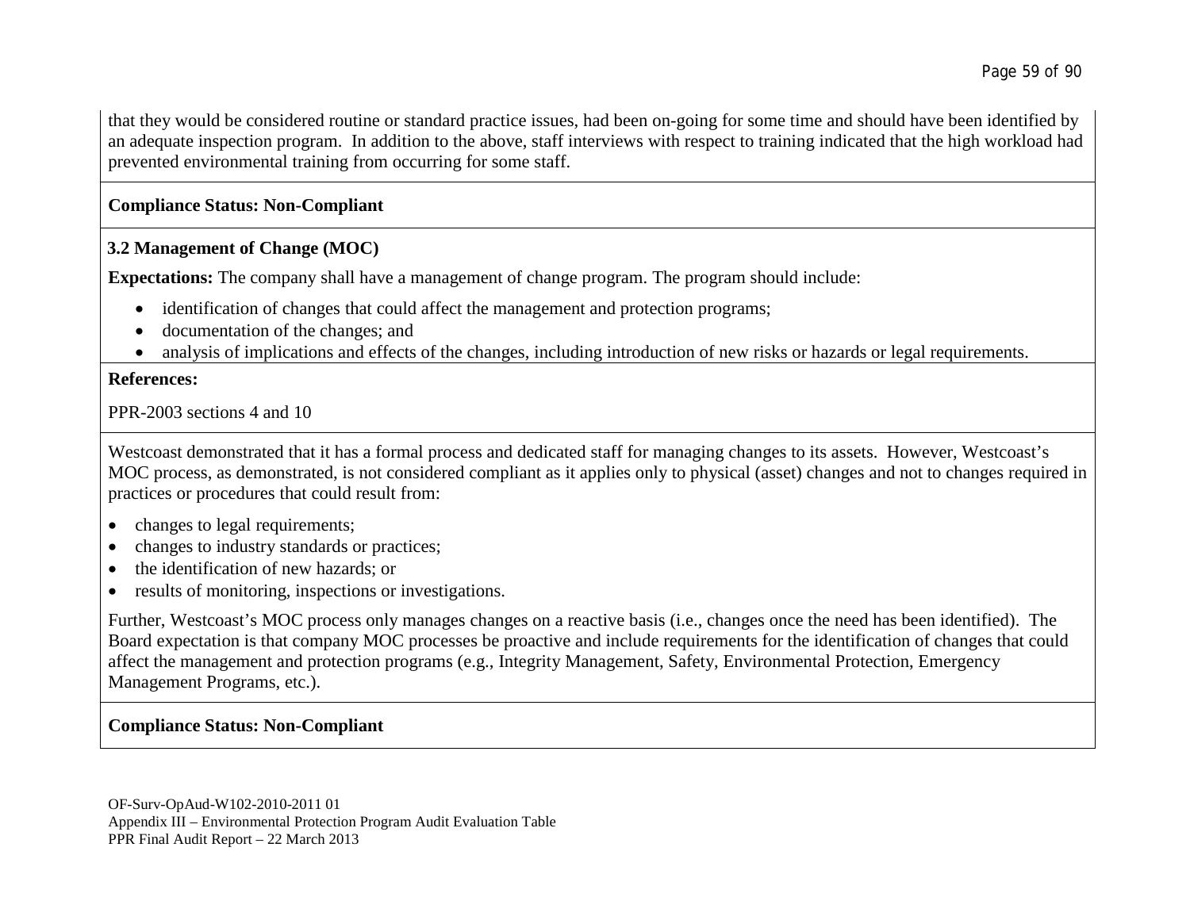that they would be considered routine or standard practice issues, had been on-going for some time and should have been identified by an adequate inspection program. In addition to the above, staff interviews with respect to training indicated that the high workload had prevented environmental training from occurring for some staff.

**Compliance Status: Non-Compliant**

### 3.2 Management of Change (MOC)

**Expectations:** The company shall have a management of change program. The program should include:

- identification of changes that could affect the management and protection programs;
- documentation of the changes; and
- analysis of implications and effects of the changes, including introduction of new risks or hazards or legal requirements.

**References:**

PPR-2003 sections 4 and 10

Westcoast demonstrated that it has a formal process and dedicated staff for managing changes to its assets. However, Westcoast's MOC process, as demonstrated, is not considered compliant as it applies only to physical (asset) changes and not to changes required in practices or procedures that could result from:

- changes to legal requirements;
- changes to industry standards or practices;
- the identification of new hazards; or
- results of monitoring, inspections or investigations.

Further, Westcoast's MOC process only manages changes on a reactive basis (i.e., changes once the need has been identified). The Board expectation is that company MOC processes be proactive and include requirements for the identification of changes that could affect the management and protection programs (e.g., Integrity Management, Safety, Environmental Protection, Emergency Management Programs, etc.).

**Compliance Status: Non-Compliant**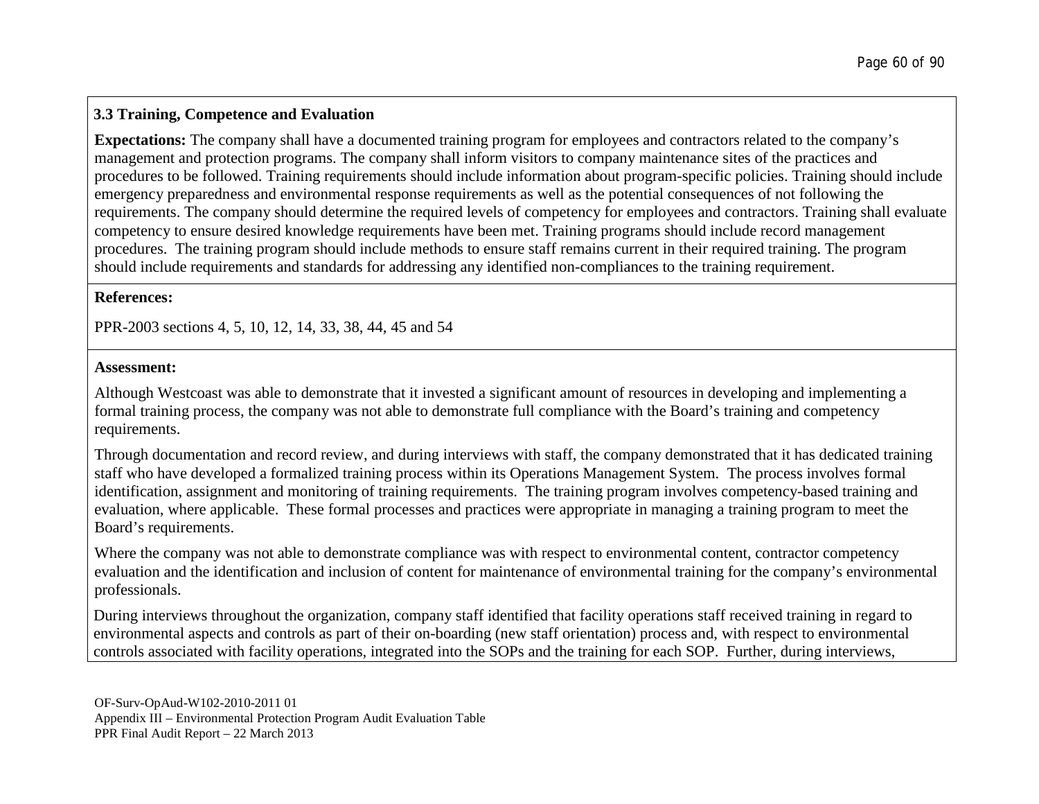### 3.3 Training, Competence and Evaluation

**Expectations:** The company shall have a documented training program for employees and contractors related to the company's management and protection programs. The company shall inform visitors to company maintenance sites of the practices and procedures to be followed. Training requirements should include information about program-specific policies. Training should include emergency preparedness and environmental response requirements as well as the potential consequences of not following the requirements. The company should determine the required levels of competency for employees and contractors. Training shall evaluate competency to ensure desired knowledge requirements have been met. Training programs should include record management procedures. The training program should include methods to ensure staff remains current in their required training. The program should include requirements and standards for addressing any identified non-compliances to the training requirement.

**References:**

PPR-2003 sections 4, 5, 10, 12, 14, 33, 38, 44, 45 and 54

**Assessment:**

Although Westcoast was able to demonstrate that it invested a significant amount of resources in developing and implementing a formal training process, the company was not able to demonstrate full compliance with the Board's training and competency requirements.

Through documentation and record review, and during interviews with staff, the company demonstrated that it has dedicated training staff who have developed a formalized training process within its Operations Management System. The process involves formal identification, assignment and monitoring of training requirements. The training program involves competency-based training and evaluation, where applicable. These formal processes and practices were appropriate in managing a training program to meet the Board's requirements.

Where the company was not able to demonstrate compliance was with respect to environmental content, contractor competency evaluation and the identification and inclusion of content for maintenance of environmental training for the company's environmental professionals.

During interviews throughout the organization, company staff identified that facility operations staff received training in regard to environmental aspects and controls as part of their on-boarding (new staff orientation) process and, with respect to environmental controls associated with facility operations, integrated into the SOPs and the training for each SOP. Further, during interviews,

OF-Surv-OpAud-W102-2010-2011 01
Appendix III – Environmental Protection Program Audit Evaluation Table
PPR Final Audit Report – 22 March 2013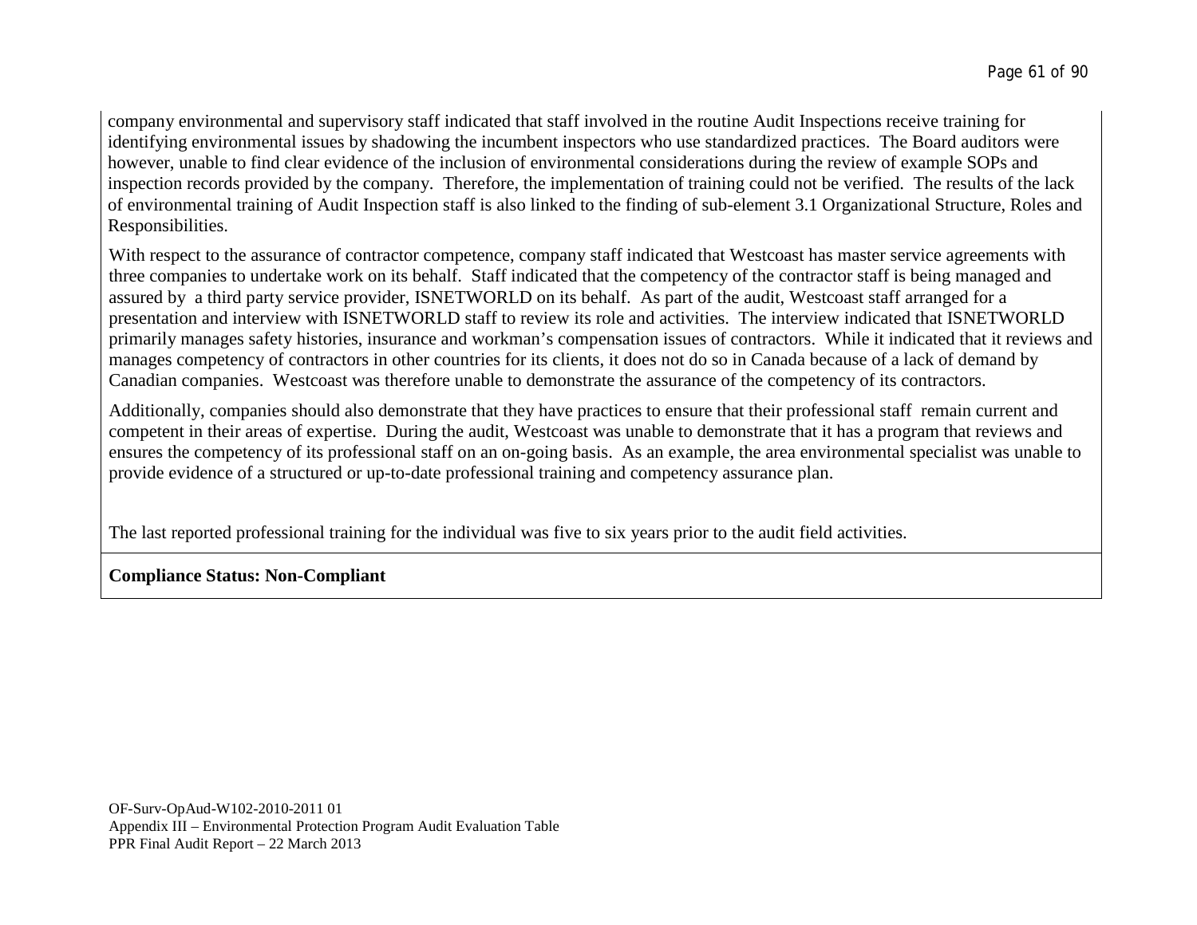company environmental and supervisory staff indicated that staff involved in the routine Audit Inspections receive training for identifying environmental issues by shadowing the incumbent inspectors who use standardized practices. The Board auditors were however, unable to find clear evidence of the inclusion of environmental considerations during the review of example SOPs and inspection records provided by the company. Therefore, the implementation of training could not be verified. The results of the lack of environmental training of Audit Inspection staff is also linked to the finding of sub-element 3.1 Organizational Structure, Roles and Responsibilities.

With respect to the assurance of contractor competence, company staff indicated that Westcoast has master service agreements with three companies to undertake work on its behalf. Staff indicated that the competency of the contractor staff is being managed and assured by a third party service provider, ISNETWORLD on its behalf. As part of the audit, Westcoast staff arranged for a presentation and interview with ISNETWORLD staff to review its role and activities. The interview indicated that ISNETWORLD primarily manages safety histories, insurance and workman's compensation issues of contractors. While it indicated that it reviews and manages competency of contractors in other countries for its clients, it does not do so in Canada because of a lack of demand by Canadian companies. Westcoast was therefore unable to demonstrate the assurance of the competency of its contractors.

Additionally, companies should also demonstrate that they have practices to ensure that their professional staff remain current and competent in their areas of expertise. During the audit, Westcoast was unable to demonstrate that it has a program that reviews and ensures the competency of its professional staff on an on-going basis. As an example, the area environmental specialist was unable to provide evidence of a structured or up-to-date professional training and competency assurance plan.

The last reported professional training for the individual was five to six years prior to the audit field activities.

**Compliance Status: Non-Compliant**

OF-Surv-OpAud-W102-2010-2011 01
Appendix III – Environmental Protection Program Audit Evaluation Table
PPR Final Audit Report – 22 March 2013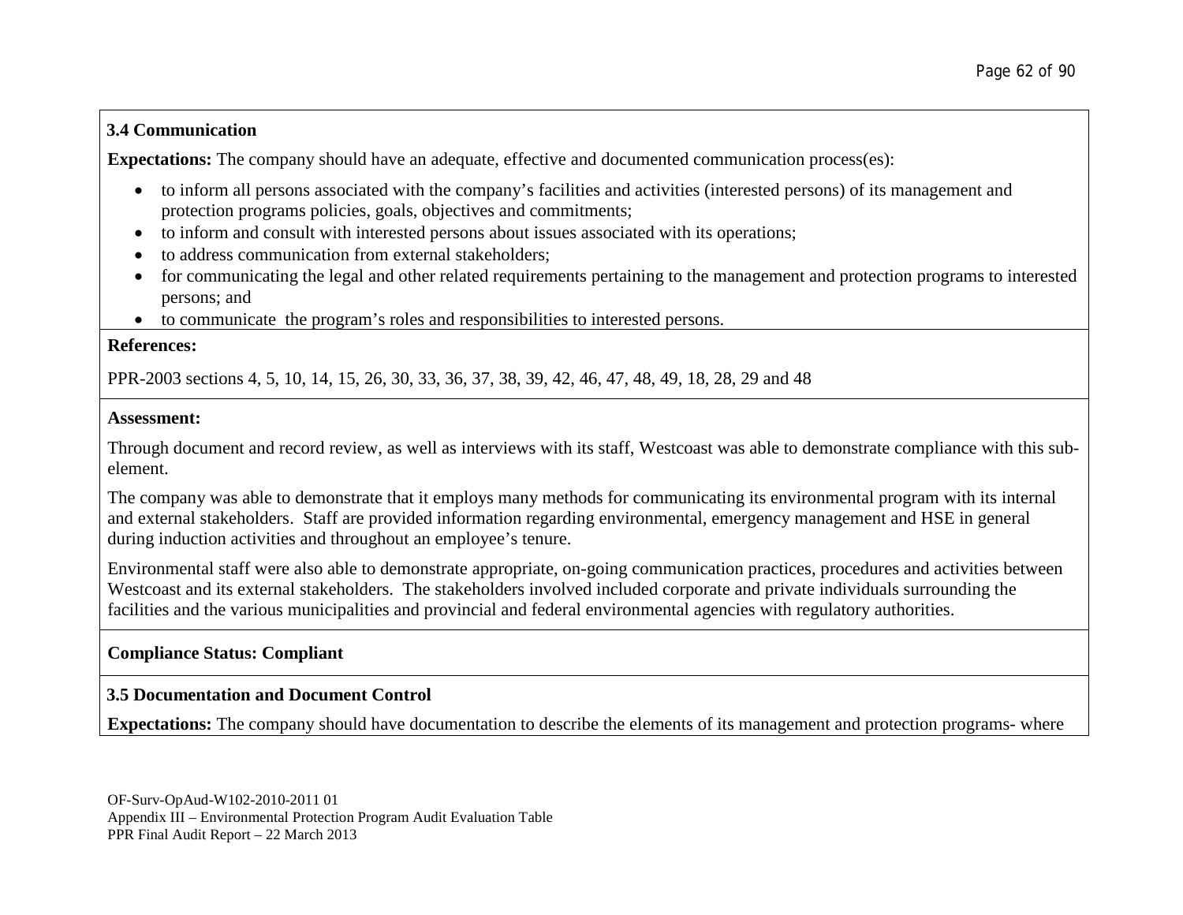### 3.4 Communication

**Expectations:** The company should have an adequate, effective and documented communication process(es):

- to inform all persons associated with the company's facilities and activities (interested persons) of its management and protection programs policies, goals, objectives and commitments;
- to inform and consult with interested persons about issues associated with its operations;
- to address communication from external stakeholders;
- for communicating the legal and other related requirements pertaining to the management and protection programs to interested persons; and
- to communicate the program's roles and responsibilities to interested persons.

**References:**

PPR-2003 sections 4, 5, 10, 14, 15, 26, 30, 33, 36, 37, 38, 39, 42, 46, 47, 48, 49, 18, 28, 29 and 48

**Assessment:**

Through document and record review, as well as interviews with its staff, Westcoast was able to demonstrate compliance with this sub-element.

The company was able to demonstrate that it employs many methods for communicating its environmental program with its internal and external stakeholders. Staff are provided information regarding environmental, emergency management and HSE in general during induction activities and throughout an employee's tenure.

Environmental staff were also able to demonstrate appropriate, on-going communication practices, procedures and activities between Westcoast and its external stakeholders. The stakeholders involved included corporate and private individuals surrounding the facilities and the various municipalities and provincial and federal environmental agencies with regulatory authorities.

**Compliance Status: Compliant**

### 3.5 Documentation and Document Control

**Expectations:** The company should have documentation to describe the elements of its management and protection programs- where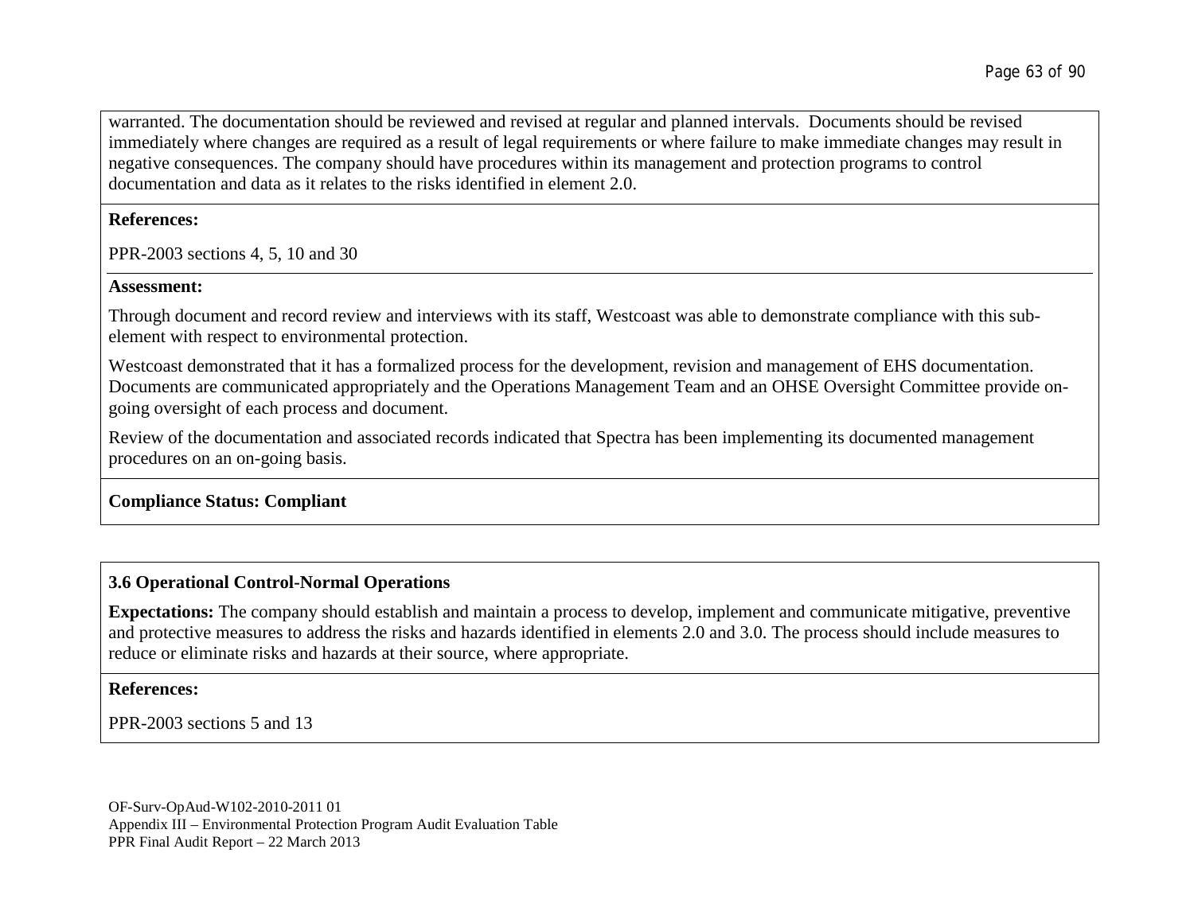warranted. The documentation should be reviewed and revised at regular and planned intervals. Documents should be revised immediately where changes are required as a result of legal requirements or where failure to make immediate changes may result in negative consequences. The company should have procedures within its management and protection programs to control documentation and data as it relates to the risks identified in element 2.0.

**References:**

PPR-2003 sections 4, 5, 10 and 30

**Assessment:**

Through document and record review and interviews with its staff, Westcoast was able to demonstrate compliance with this sub-element with respect to environmental protection.

Westcoast demonstrated that it has a formalized process for the development, revision and management of EHS documentation. Documents are communicated appropriately and the Operations Management Team and an OHSE Oversight Committee provide on-going oversight of each process and document.

Review of the documentation and associated records indicated that Spectra has been implementing its documented management procedures on an on-going basis.

**Compliance Status: Compliant**

**3.6 Operational Control-Normal Operations**

**Expectations:** The company should establish and maintain a process to develop, implement and communicate mitigative, preventive and protective measures to address the risks and hazards identified in elements 2.0 and 3.0. The process should include measures to reduce or eliminate risks and hazards at their source, where appropriate.

**References:**

PPR-2003 sections 5 and 13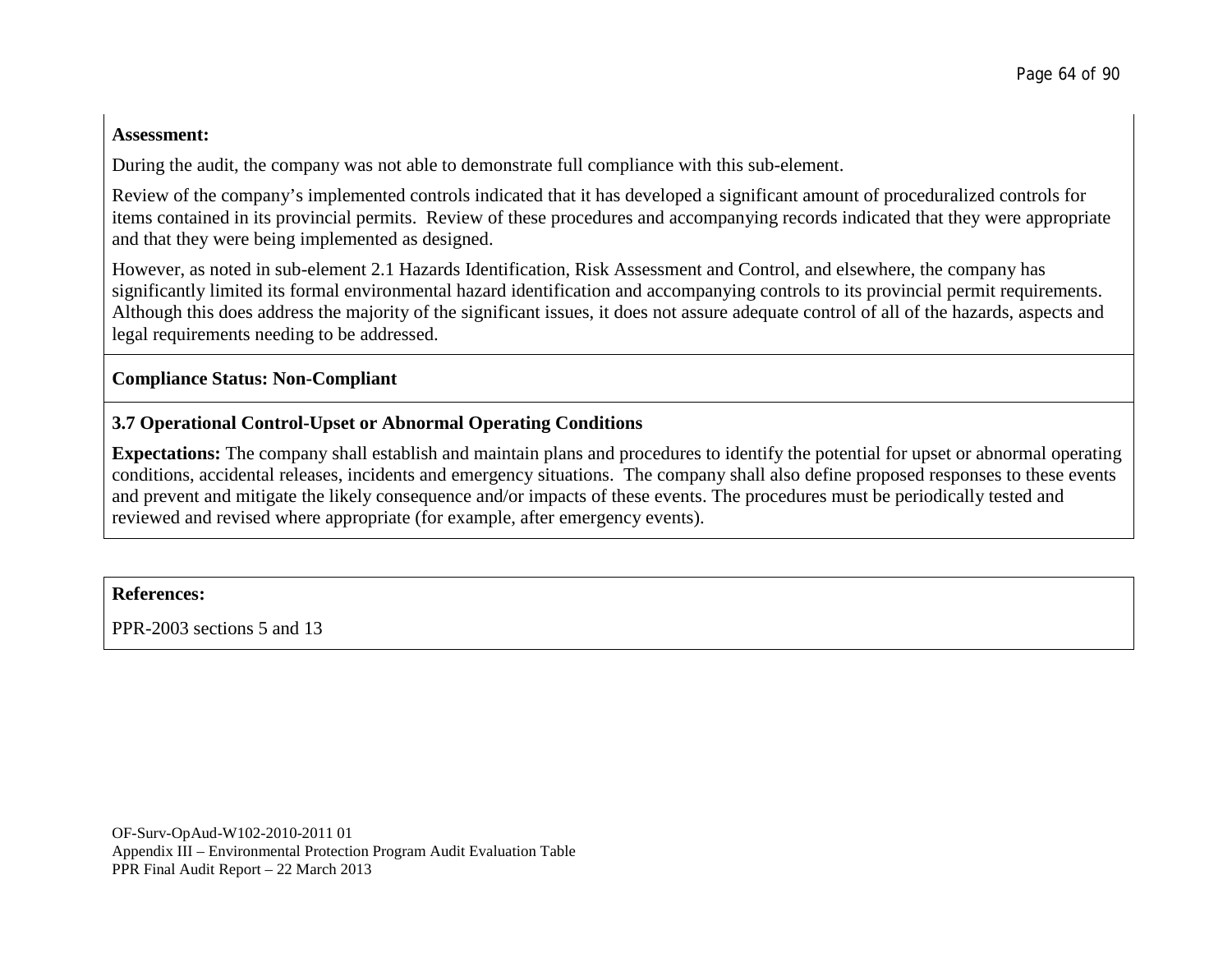**Assessment:**

During the audit, the company was not able to demonstrate full compliance with this sub-element.

Review of the company's implemented controls indicated that it has developed a significant amount of proceduralized controls for items contained in its provincial permits. Review of these procedures and accompanying records indicated that they were appropriate and that they were being implemented as designed.

However, as noted in sub-element 2.1 Hazards Identification, Risk Assessment and Control, and elsewhere, the company has significantly limited its formal environmental hazard identification and accompanying controls to its provincial permit requirements. Although this does address the majority of the significant issues, it does not assure adequate control of all of the hazards, aspects and legal requirements needing to be addressed.

**Compliance Status: Non-Compliant**

**3.7 Operational Control-Upset or Abnormal Operating Conditions**

**Expectations:** The company shall establish and maintain plans and procedures to identify the potential for upset or abnormal operating conditions, accidental releases, incidents and emergency situations. The company shall also define proposed responses to these events and prevent and mitigate the likely consequence and/or impacts of these events. The procedures must be periodically tested and reviewed and revised where appropriate (for example, after emergency events).

**References:**

PPR-2003 sections 5 and 13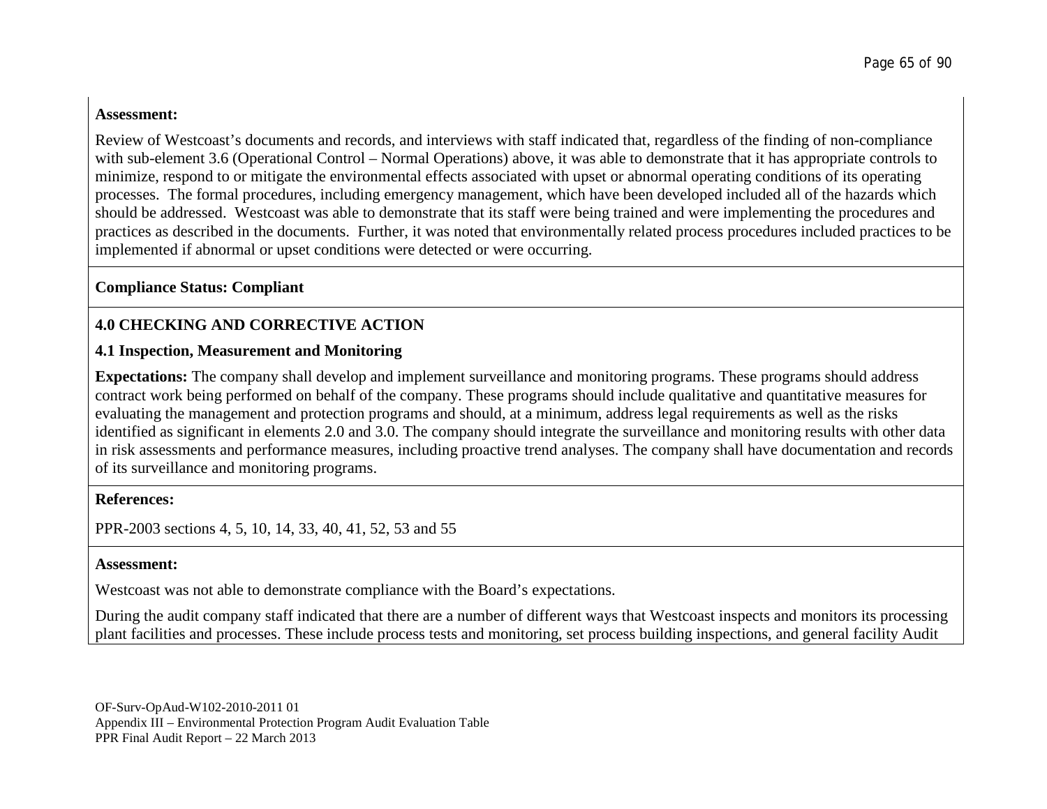**Assessment:**

Review of Westcoast's documents and records, and interviews with staff indicated that, regardless of the finding of non-compliance with sub-element 3.6 (Operational Control – Normal Operations) above, it was able to demonstrate that it has appropriate controls to minimize, respond to or mitigate the environmental effects associated with upset or abnormal operating conditions of its operating processes. The formal procedures, including emergency management, which have been developed included all of the hazards which should be addressed. Westcoast was able to demonstrate that its staff were being trained and were implementing the procedures and practices as described in the documents. Further, it was noted that environmentally related process procedures included practices to be implemented if abnormal or upset conditions were detected or were occurring.

**Compliance Status: Compliant**

## 4.0 CHECKING AND CORRECTIVE ACTION

### 4.1 Inspection, Measurement and Monitoring

**Expectations:** The company shall develop and implement surveillance and monitoring programs. These programs should address contract work being performed on behalf of the company. These programs should include qualitative and quantitative measures for evaluating the management and protection programs and should, at a minimum, address legal requirements as well as the risks identified as significant in elements 2.0 and 3.0. The company should integrate the surveillance and monitoring results with other data in risk assessments and performance measures, including proactive trend analyses. The company shall have documentation and records of its surveillance and monitoring programs.

**References:**

PPR-2003 sections 4, 5, 10, 14, 33, 40, 41, 52, 53 and 55

**Assessment:**

Westcoast was not able to demonstrate compliance with the Board's expectations.

During the audit company staff indicated that there are a number of different ways that Westcoast inspects and monitors its processing plant facilities and processes. These include process tests and monitoring, set process building inspections, and general facility Audit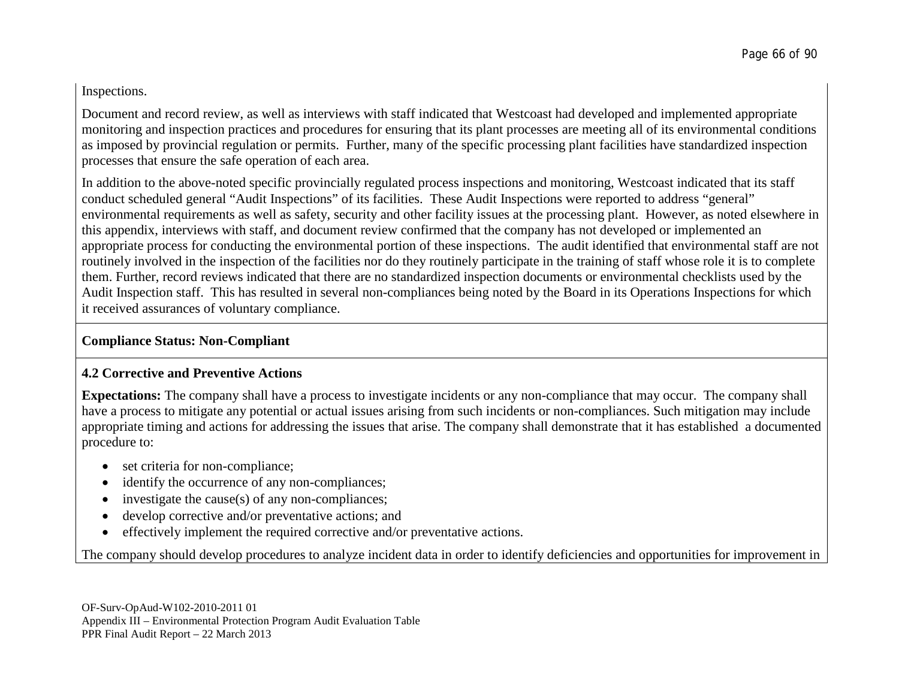Inspections.

Document and record review, as well as interviews with staff indicated that Westcoast had developed and implemented appropriate monitoring and inspection practices and procedures for ensuring that its plant processes are meeting all of its environmental conditions as imposed by provincial regulation or permits. Further, many of the specific processing plant facilities have standardized inspection processes that ensure the safe operation of each area.

In addition to the above-noted specific provincially regulated process inspections and monitoring, Westcoast indicated that its staff conduct scheduled general "Audit Inspections" of its facilities. These Audit Inspections were reported to address "general" environmental requirements as well as safety, security and other facility issues at the processing plant. However, as noted elsewhere in this appendix, interviews with staff, and document review confirmed that the company has not developed or implemented an appropriate process for conducting the environmental portion of these inspections. The audit identified that environmental staff are not routinely involved in the inspection of the facilities nor do they routinely participate in the training of staff whose role it is to complete them. Further, record reviews indicated that there are no standardized inspection documents or environmental checklists used by the Audit Inspection staff. This has resulted in several non-compliances being noted by the Board in its Operations Inspections for which it received assurances of voluntary compliance.

**Compliance Status: Non-Compliant**

**4.2 Corrective and Preventive Actions**

**Expectations:** The company shall have a process to investigate incidents or any non-compliance that may occur. The company shall have a process to mitigate any potential or actual issues arising from such incidents or non-compliances. Such mitigation may include appropriate timing and actions for addressing the issues that arise. The company shall demonstrate that it has established a documented procedure to:

- set criteria for non-compliance;
- identify the occurrence of any non-compliances;
- investigate the cause(s) of any non-compliances;
- develop corrective and/or preventative actions; and
- effectively implement the required corrective and/or preventative actions.

The company should develop procedures to analyze incident data in order to identify deficiencies and opportunities for improvement in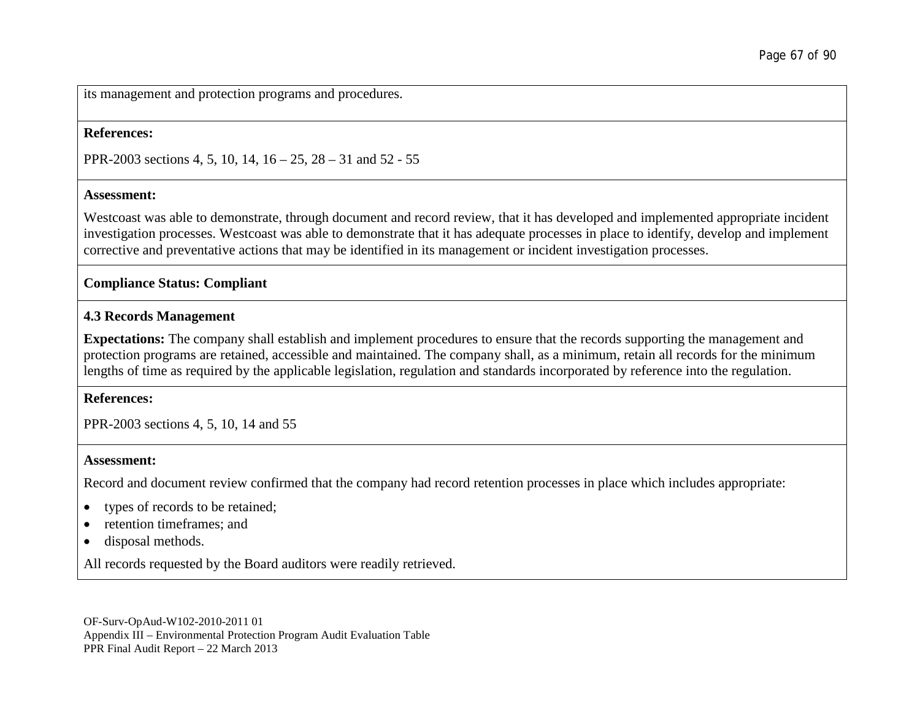its management and protection programs and procedures.

**References:**

PPR-2003 sections 4, 5, 10, 14, 16 – 25, 28 – 31 and 52 - 55

**Assessment:**

Westcoast was able to demonstrate, through document and record review, that it has developed and implemented appropriate incident investigation processes. Westcoast was able to demonstrate that it has adequate processes in place to identify, develop and implement corrective and preventative actions that may be identified in its management or incident investigation processes.

**Compliance Status: Compliant**

**4.3 Records Management**

**Expectations:** The company shall establish and implement procedures to ensure that the records supporting the management and protection programs are retained, accessible and maintained. The company shall, as a minimum, retain all records for the minimum lengths of time as required by the applicable legislation, regulation and standards incorporated by reference into the regulation.

**References:**

PPR-2003 sections 4, 5, 10, 14 and 55

**Assessment:**

Record and document review confirmed that the company had record retention processes in place which includes appropriate:

- types of records to be retained;
- retention timeframes; and
- disposal methods.

All records requested by the Board auditors were readily retrieved.

OF-Surv-OpAud-W102-2010-2011 01
Appendix III – Environmental Protection Program Audit Evaluation Table
PPR Final Audit Report – 22 March 2013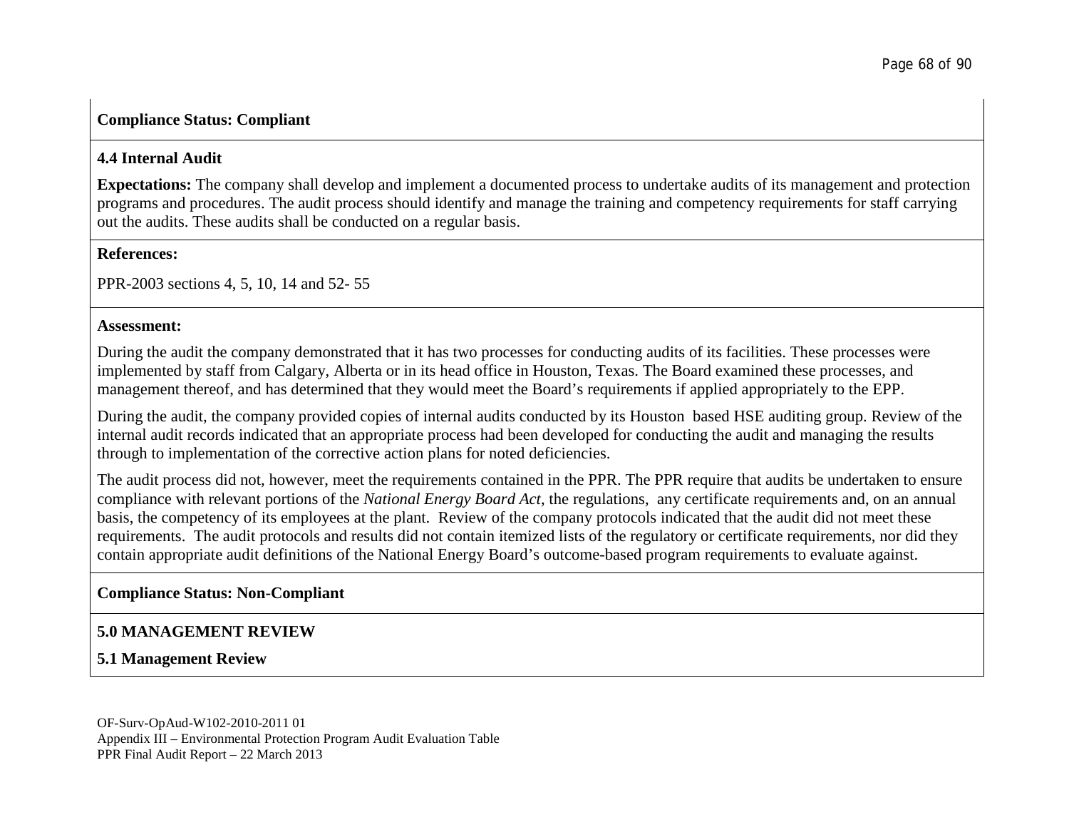**Compliance Status: Compliant**

**4.4 Internal Audit**

**Expectations:** The company shall develop and implement a documented process to undertake audits of its management and protection programs and procedures. The audit process should identify and manage the training and competency requirements for staff carrying out the audits. These audits shall be conducted on a regular basis.

**References:**

PPR-2003 sections 4, 5, 10, 14 and 52- 55

**Assessment:**

During the audit the company demonstrated that it has two processes for conducting audits of its facilities. These processes were implemented by staff from Calgary, Alberta or in its head office in Houston, Texas. The Board examined these processes, and management thereof, and has determined that they would meet the Board's requirements if applied appropriately to the EPP.

During the audit, the company provided copies of internal audits conducted by its Houston based HSE auditing group. Review of the internal audit records indicated that an appropriate process had been developed for conducting the audit and managing the results through to implementation of the corrective action plans for noted deficiencies.

The audit process did not, however, meet the requirements contained in the PPR. The PPR require that audits be undertaken to ensure compliance with relevant portions of the *National Energy Board Act*, the regulations, any certificate requirements and, on an annual basis, the competency of its employees at the plant. Review of the company protocols indicated that the audit did not meet these requirements. The audit protocols and results did not contain itemized lists of the regulatory or certificate requirements, nor did they contain appropriate audit definitions of the National Energy Board's outcome-based program requirements to evaluate against.

**Compliance Status: Non-Compliant**

**5.0 MANAGEMENT REVIEW**

**5.1 Management Review**

OF-Surv-OpAud-W102-2010-2011 01
Appendix III – Environmental Protection Program Audit Evaluation Table
PPR Final Audit Report – 22 March 2013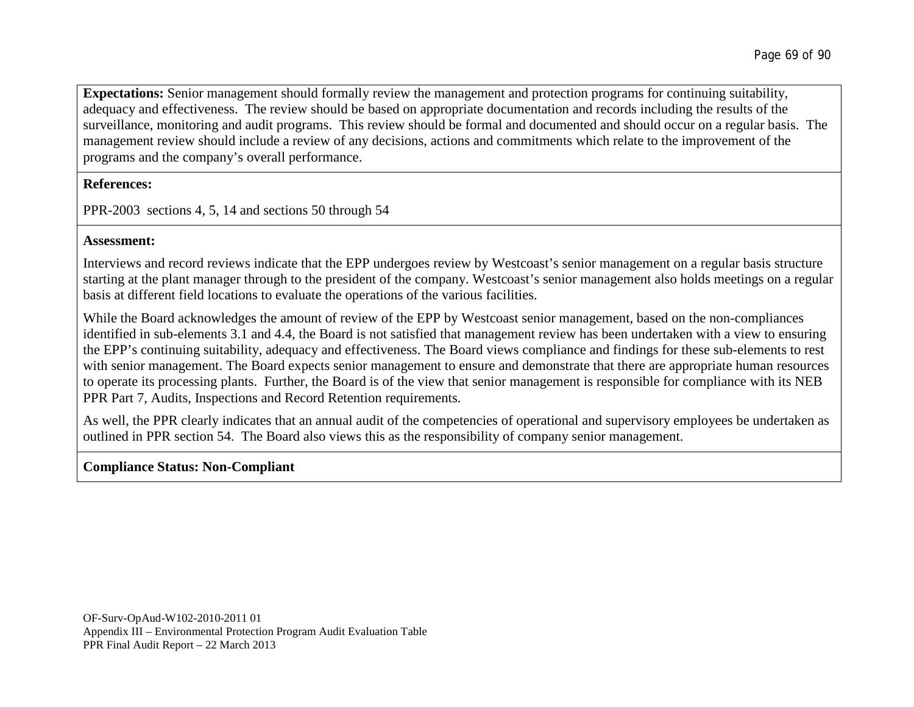**Expectations:** Senior management should formally review the management and protection programs for continuing suitability, adequacy and effectiveness. The review should be based on appropriate documentation and records including the results of the surveillance, monitoring and audit programs. This review should be formal and documented and should occur on a regular basis. The management review should include a review of any decisions, actions and commitments which relate to the improvement of the programs and the company's overall performance.

**References:**

PPR-2003 sections 4, 5, 14 and sections 50 through 54

**Assessment:**

Interviews and record reviews indicate that the EPP undergoes review by Westcoast's senior management on a regular basis structure starting at the plant manager through to the president of the company. Westcoast's senior management also holds meetings on a regular basis at different field locations to evaluate the operations of the various facilities.

While the Board acknowledges the amount of review of the EPP by Westcoast senior management, based on the non-compliances identified in sub-elements 3.1 and 4.4, the Board is not satisfied that management review has been undertaken with a view to ensuring the EPP's continuing suitability, adequacy and effectiveness. The Board views compliance and findings for these sub-elements to rest with senior management. The Board expects senior management to ensure and demonstrate that there are appropriate human resources to operate its processing plants. Further, the Board is of the view that senior management is responsible for compliance with its NEB PPR Part 7, Audits, Inspections and Record Retention requirements.

As well, the PPR clearly indicates that an annual audit of the competencies of operational and supervisory employees be undertaken as outlined in PPR section 54. The Board also views this as the responsibility of company senior management.

**Compliance Status: Non-Compliant**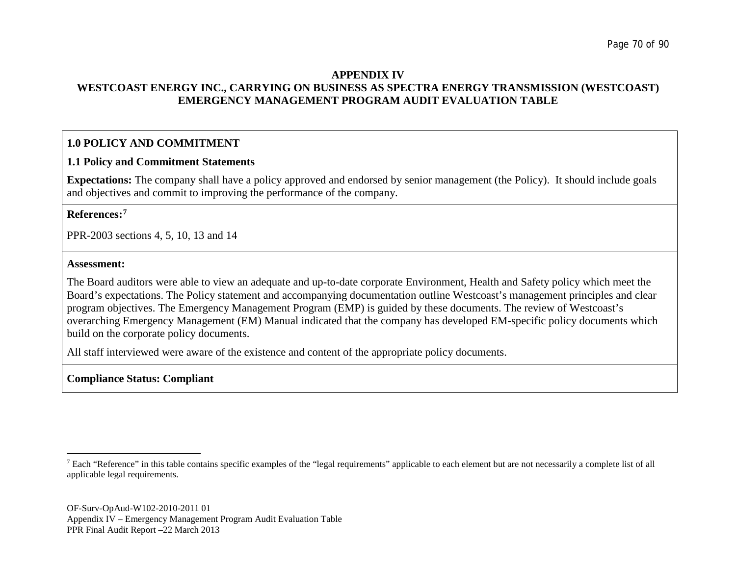**APPENDIX IV**
**WESTCOAST ENERGY INC., CARRYING ON BUSINESS AS SPECTRA ENERGY TRANSMISSION (WESTCOAST)**
**EMERGENCY MANAGEMENT PROGRAM AUDIT EVALUATION TABLE**

| **1.0 POLICY AND COMMITMENT** |
| --- |
| **1.1 Policy and Commitment Statements**<br><br>**Expectations:** The company shall have a policy approved and endorsed by senior management (the Policy). It should include goals and objectives and commit to improving the performance of the company. |
| **References:**[7]<br><br>PPR-2003 sections 4, 5, 10, 13 and 14 |
| **Assessment:**<br><br>The Board auditors were able to view an adequate and up-to-date corporate Environment, Health and Safety policy which meet the Board's expectations. The Policy statement and accompanying documentation outline Westcoast's management principles and clear program objectives. The Emergency Management Program (EMP) is guided by these documents. The review of Westcoast's overarching Emergency Management (EM) Manual indicated that the company has developed EM-specific policy documents which build on the corporate policy documents.<br><br>All staff interviewed were aware of the existence and content of the appropriate policy documents. |
| **Compliance Status: Compliant** |

[7] Each "Reference" in this table contains specific examples of the "legal requirements" applicable to each element but are not necessarily a complete list of all applicable legal requirements.

OF-Surv-OpAud-W102-2010-2011 01
Appendix IV – Emergency Management Program Audit Evaluation Table
PPR Final Audit Report –22 March 2013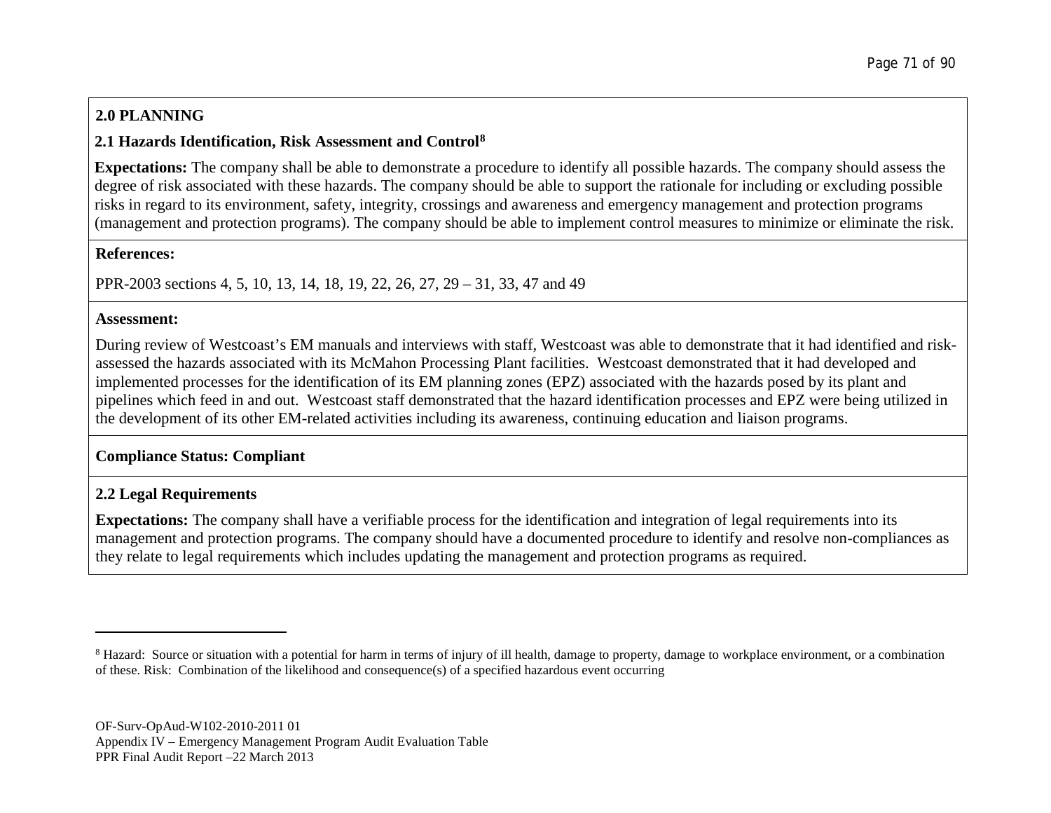## 2.0 PLANNING

### 2.1 Hazards Identification, Risk Assessment and Control[8]

**Expectations:** The company shall be able to demonstrate a procedure to identify all possible hazards. The company should assess the degree of risk associated with these hazards. The company should be able to support the rationale for including or excluding possible risks in regard to its environment, safety, integrity, crossings and awareness and emergency management and protection programs (management and protection programs). The company should be able to implement control measures to minimize or eliminate the risk.

**References:**

PPR-2003 sections 4, 5, 10, 13, 14, 18, 19, 22, 26, 27, 29 – 31, 33, 47 and 49

**Assessment:**

During review of Westcoast's EM manuals and interviews with staff, Westcoast was able to demonstrate that it had identified and risk-assessed the hazards associated with its McMahon Processing Plant facilities. Westcoast demonstrated that it had developed and implemented processes for the identification of its EM planning zones (EPZ) associated with the hazards posed by its plant and pipelines which feed in and out. Westcoast staff demonstrated that the hazard identification processes and EPZ were being utilized in the development of its other EM-related activities including its awareness, continuing education and liaison programs.

**Compliance Status: Compliant**

### 2.2 Legal Requirements

**Expectations:** The company shall have a verifiable process for the identification and integration of legal requirements into its management and protection programs. The company should have a documented procedure to identify and resolve non-compliances as they relate to legal requirements which includes updating the management and protection programs as required.

---

[8] Hazard: Source or situation with a potential for harm in terms of injury of ill health, damage to property, damage to workplace environment, or a combination of these. Risk: Combination of the likelihood and consequence(s) of a specified hazardous event occurring

OF-Surv-OpAud-W102-2010-2011 01
Appendix IV – Emergency Management Program Audit Evaluation Table
PPR Final Audit Report –22 March 2013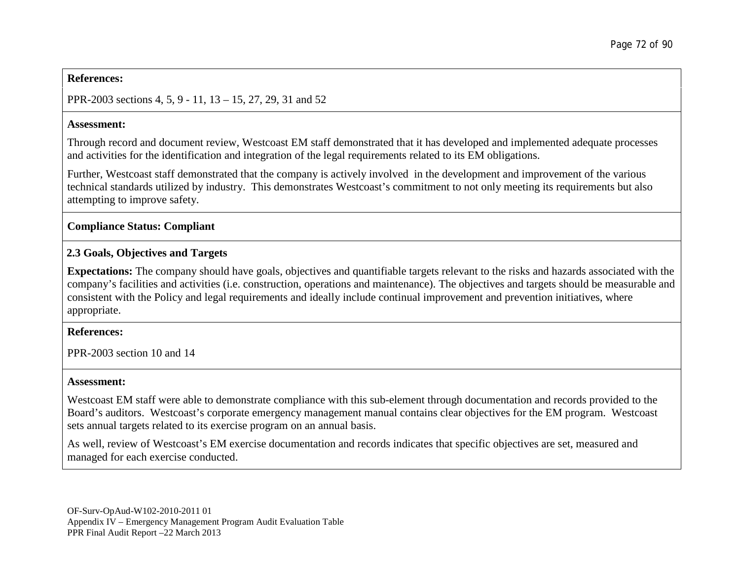**References:**

PPR-2003 sections 4, 5, 9 - 11, 13 – 15, 27, 29, 31 and 52

**Assessment:**

Through record and document review, Westcoast EM staff demonstrated that it has developed and implemented adequate processes and activities for the identification and integration of the legal requirements related to its EM obligations.

Further, Westcoast staff demonstrated that the company is actively involved in the development and improvement of the various technical standards utilized by industry. This demonstrates Westcoast's commitment to not only meeting its requirements but also attempting to improve safety.

**Compliance Status: Compliant**

**2.3 Goals, Objectives and Targets**

**Expectations:** The company should have goals, objectives and quantifiable targets relevant to the risks and hazards associated with the company's facilities and activities (i.e. construction, operations and maintenance). The objectives and targets should be measurable and consistent with the Policy and legal requirements and ideally include continual improvement and prevention initiatives, where appropriate.

**References:**

PPR-2003 section 10 and 14

**Assessment:**

Westcoast EM staff were able to demonstrate compliance with this sub-element through documentation and records provided to the Board's auditors. Westcoast's corporate emergency management manual contains clear objectives for the EM program. Westcoast sets annual targets related to its exercise program on an annual basis.

As well, review of Westcoast's EM exercise documentation and records indicates that specific objectives are set, measured and managed for each exercise conducted.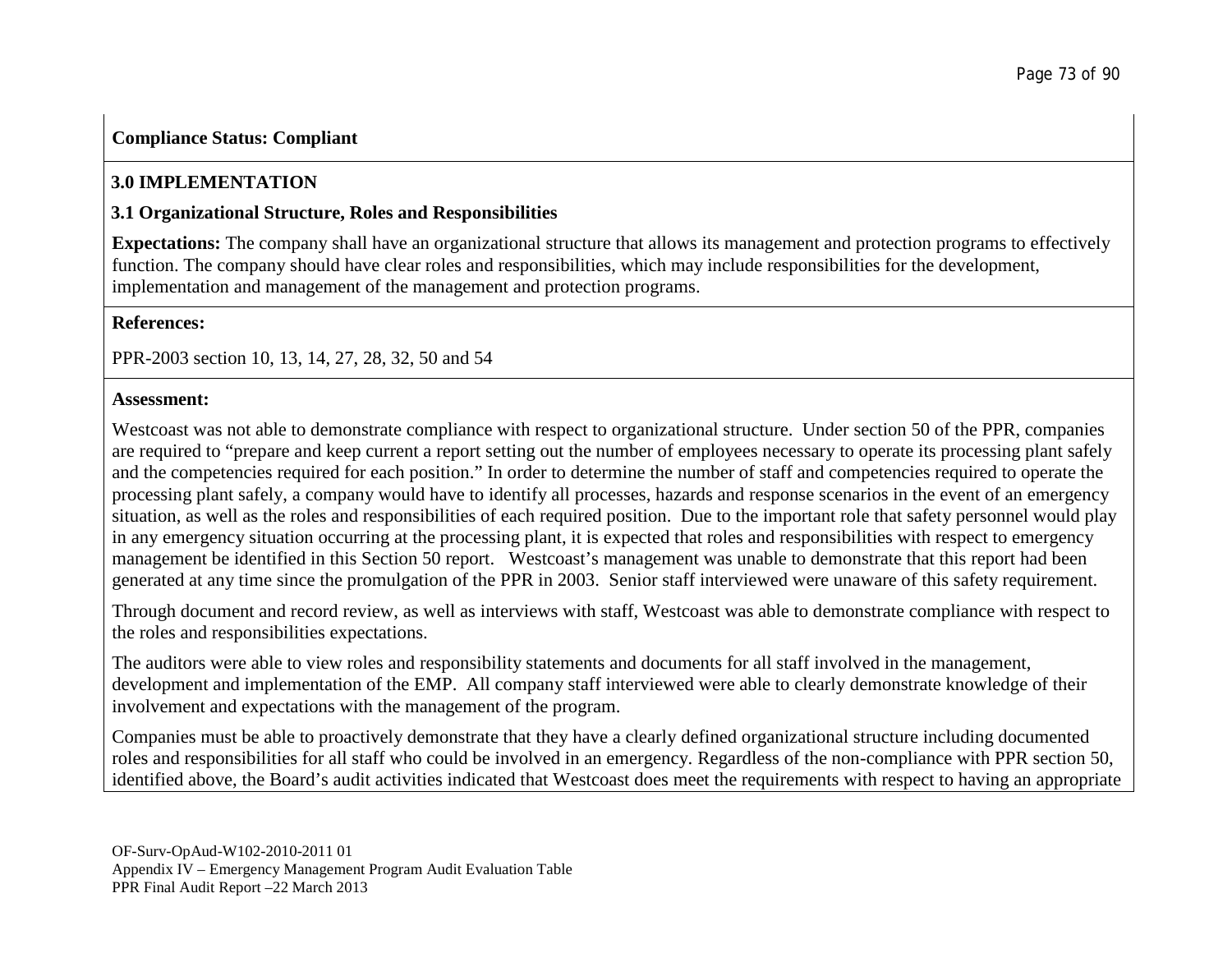**Compliance Status: Compliant**

## 3.0 IMPLEMENTATION

### 3.1 Organizational Structure, Roles and Responsibilities

**Expectations:** The company shall have an organizational structure that allows its management and protection programs to effectively function. The company should have clear roles and responsibilities, which may include responsibilities for the development, implementation and management of the management and protection programs.

**References:**

PPR-2003 section 10, 13, 14, 27, 28, 32, 50 and 54

**Assessment:**

Westcoast was not able to demonstrate compliance with respect to organizational structure. Under section 50 of the PPR, companies are required to "prepare and keep current a report setting out the number of employees necessary to operate its processing plant safely and the competencies required for each position." In order to determine the number of staff and competencies required to operate the processing plant safely, a company would have to identify all processes, hazards and response scenarios in the event of an emergency situation, as well as the roles and responsibilities of each required position. Due to the important role that safety personnel would play in any emergency situation occurring at the processing plant, it is expected that roles and responsibilities with respect to emergency management be identified in this Section 50 report. Westcoast's management was unable to demonstrate that this report had been generated at any time since the promulgation of the PPR in 2003. Senior staff interviewed were unaware of this safety requirement.

Through document and record review, as well as interviews with staff, Westcoast was able to demonstrate compliance with respect to the roles and responsibilities expectations.

The auditors were able to view roles and responsibility statements and documents for all staff involved in the management, development and implementation of the EMP. All company staff interviewed were able to clearly demonstrate knowledge of their involvement and expectations with the management of the program.

Companies must be able to proactively demonstrate that they have a clearly defined organizational structure including documented roles and responsibilities for all staff who could be involved in an emergency. Regardless of the non-compliance with PPR section 50, identified above, the Board's audit activities indicated that Westcoast does meet the requirements with respect to having an appropriate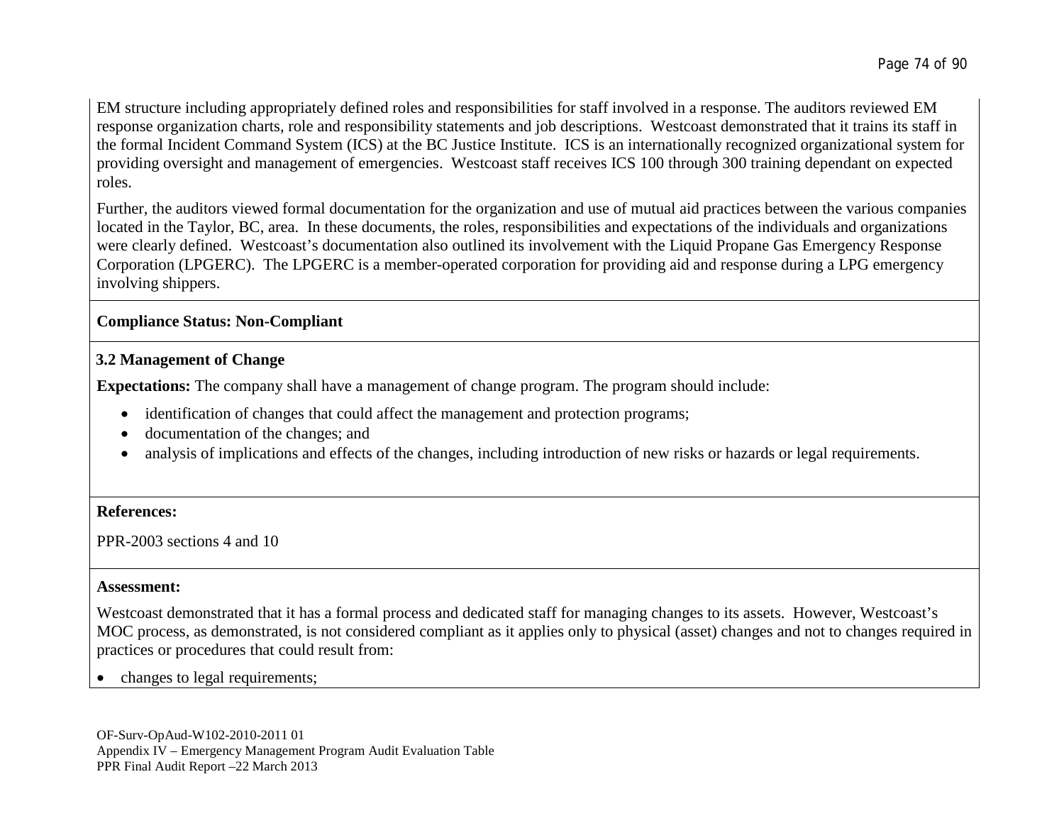EM structure including appropriately defined roles and responsibilities for staff involved in a response. The auditors reviewed EM response organization charts, role and responsibility statements and job descriptions. Westcoast demonstrated that it trains its staff in the formal Incident Command System (ICS) at the BC Justice Institute. ICS is an internationally recognized organizational system for providing oversight and management of emergencies. Westcoast staff receives ICS 100 through 300 training dependant on expected roles.

Further, the auditors viewed formal documentation for the organization and use of mutual aid practices between the various companies located in the Taylor, BC, area. In these documents, the roles, responsibilities and expectations of the individuals and organizations were clearly defined. Westcoast's documentation also outlined its involvement with the Liquid Propane Gas Emergency Response Corporation (LPGERC). The LPGERC is a member-operated corporation for providing aid and response during a LPG emergency involving shippers.

**Compliance Status: Non-Compliant**

### 3.2 Management of Change

**Expectations:** The company shall have a management of change program. The program should include:

- identification of changes that could affect the management and protection programs;
- documentation of the changes; and
- analysis of implications and effects of the changes, including introduction of new risks or hazards or legal requirements.

**References:**

PPR-2003 sections 4 and 10

**Assessment:**

Westcoast demonstrated that it has a formal process and dedicated staff for managing changes to its assets. However, Westcoast's MOC process, as demonstrated, is not considered compliant as it applies only to physical (asset) changes and not to changes required in practices or procedures that could result from:

- changes to legal requirements;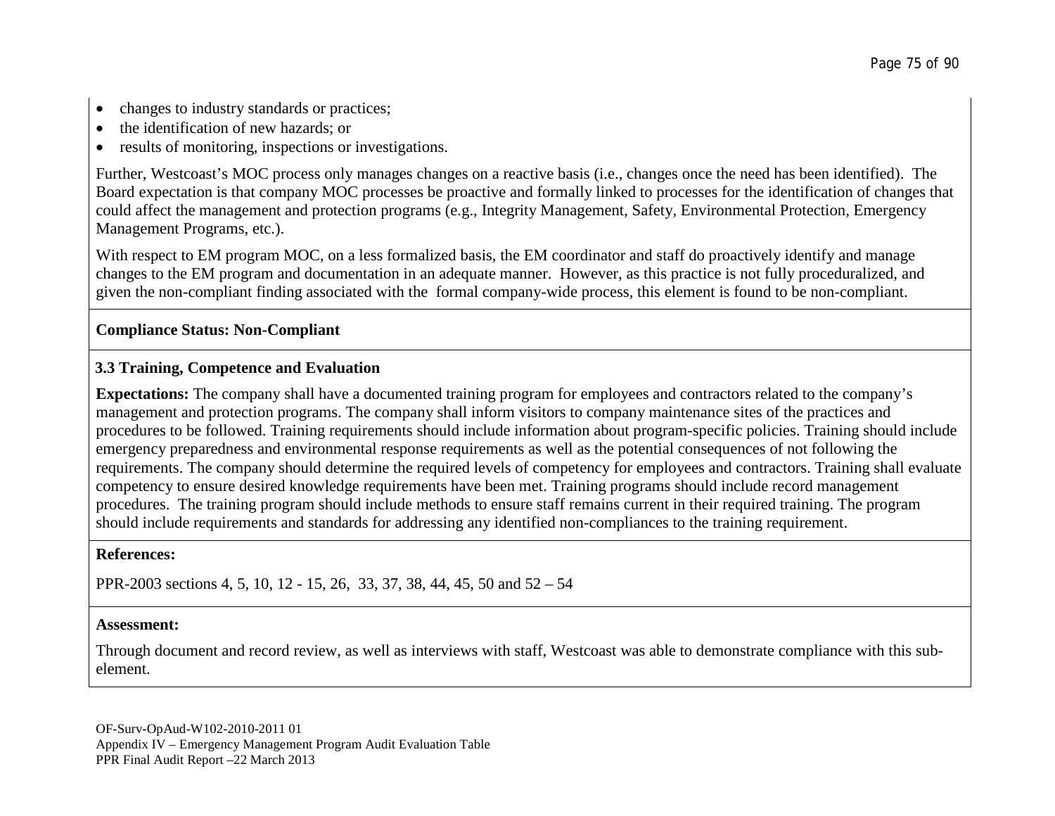- changes to industry standards or practices;
- the identification of new hazards; or
- results of monitoring, inspections or investigations.

Further, Westcoast's MOC process only manages changes on a reactive basis (i.e., changes once the need has been identified). The Board expectation is that company MOC processes be proactive and formally linked to processes for the identification of changes that could affect the management and protection programs (e.g., Integrity Management, Safety, Environmental Protection, Emergency Management Programs, etc.).

With respect to EM program MOC, on a less formalized basis, the EM coordinator and staff do proactively identify and manage changes to the EM program and documentation in an adequate manner. However, as this practice is not fully proceduralized, and given the non-compliant finding associated with the formal company-wide process, this element is found to be non-compliant.

**Compliance Status: Non-Compliant**

**3.3 Training, Competence and Evaluation**

**Expectations:** The company shall have a documented training program for employees and contractors related to the company's management and protection programs. The company shall inform visitors to company maintenance sites of the practices and procedures to be followed. Training requirements should include information about program-specific policies. Training should include emergency preparedness and environmental response requirements as well as the potential consequences of not following the requirements. The company should determine the required levels of competency for employees and contractors. Training shall evaluate competency to ensure desired knowledge requirements have been met. Training programs should include record management procedures. The training program should include methods to ensure staff remains current in their required training. The program should include requirements and standards for addressing any identified non-compliances to the training requirement.

**References:**

PPR-2003 sections 4, 5, 10, 12 - 15, 26, 33, 37, 38, 44, 45, 50 and 52 – 54

**Assessment:**

Through document and record review, as well as interviews with staff, Westcoast was able to demonstrate compliance with this sub-element.

OF-Surv-OpAud-W102-2010-2011 01
Appendix IV – Emergency Management Program Audit Evaluation Table
PPR Final Audit Report –22 March 2013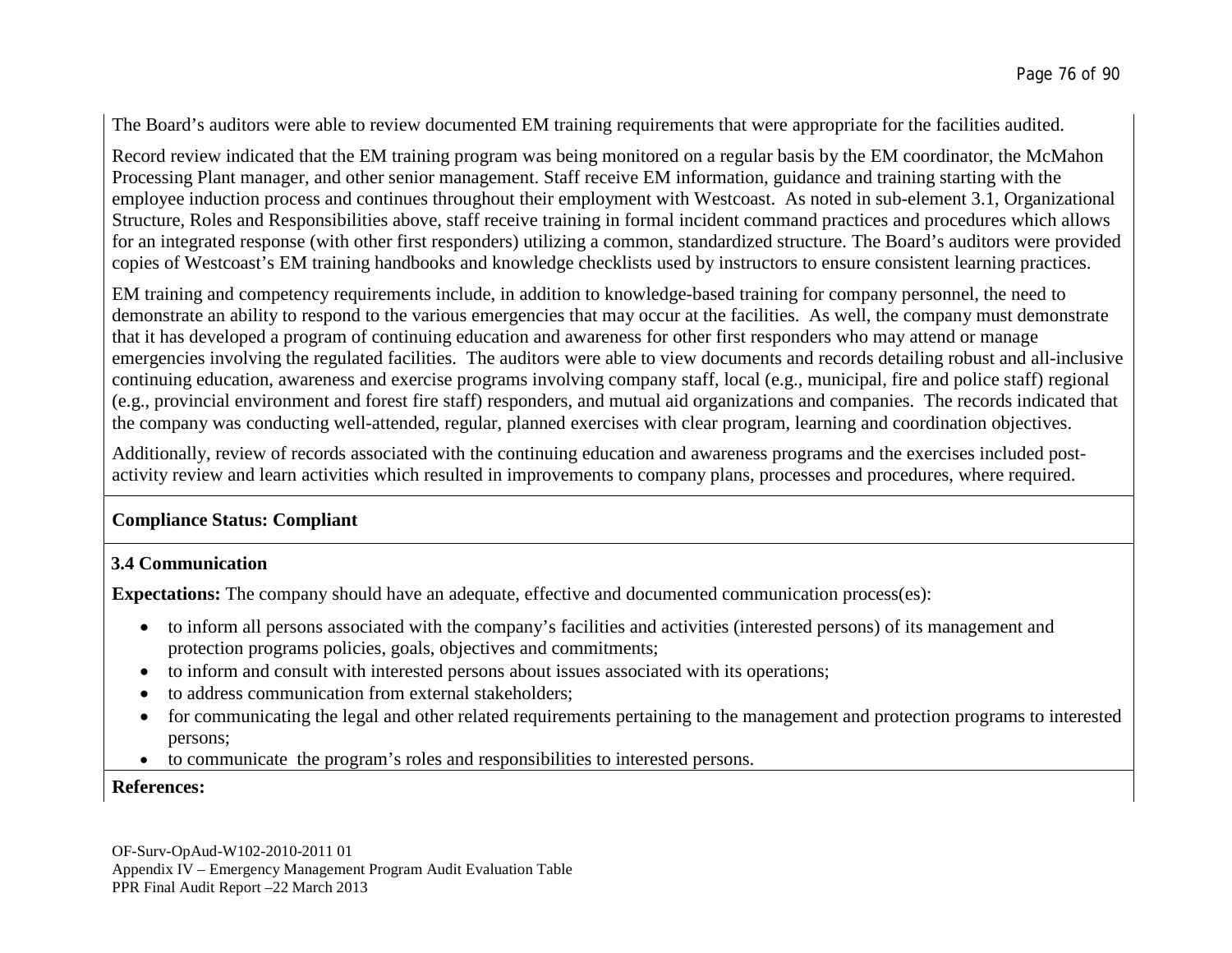The Board's auditors were able to review documented EM training requirements that were appropriate for the facilities audited.

Record review indicated that the EM training program was being monitored on a regular basis by the EM coordinator, the McMahon Processing Plant manager, and other senior management. Staff receive EM information, guidance and training starting with the employee induction process and continues throughout their employment with Westcoast. As noted in sub-element 3.1, Organizational Structure, Roles and Responsibilities above, staff receive training in formal incident command practices and procedures which allows for an integrated response (with other first responders) utilizing a common, standardized structure. The Board's auditors were provided copies of Westcoast's EM training handbooks and knowledge checklists used by instructors to ensure consistent learning practices.

EM training and competency requirements include, in addition to knowledge-based training for company personnel, the need to demonstrate an ability to respond to the various emergencies that may occur at the facilities. As well, the company must demonstrate that it has developed a program of continuing education and awareness for other first responders who may attend or manage emergencies involving the regulated facilities. The auditors were able to view documents and records detailing robust and all-inclusive continuing education, awareness and exercise programs involving company staff, local (e.g., municipal, fire and police staff) regional (e.g., provincial environment and forest fire staff) responders, and mutual aid organizations and companies. The records indicated that the company was conducting well-attended, regular, planned exercises with clear program, learning and coordination objectives.

Additionally, review of records associated with the continuing education and awareness programs and the exercises included post-activity review and learn activities which resulted in improvements to company plans, processes and procedures, where required.

**Compliance Status: Compliant**

### 3.4 Communication

**Expectations:** The company should have an adequate, effective and documented communication process(es):

- to inform all persons associated with the company's facilities and activities (interested persons) of its management and protection programs policies, goals, objectives and commitments;
- to inform and consult with interested persons about issues associated with its operations;
- to address communication from external stakeholders;
- for communicating the legal and other related requirements pertaining to the management and protection programs to interested persons;
- to communicate the program's roles and responsibilities to interested persons.

**References:**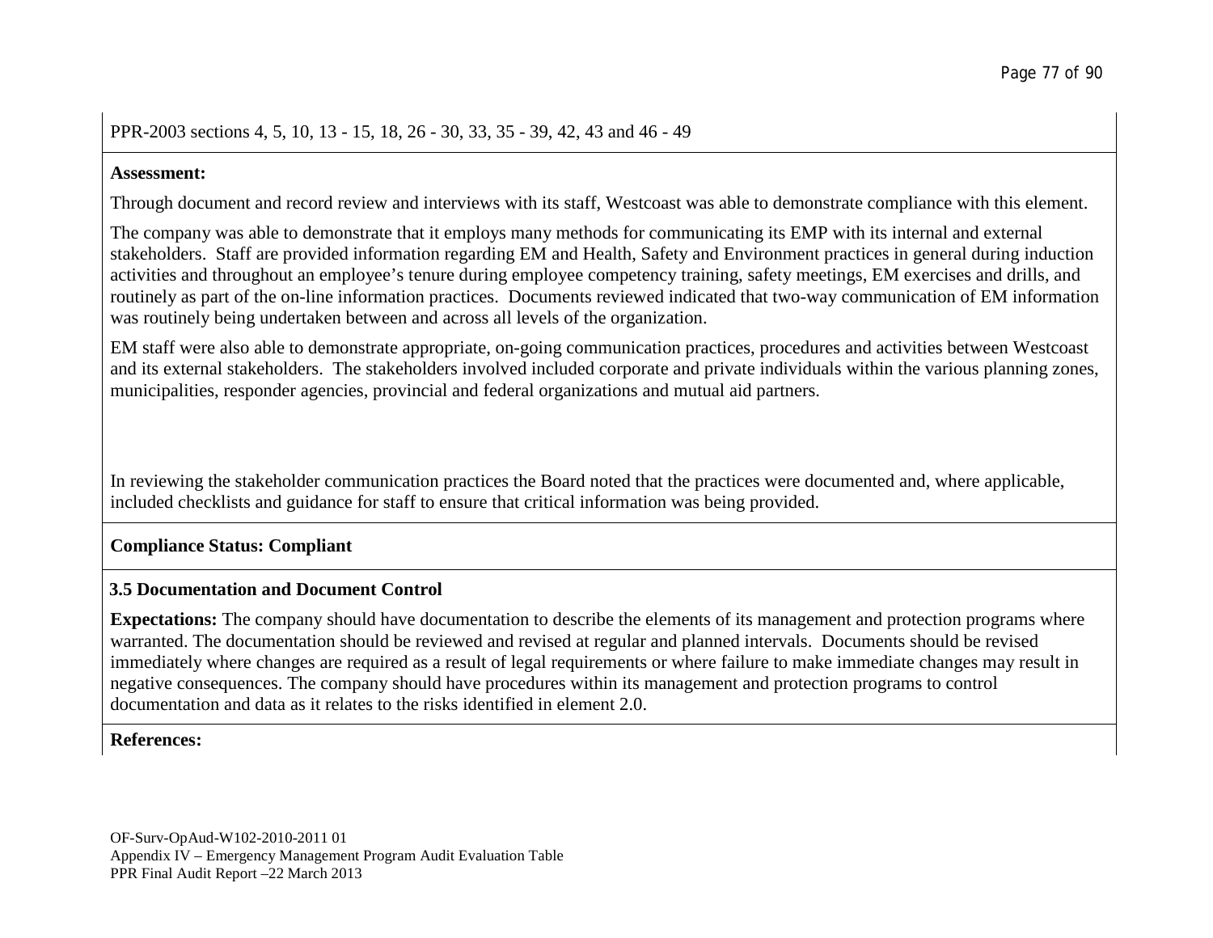PPR-2003 sections 4, 5, 10, 13 - 15, 18, 26 - 30, 33, 35 - 39, 42, 43 and 46 - 49

**Assessment:**

Through document and record review and interviews with its staff, Westcoast was able to demonstrate compliance with this element.

The company was able to demonstrate that it employs many methods for communicating its EMP with its internal and external stakeholders. Staff are provided information regarding EM and Health, Safety and Environment practices in general during induction activities and throughout an employee's tenure during employee competency training, safety meetings, EM exercises and drills, and routinely as part of the on-line information practices. Documents reviewed indicated that two-way communication of EM information was routinely being undertaken between and across all levels of the organization.

EM staff were also able to demonstrate appropriate, on-going communication practices, procedures and activities between Westcoast and its external stakeholders. The stakeholders involved included corporate and private individuals within the various planning zones, municipalities, responder agencies, provincial and federal organizations and mutual aid partners.

In reviewing the stakeholder communication practices the Board noted that the practices were documented and, where applicable, included checklists and guidance for staff to ensure that critical information was being provided.

**Compliance Status: Compliant**

### 3.5 Documentation and Document Control

**Expectations:** The company should have documentation to describe the elements of its management and protection programs where warranted. The documentation should be reviewed and revised at regular and planned intervals. Documents should be revised immediately where changes are required as a result of legal requirements or where failure to make immediate changes may result in negative consequences. The company should have procedures within its management and protection programs to control documentation and data as it relates to the risks identified in element 2.0.

**References:**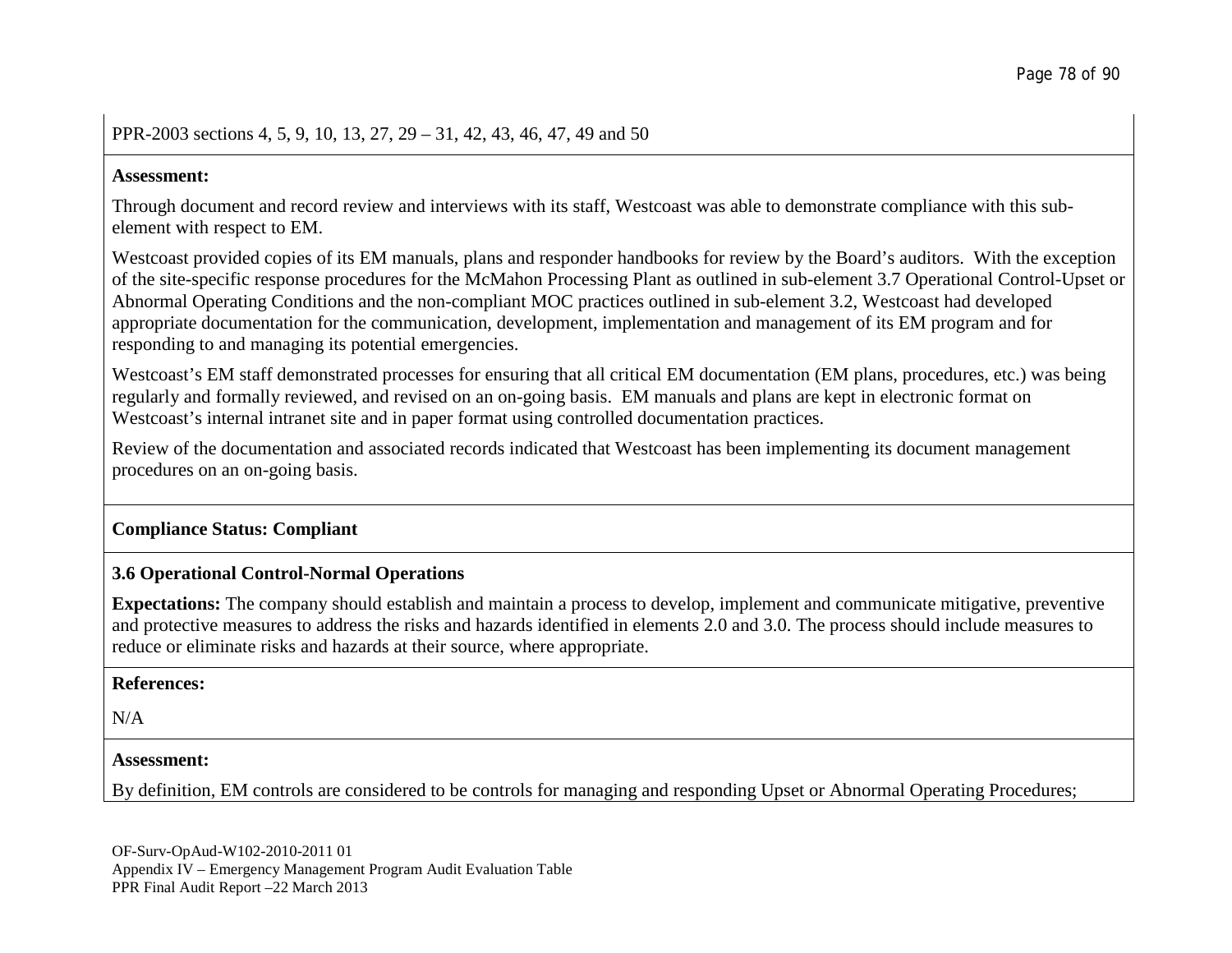PPR-2003 sections 4, 5, 9, 10, 13, 27, 29 – 31, 42, 43, 46, 47, 49 and 50

**Assessment:**

Through document and record review and interviews with its staff, Westcoast was able to demonstrate compliance with this sub-element with respect to EM.

Westcoast provided copies of its EM manuals, plans and responder handbooks for review by the Board's auditors. With the exception of the site-specific response procedures for the McMahon Processing Plant as outlined in sub-element 3.7 Operational Control-Upset or Abnormal Operating Conditions and the non-compliant MOC practices outlined in sub-element 3.2, Westcoast had developed appropriate documentation for the communication, development, implementation and management of its EM program and for responding to and managing its potential emergencies.

Westcoast's EM staff demonstrated processes for ensuring that all critical EM documentation (EM plans, procedures, etc.) was being regularly and formally reviewed, and revised on an on-going basis. EM manuals and plans are kept in electronic format on Westcoast's internal intranet site and in paper format using controlled documentation practices.

Review of the documentation and associated records indicated that Westcoast has been implementing its document management procedures on an on-going basis.

**Compliance Status: Compliant**

**3.6 Operational Control-Normal Operations**

**Expectations:** The company should establish and maintain a process to develop, implement and communicate mitigative, preventive and protective measures to address the risks and hazards identified in elements 2.0 and 3.0. The process should include measures to reduce or eliminate risks and hazards at their source, where appropriate.

**References:**

N/A

**Assessment:**

By definition, EM controls are considered to be controls for managing and responding Upset or Abnormal Operating Procedures;

OF-Surv-OpAud-W102-2010-2011 01
Appendix IV – Emergency Management Program Audit Evaluation Table
PPR Final Audit Report –22 March 2013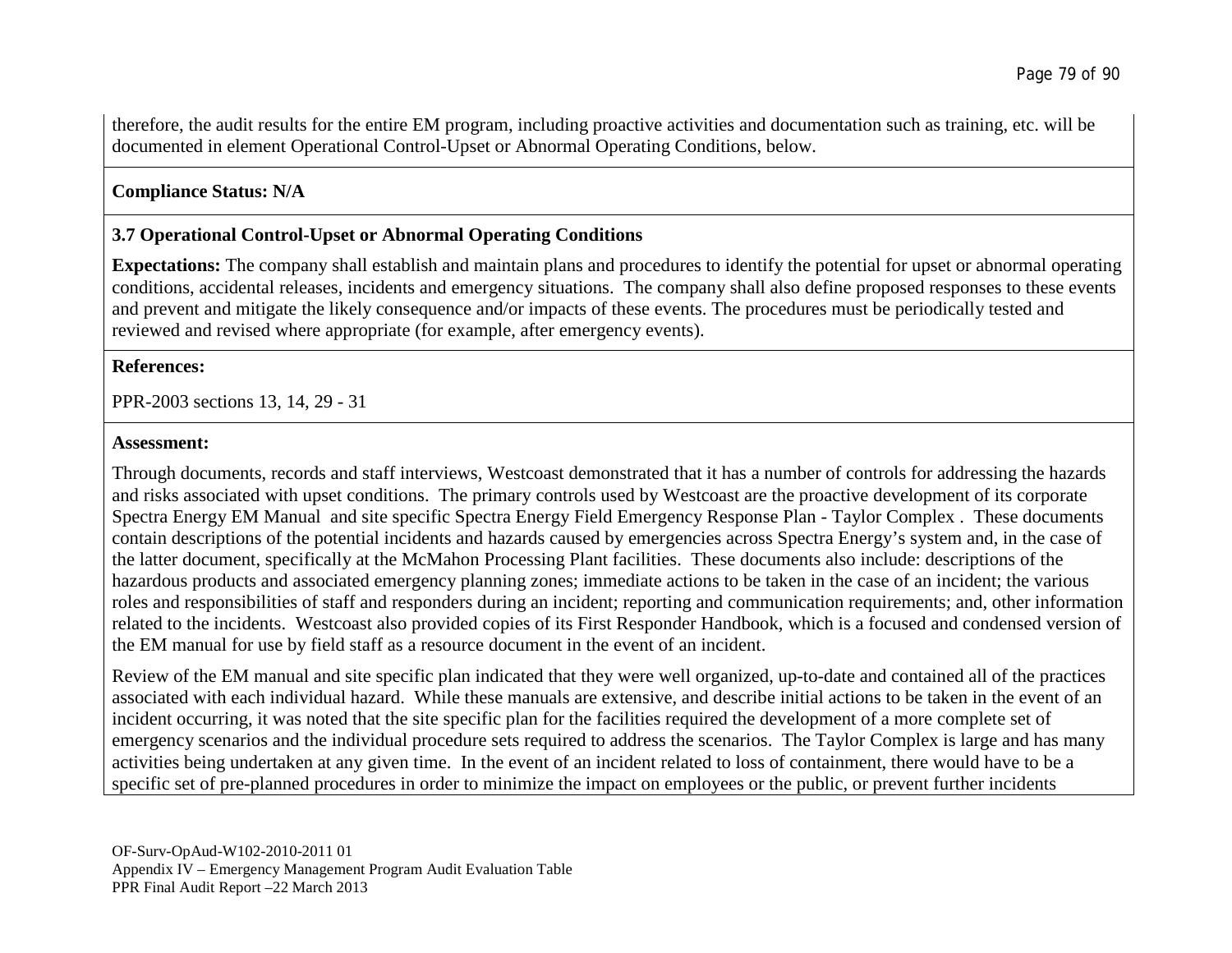therefore, the audit results for the entire EM program, including proactive activities and documentation such as training, etc. will be documented in element Operational Control-Upset or Abnormal Operating Conditions, below.

**Compliance Status: N/A**

### 3.7 Operational Control-Upset or Abnormal Operating Conditions

**Expectations:** The company shall establish and maintain plans and procedures to identify the potential for upset or abnormal operating conditions, accidental releases, incidents and emergency situations. The company shall also define proposed responses to these events and prevent and mitigate the likely consequence and/or impacts of these events. The procedures must be periodically tested and reviewed and revised where appropriate (for example, after emergency events).

**References:**

PPR-2003 sections 13, 14, 29 - 31

**Assessment:**

Through documents, records and staff interviews, Westcoast demonstrated that it has a number of controls for addressing the hazards and risks associated with upset conditions. The primary controls used by Westcoast are the proactive development of its corporate Spectra Energy EM Manual and site specific Spectra Energy Field Emergency Response Plan - Taylor Complex . These documents contain descriptions of the potential incidents and hazards caused by emergencies across Spectra Energy's system and, in the case of the latter document, specifically at the McMahon Processing Plant facilities. These documents also include: descriptions of the hazardous products and associated emergency planning zones; immediate actions to be taken in the case of an incident; the various roles and responsibilities of staff and responders during an incident; reporting and communication requirements; and, other information related to the incidents. Westcoast also provided copies of its First Responder Handbook, which is a focused and condensed version of the EM manual for use by field staff as a resource document in the event of an incident.

Review of the EM manual and site specific plan indicated that they were well organized, up-to-date and contained all of the practices associated with each individual hazard. While these manuals are extensive, and describe initial actions to be taken in the event of an incident occurring, it was noted that the site specific plan for the facilities required the development of a more complete set of emergency scenarios and the individual procedure sets required to address the scenarios. The Taylor Complex is large and has many activities being undertaken at any given time. In the event of an incident related to loss of containment, there would have to be a specific set of pre-planned procedures in order to minimize the impact on employees or the public, or prevent further incidents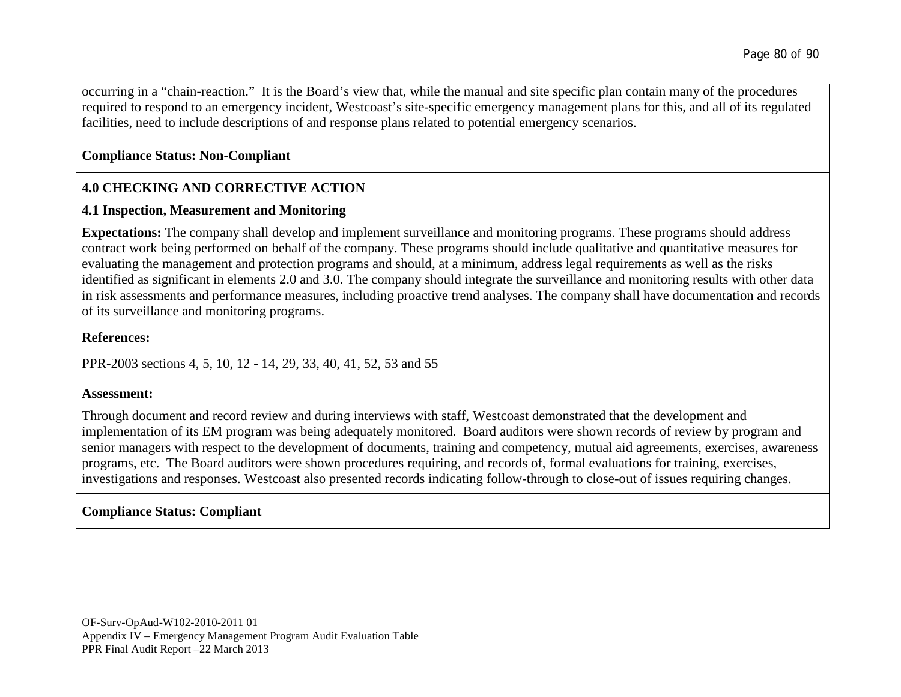occurring in a "chain-reaction." It is the Board's view that, while the manual and site specific plan contain many of the procedures required to respond to an emergency incident, Westcoast's site-specific emergency management plans for this, and all of its regulated facilities, need to include descriptions of and response plans related to potential emergency scenarios.

**Compliance Status: Non-Compliant**

**4.0 CHECKING AND CORRECTIVE ACTION**

**4.1 Inspection, Measurement and Monitoring**

**Expectations:** The company shall develop and implement surveillance and monitoring programs. These programs should address contract work being performed on behalf of the company. These programs should include qualitative and quantitative measures for evaluating the management and protection programs and should, at a minimum, address legal requirements as well as the risks identified as significant in elements 2.0 and 3.0. The company should integrate the surveillance and monitoring results with other data in risk assessments and performance measures, including proactive trend analyses. The company shall have documentation and records of its surveillance and monitoring programs.

**References:**

PPR-2003 sections 4, 5, 10, 12 - 14, 29, 33, 40, 41, 52, 53 and 55

**Assessment:**

Through document and record review and during interviews with staff, Westcoast demonstrated that the development and implementation of its EM program was being adequately monitored. Board auditors were shown records of review by program and senior managers with respect to the development of documents, training and competency, mutual aid agreements, exercises, awareness programs, etc. The Board auditors were shown procedures requiring, and records of, formal evaluations for training, exercises, investigations and responses. Westcoast also presented records indicating follow-through to close-out of issues requiring changes.

**Compliance Status: Compliant**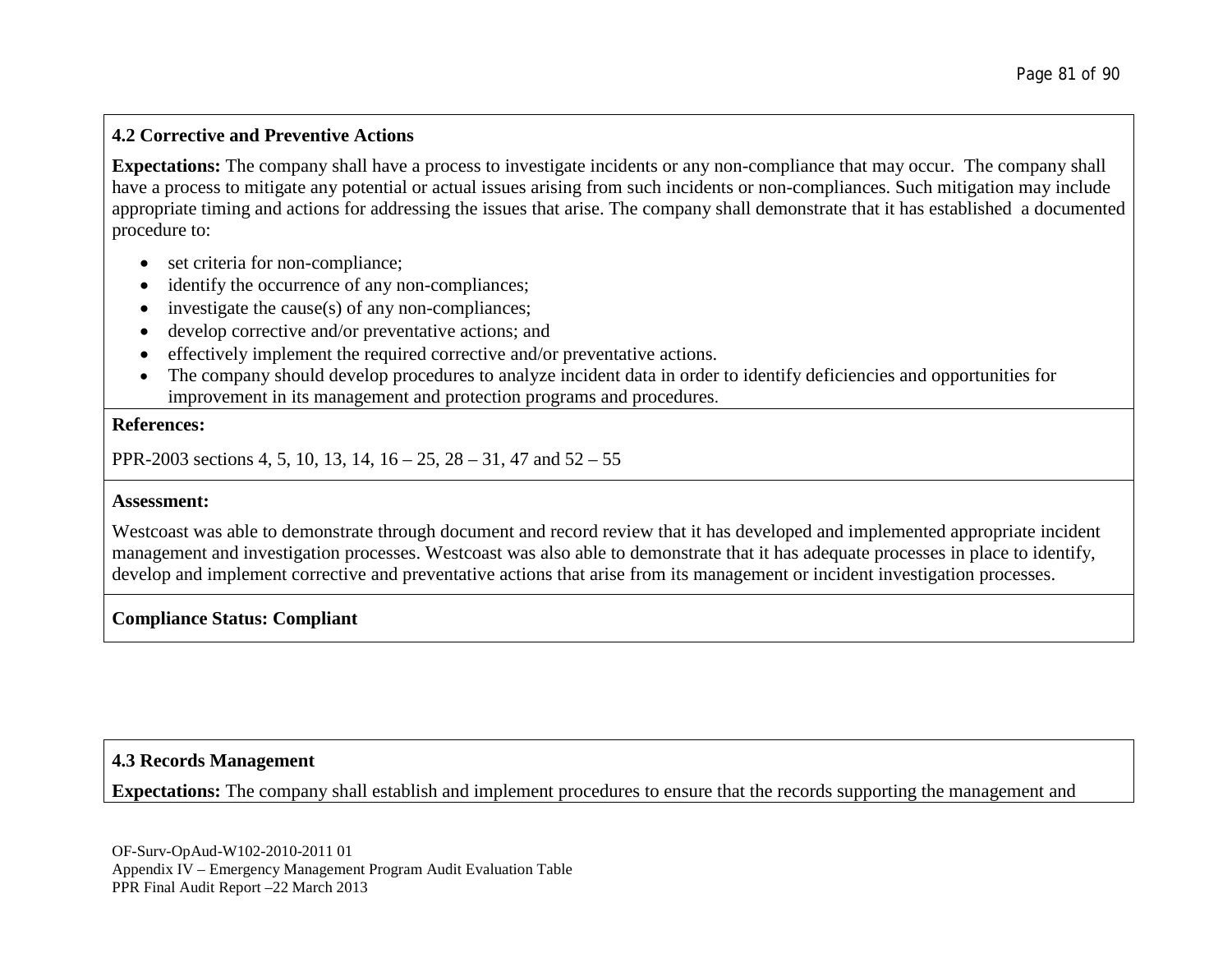**4.2 Corrective and Preventive Actions**

**Expectations:** The company shall have a process to investigate incidents or any non-compliance that may occur. The company shall have a process to mitigate any potential or actual issues arising from such incidents or non-compliances. Such mitigation may include appropriate timing and actions for addressing the issues that arise. The company shall demonstrate that it has established a documented procedure to:

- set criteria for non-compliance;
- identify the occurrence of any non-compliances;
- investigate the cause(s) of any non-compliances;
- develop corrective and/or preventative actions; and
- effectively implement the required corrective and/or preventative actions.
- The company should develop procedures to analyze incident data in order to identify deficiencies and opportunities for improvement in its management and protection programs and procedures.

**References:**

PPR-2003 sections 4, 5, 10, 13, 14, 16 – 25, 28 – 31, 47 and 52 – 55

**Assessment:**

Westcoast was able to demonstrate through document and record review that it has developed and implemented appropriate incident management and investigation processes. Westcoast was also able to demonstrate that it has adequate processes in place to identify, develop and implement corrective and preventative actions that arise from its management or incident investigation processes.

**Compliance Status: Compliant**

**4.3 Records Management**

**Expectations:** The company shall establish and implement procedures to ensure that the records supporting the management and

OF-Surv-OpAud-W102-2010-2011 01
Appendix IV – Emergency Management Program Audit Evaluation Table
PPR Final Audit Report –22 March 2013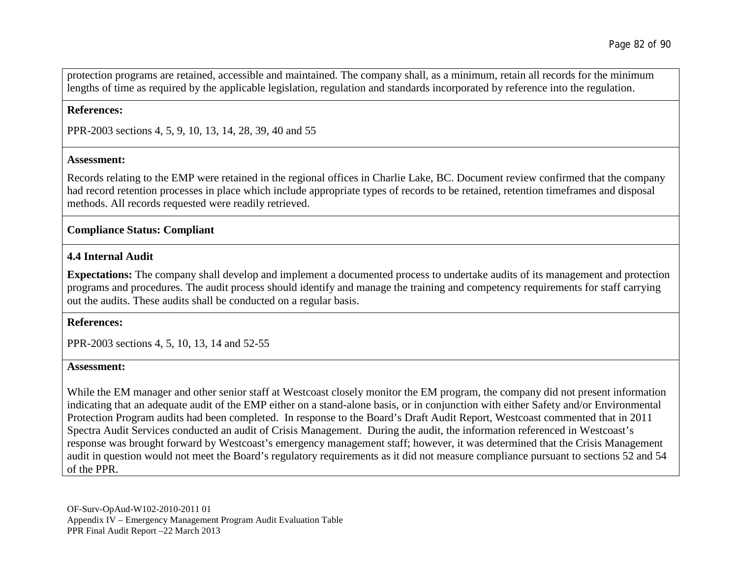protection programs are retained, accessible and maintained. The company shall, as a minimum, retain all records for the minimum lengths of time as required by the applicable legislation, regulation and standards incorporated by reference into the regulation.

**References:**

PPR-2003 sections 4, 5, 9, 10, 13, 14, 28, 39, 40 and 55

**Assessment:**

Records relating to the EMP were retained in the regional offices in Charlie Lake, BC. Document review confirmed that the company had record retention processes in place which include appropriate types of records to be retained, retention timeframes and disposal methods. All records requested were readily retrieved.

**Compliance Status: Compliant**

**4.4 Internal Audit**

**Expectations:** The company shall develop and implement a documented process to undertake audits of its management and protection programs and procedures. The audit process should identify and manage the training and competency requirements for staff carrying out the audits. These audits shall be conducted on a regular basis.

**References:**

PPR-2003 sections 4, 5, 10, 13, 14 and 52-55

**Assessment:**

While the EM manager and other senior staff at Westcoast closely monitor the EM program, the company did not present information indicating that an adequate audit of the EMP either on a stand-alone basis, or in conjunction with either Safety and/or Environmental Protection Program audits had been completed. In response to the Board's Draft Audit Report, Westcoast commented that in 2011 Spectra Audit Services conducted an audit of Crisis Management. During the audit, the information referenced in Westcoast's response was brought forward by Westcoast's emergency management staff; however, it was determined that the Crisis Management audit in question would not meet the Board's regulatory requirements as it did not measure compliance pursuant to sections 52 and 54 of the PPR.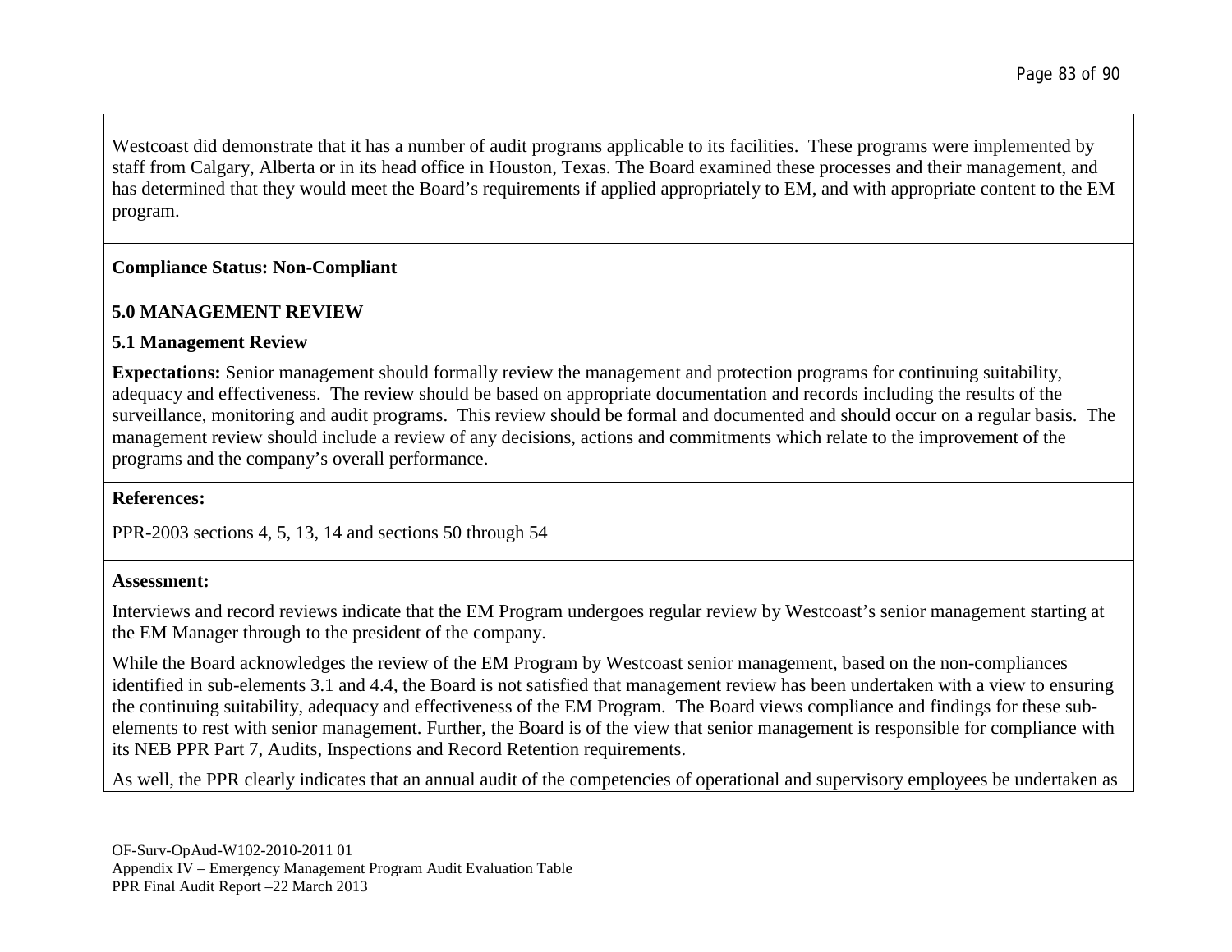Westcoast did demonstrate that it has a number of audit programs applicable to its facilities. These programs were implemented by staff from Calgary, Alberta or in its head office in Houston, Texas. The Board examined these processes and their management, and has determined that they would meet the Board's requirements if applied appropriately to EM, and with appropriate content to the EM program.

**Compliance Status: Non-Compliant**

## 5.0 MANAGEMENT REVIEW

### 5.1 Management Review

**Expectations:** Senior management should formally review the management and protection programs for continuing suitability, adequacy and effectiveness. The review should be based on appropriate documentation and records including the results of the surveillance, monitoring and audit programs. This review should be formal and documented and should occur on a regular basis. The management review should include a review of any decisions, actions and commitments which relate to the improvement of the programs and the company's overall performance.

**References:**

PPR-2003 sections 4, 5, 13, 14 and sections 50 through 54

**Assessment:**

Interviews and record reviews indicate that the EM Program undergoes regular review by Westcoast's senior management starting at the EM Manager through to the president of the company.

While the Board acknowledges the review of the EM Program by Westcoast senior management, based on the non-compliances identified in sub-elements 3.1 and 4.4, the Board is not satisfied that management review has been undertaken with a view to ensuring the continuing suitability, adequacy and effectiveness of the EM Program. The Board views compliance and findings for these sub-elements to rest with senior management. Further, the Board is of the view that senior management is responsible for compliance with its NEB PPR Part 7, Audits, Inspections and Record Retention requirements.

As well, the PPR clearly indicates that an annual audit of the competencies of operational and supervisory employees be undertaken as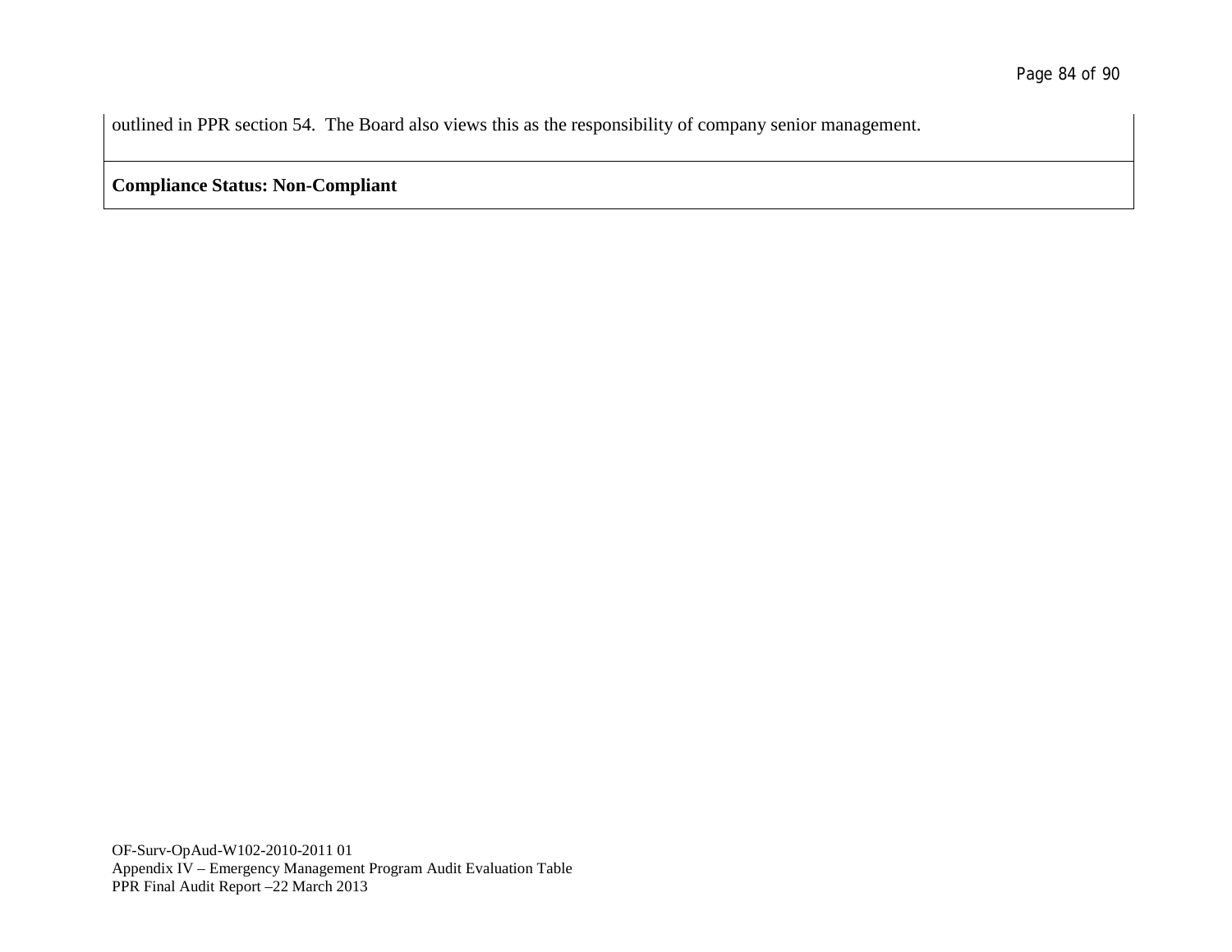| outlined in PPR section 54. The Board also views this as the responsibility of company senior management. |
|---|
| **Compliance Status: Non-Compliant** |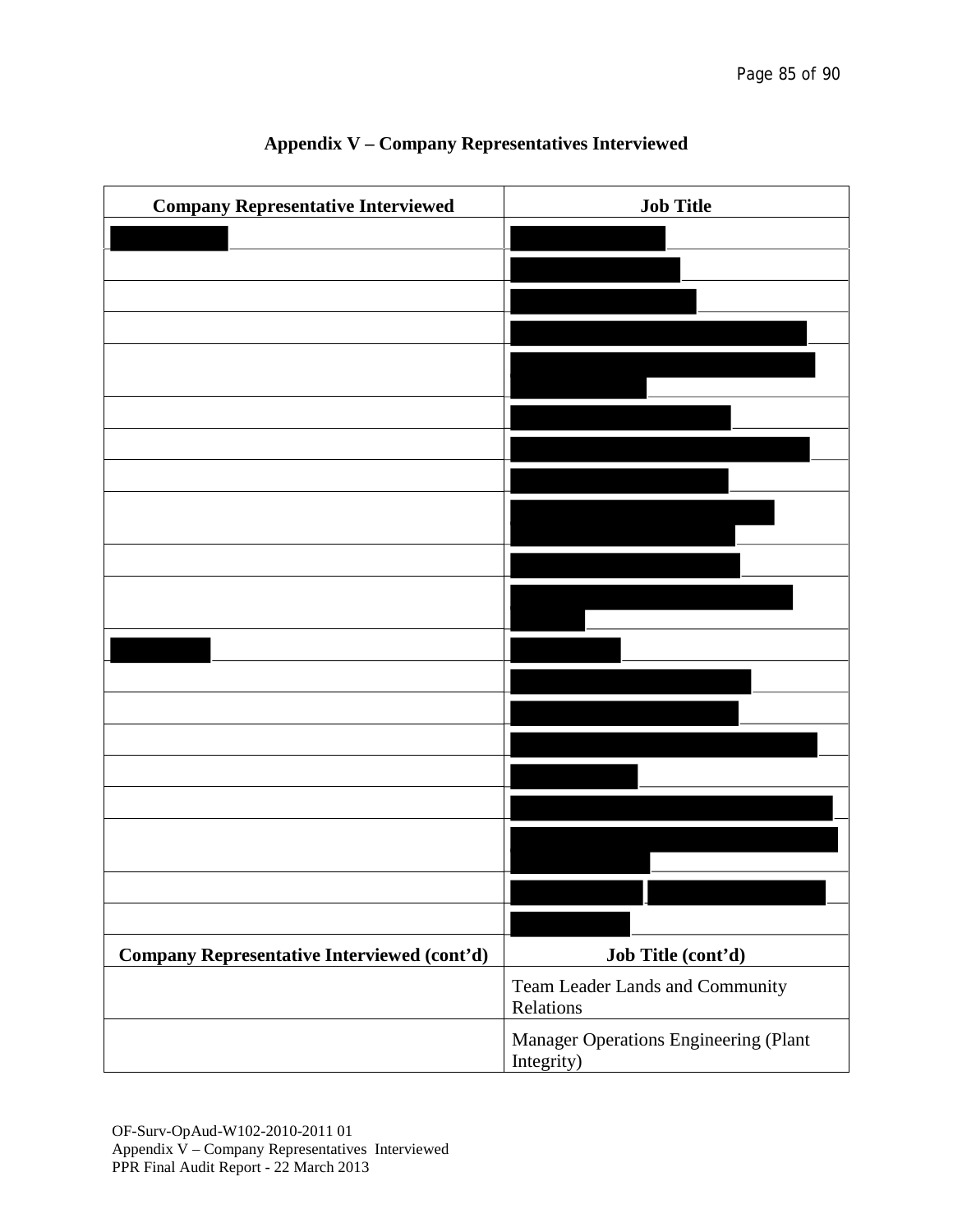## Appendix V – Company Representatives Interviewed

| Company Representative Interviewed | Job Title |
|---|---|
| | |
| | |
| | |
| | |
| | |
| | |
| | |
| | |
| | |
| | |
| | |
| | |
| | |
| | |
| | |
| | |
| | |
| | |
| | |
| | |
| **Company Representative Interviewed (cont'd)** | **Job Title (cont'd)** |
| | Team Leader Lands and Community Relations |
| | Manager Operations Engineering (Plant Integrity) |

OF-Surv-OpAud-W102-2010-2011 01
Appendix V – Company Representatives Interviewed
PPR Final Audit Report - 22 March 2013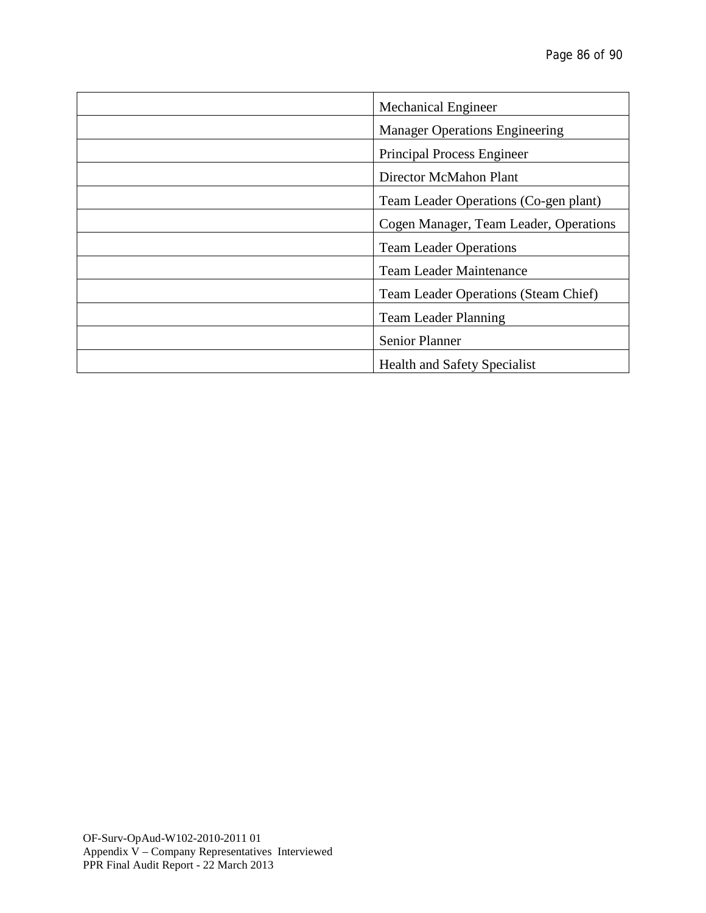| | |
|---|---|
| | Mechanical Engineer |
| | Manager Operations Engineering |
| | Principal Process Engineer |
| | Director McMahon Plant |
| | Team Leader Operations (Co-gen plant) |
| | Cogen Manager, Team Leader, Operations |
| | Team Leader Operations |
| | Team Leader Maintenance |
| | Team Leader Operations (Steam Chief) |
| | Team Leader Planning |
| | Senior Planner |
| | Health and Safety Specialist |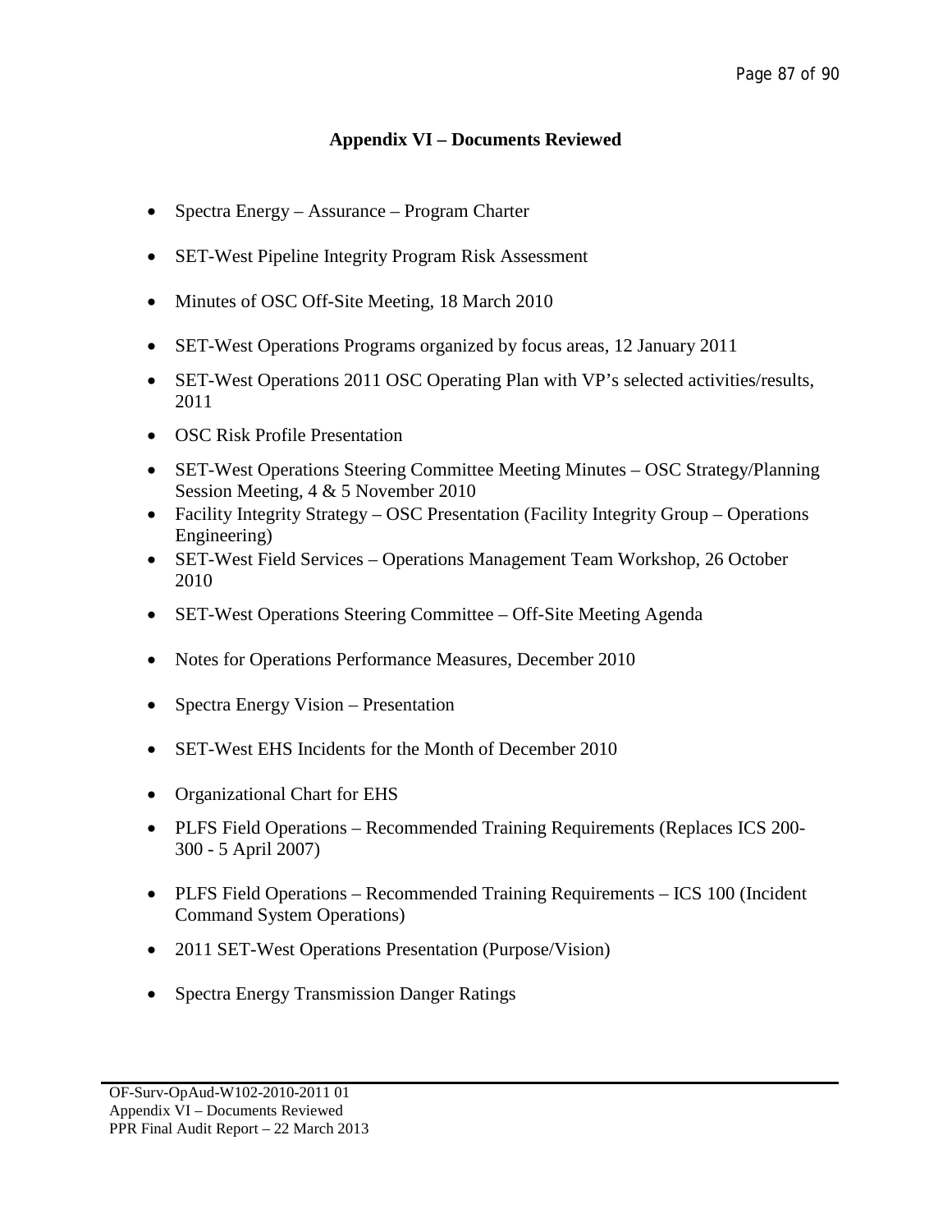## Appendix VI – Documents Reviewed

- Spectra Energy – Assurance – Program Charter
- SET-West Pipeline Integrity Program Risk Assessment
- Minutes of OSC Off-Site Meeting, 18 March 2010
- SET-West Operations Programs organized by focus areas, 12 January 2011
- SET-West Operations 2011 OSC Operating Plan with VP's selected activities/results, 2011
- OSC Risk Profile Presentation
- SET-West Operations Steering Committee Meeting Minutes – OSC Strategy/Planning Session Meeting, 4 & 5 November 2010
- Facility Integrity Strategy – OSC Presentation (Facility Integrity Group – Operations Engineering)
- SET-West Field Services – Operations Management Team Workshop, 26 October 2010
- SET-West Operations Steering Committee – Off-Site Meeting Agenda
- Notes for Operations Performance Measures, December 2010
- Spectra Energy Vision – Presentation
- SET-West EHS Incidents for the Month of December 2010
- Organizational Chart for EHS
- PLFS Field Operations – Recommended Training Requirements (Replaces ICS 200-300 - 5 April 2007)
- PLFS Field Operations – Recommended Training Requirements – ICS 100 (Incident Command System Operations)
- 2011 SET-West Operations Presentation (Purpose/Vision)
- Spectra Energy Transmission Danger Ratings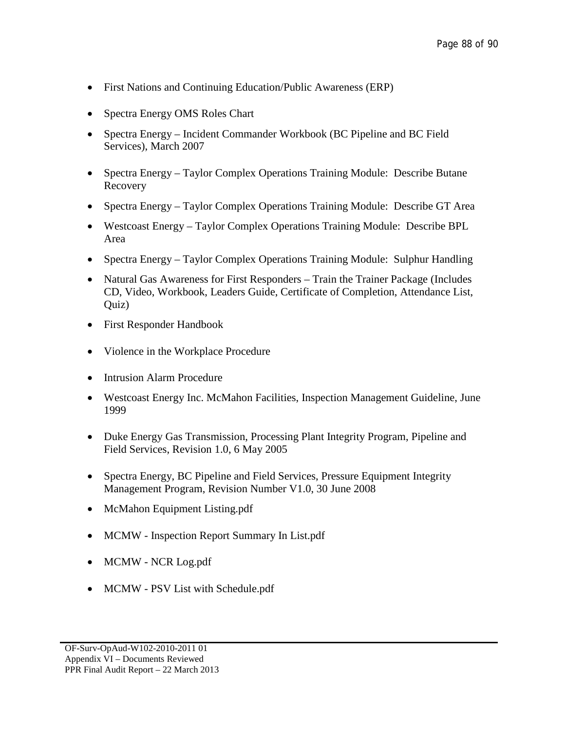- First Nations and Continuing Education/Public Awareness (ERP)
- Spectra Energy OMS Roles Chart
- Spectra Energy – Incident Commander Workbook (BC Pipeline and BC Field Services), March 2007
- Spectra Energy – Taylor Complex Operations Training Module: Describe Butane Recovery
- Spectra Energy – Taylor Complex Operations Training Module: Describe GT Area
- Westcoast Energy – Taylor Complex Operations Training Module: Describe BPL Area
- Spectra Energy – Taylor Complex Operations Training Module: Sulphur Handling
- Natural Gas Awareness for First Responders – Train the Trainer Package (Includes CD, Video, Workbook, Leaders Guide, Certificate of Completion, Attendance List, Quiz)
- First Responder Handbook
- Violence in the Workplace Procedure
- Intrusion Alarm Procedure
- Westcoast Energy Inc. McMahon Facilities, Inspection Management Guideline, June 1999
- Duke Energy Gas Transmission, Processing Plant Integrity Program, Pipeline and Field Services, Revision 1.0, 6 May 2005
- Spectra Energy, BC Pipeline and Field Services, Pressure Equipment Integrity Management Program, Revision Number V1.0, 30 June 2008
- McMahon Equipment Listing.pdf
- MCMW - Inspection Report Summary In List.pdf
- MCMW - NCR Log.pdf
- MCMW - PSV List with Schedule.pdf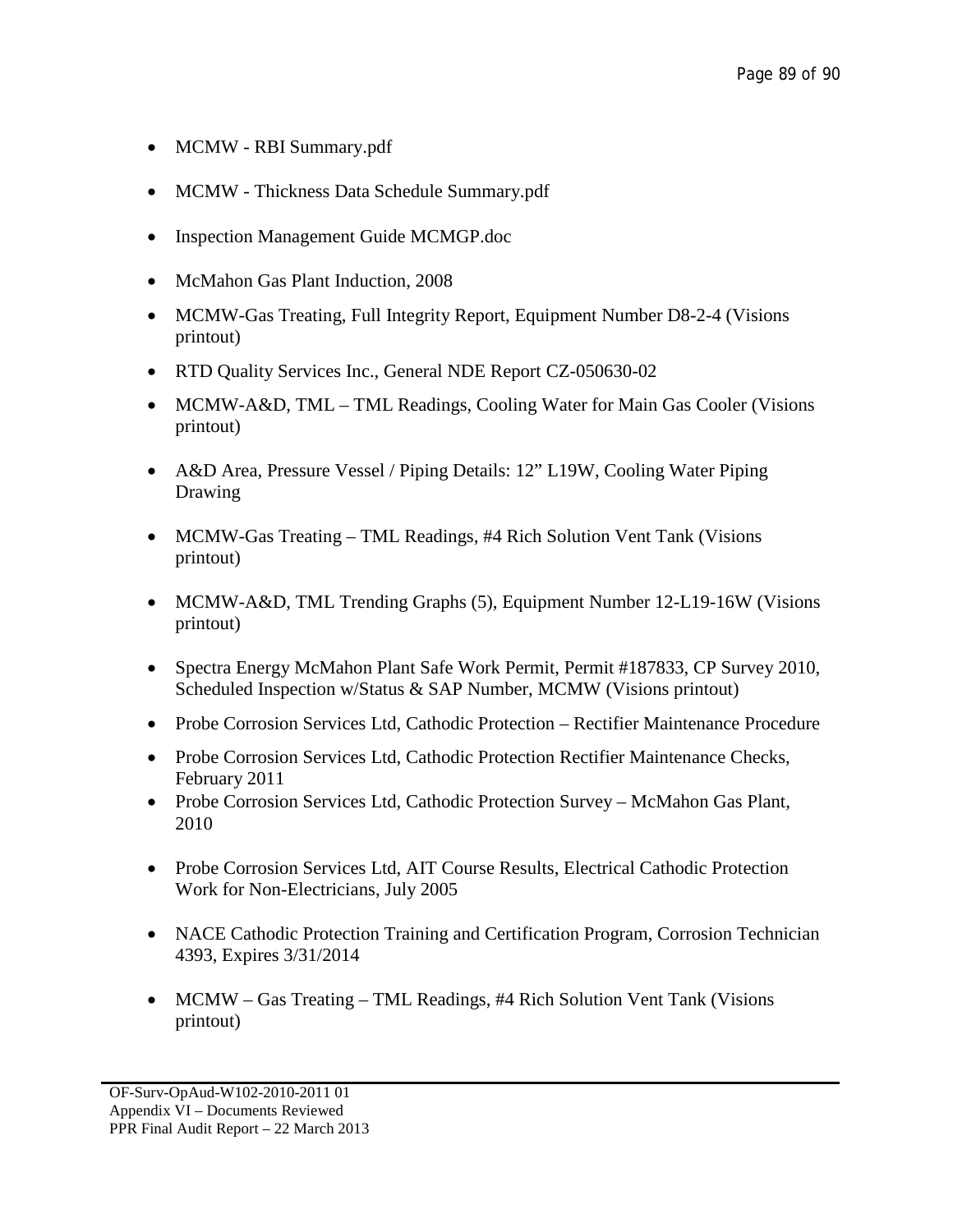- MCMW - RBI Summary.pdf
- MCMW - Thickness Data Schedule Summary.pdf
- Inspection Management Guide MCMGP.doc
- McMahon Gas Plant Induction, 2008
- MCMW-Gas Treating, Full Integrity Report, Equipment Number D8-2-4 (Visions printout)
- RTD Quality Services Inc., General NDE Report CZ-050630-02
- MCMW-A&D, TML – TML Readings, Cooling Water for Main Gas Cooler (Visions printout)
- A&D Area, Pressure Vessel / Piping Details: 12" L19W, Cooling Water Piping Drawing
- MCMW-Gas Treating – TML Readings, #4 Rich Solution Vent Tank (Visions printout)
- MCMW-A&D, TML Trending Graphs (5), Equipment Number 12-L19-16W (Visions printout)
- Spectra Energy McMahon Plant Safe Work Permit, Permit #187833, CP Survey 2010, Scheduled Inspection w/Status & SAP Number, MCMW (Visions printout)
- Probe Corrosion Services Ltd, Cathodic Protection – Rectifier Maintenance Procedure
- Probe Corrosion Services Ltd, Cathodic Protection Rectifier Maintenance Checks, February 2011
- Probe Corrosion Services Ltd, Cathodic Protection Survey – McMahon Gas Plant, 2010
- Probe Corrosion Services Ltd, AIT Course Results, Electrical Cathodic Protection Work for Non-Electricians, July 2005
- NACE Cathodic Protection Training and Certification Program, Corrosion Technician 4393, Expires 3/31/2014
- MCMW – Gas Treating – TML Readings, #4 Rich Solution Vent Tank (Visions printout)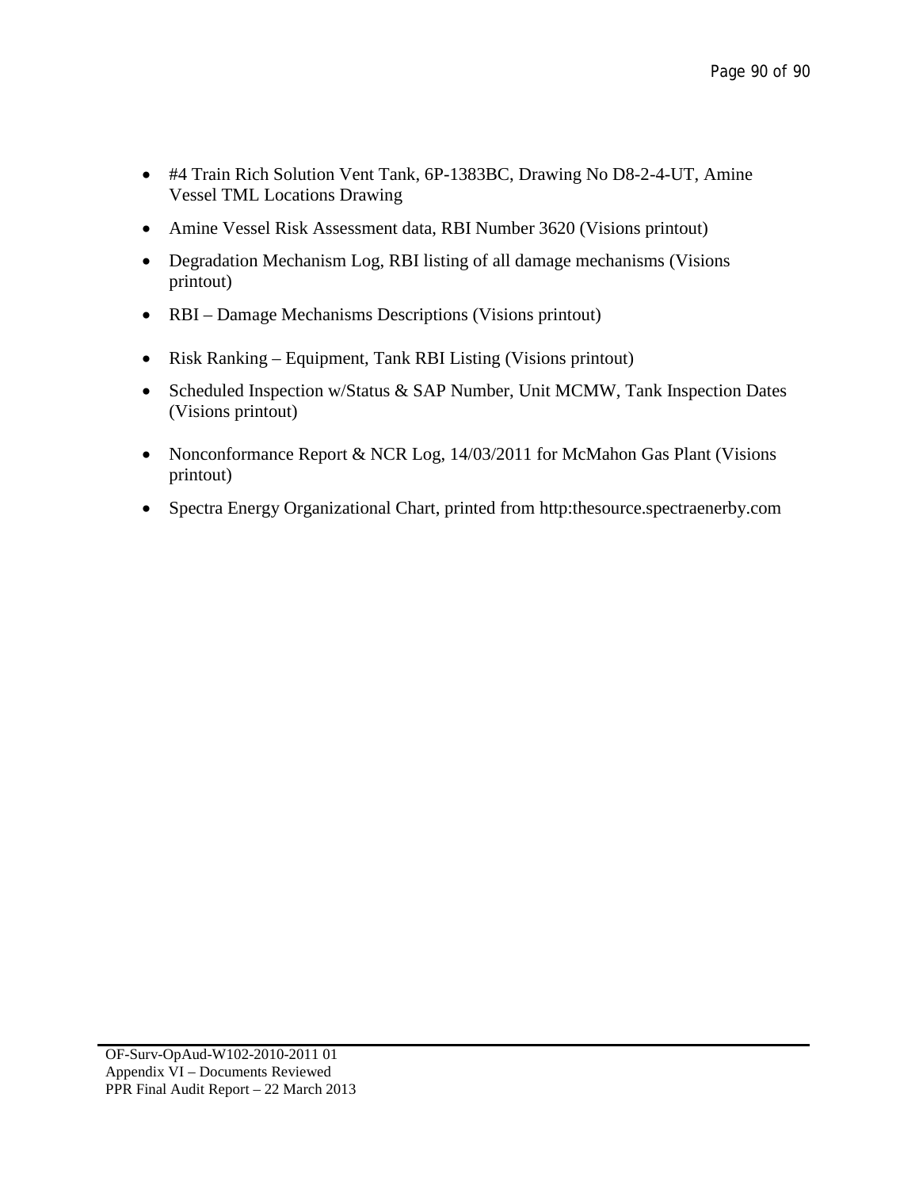- #4 Train Rich Solution Vent Tank, 6P-1383BC, Drawing No D8-2-4-UT, Amine Vessel TML Locations Drawing
- Amine Vessel Risk Assessment data, RBI Number 3620 (Visions printout)
- Degradation Mechanism Log, RBI listing of all damage mechanisms (Visions printout)
- RBI – Damage Mechanisms Descriptions (Visions printout)
- Risk Ranking – Equipment, Tank RBI Listing (Visions printout)
- Scheduled Inspection w/Status & SAP Number, Unit MCMW, Tank Inspection Dates (Visions printout)
- Nonconformance Report & NCR Log, 14/03/2011 for McMahon Gas Plant (Visions printout)
- Spectra Energy Organizational Chart, printed from http:thesource.spectraenerby.com